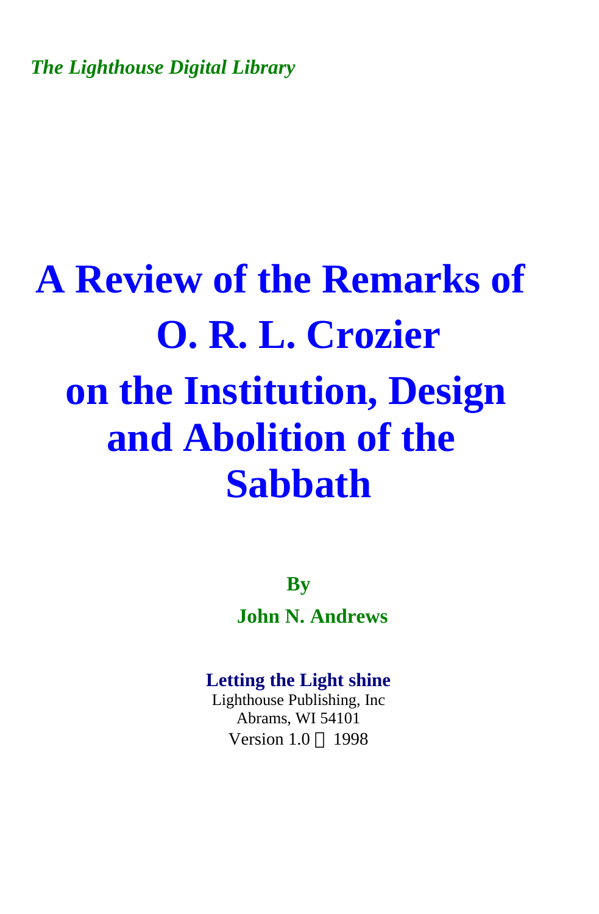*The Lighthouse Digital Library*

# A Review of the Remarks of O. R. L. Crozier on the Institution, Design and Abolition of the Sabbath

**By**

**John N. Andrews**

**Letting the Light shine**
Lighthouse Publishing, Inc
Abrams, WI 54101
Version 1.0 © 1998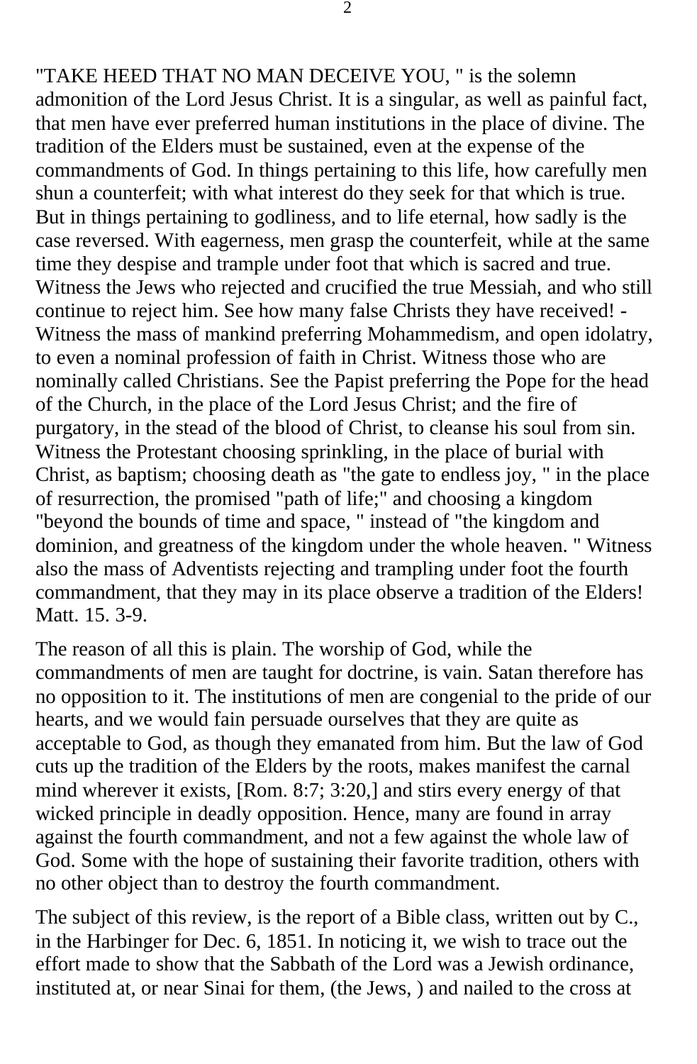"TAKE HEED THAT NO MAN DECEIVE YOU, " is the solemn admonition of the Lord Jesus Christ. It is a singular, as well as painful fact, that men have ever preferred human institutions in the place of divine. The tradition of the Elders must be sustained, even at the expense of the commandments of God. In things pertaining to this life, how carefully men shun a counterfeit; with what interest do they seek for that which is true. But in things pertaining to godliness, and to life eternal, how sadly is the case reversed. With eagerness, men grasp the counterfeit, while at the same time they despise and trample under foot that which is sacred and true. Witness the Jews who rejected and crucified the true Messiah, and who still continue to reject him. See how many false Christs they have received! - Witness the mass of mankind preferring Mohammedism, and open idolatry, to even a nominal profession of faith in Christ. Witness those who are nominally called Christians. See the Papist preferring the Pope for the head of the Church, in the place of the Lord Jesus Christ; and the fire of purgatory, in the stead of the blood of Christ, to cleanse his soul from sin. Witness the Protestant choosing sprinkling, in the place of burial with Christ, as baptism; choosing death as "the gate to endless joy, " in the place of resurrection, the promised "path of life;" and choosing a kingdom "beyond the bounds of time and space, " instead of "the kingdom and dominion, and greatness of the kingdom under the whole heaven. " Witness also the mass of Adventists rejecting and trampling under foot the fourth commandment, that they may in its place observe a tradition of the Elders! Matt. 15. 3-9.

The reason of all this is plain. The worship of God, while the commandments of men are taught for doctrine, is vain. Satan therefore has no opposition to it. The institutions of men are congenial to the pride of our hearts, and we would fain persuade ourselves that they are quite as acceptable to God, as though they emanated from him. But the law of God cuts up the tradition of the Elders by the roots, makes manifest the carnal mind wherever it exists, [Rom. 8:7; 3:20,] and stirs every energy of that wicked principle in deadly opposition. Hence, many are found in array against the fourth commandment, and not a few against the whole law of God. Some with the hope of sustaining their favorite tradition, others with no other object than to destroy the fourth commandment.

The subject of this review, is the report of a Bible class, written out by C., in the Harbinger for Dec. 6, 1851. In noticing it, we wish to trace out the effort made to show that the Sabbath of the Lord was a Jewish ordinance, instituted at, or near Sinai for them, (the Jews, ) and nailed to the cross at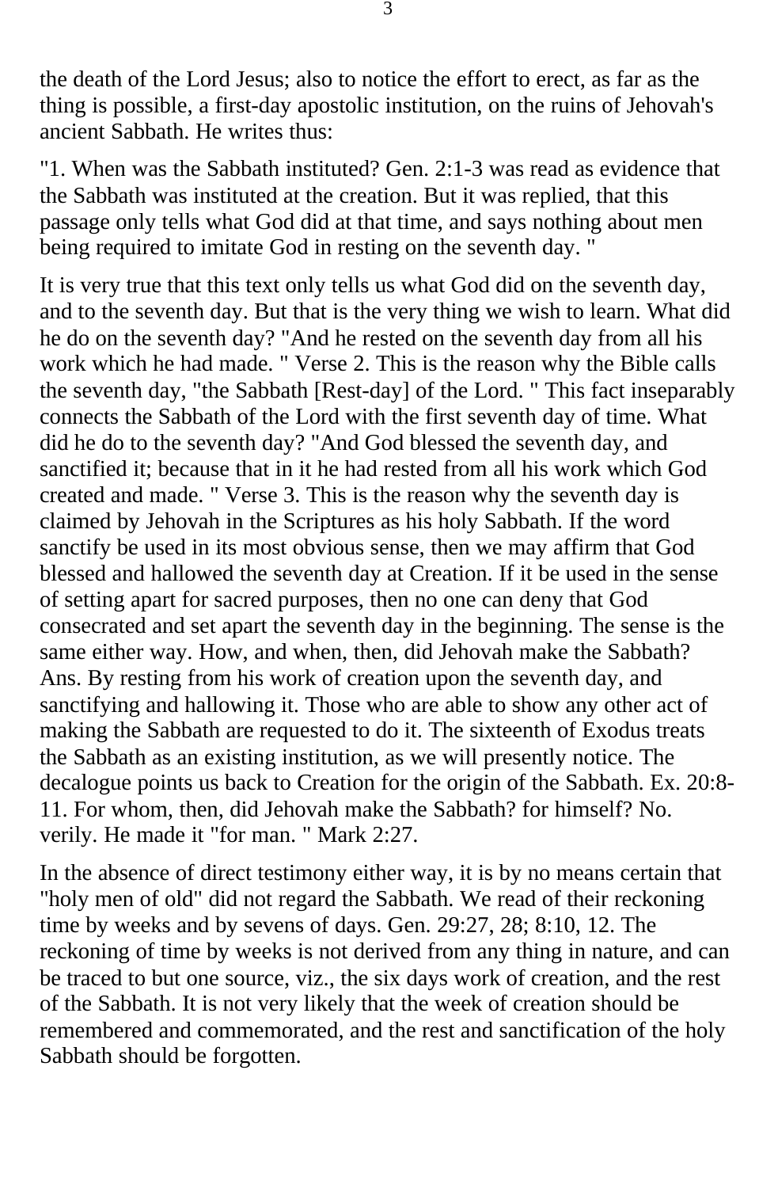the death of the Lord Jesus; also to notice the effort to erect, as far as the thing is possible, a first-day apostolic institution, on the ruins of Jehovah's ancient Sabbath. He writes thus:

"1. When was the Sabbath instituted? Gen. 2:1-3 was read as evidence that the Sabbath was instituted at the creation. But it was replied, that this passage only tells what God did at that time, and says nothing about men being required to imitate God in resting on the seventh day. "

It is very true that this text only tells us what God did on the seventh day, and to the seventh day. But that is the very thing we wish to learn. What did he do on the seventh day? "And he rested on the seventh day from all his work which he had made. " Verse 2. This is the reason why the Bible calls the seventh day, "the Sabbath [Rest-day] of the Lord. " This fact inseparably connects the Sabbath of the Lord with the first seventh day of time. What did he do to the seventh day? "And God blessed the seventh day, and sanctified it; because that in it he had rested from all his work which God created and made. " Verse 3. This is the reason why the seventh day is claimed by Jehovah in the Scriptures as his holy Sabbath. If the word sanctify be used in its most obvious sense, then we may affirm that God blessed and hallowed the seventh day at Creation. If it be used in the sense of setting apart for sacred purposes, then no one can deny that God consecrated and set apart the seventh day in the beginning. The sense is the same either way. How, and when, then, did Jehovah make the Sabbath? Ans. By resting from his work of creation upon the seventh day, and sanctifying and hallowing it. Those who are able to show any other act of making the Sabbath are requested to do it. The sixteenth of Exodus treats the Sabbath as an existing institution, as we will presently notice. The decalogue points us back to Creation for the origin of the Sabbath. Ex. 20:8-11. For whom, then, did Jehovah make the Sabbath? for himself? No. verily. He made it "for man. " Mark 2:27.

In the absence of direct testimony either way, it is by no means certain that "holy men of old" did not regard the Sabbath. We read of their reckoning time by weeks and by sevens of days. Gen. 29:27, 28; 8:10, 12. The reckoning of time by weeks is not derived from any thing in nature, and can be traced to but one source, viz., the six days work of creation, and the rest of the Sabbath. It is not very likely that the week of creation should be remembered and commemorated, and the rest and sanctification of the holy Sabbath should be forgotten.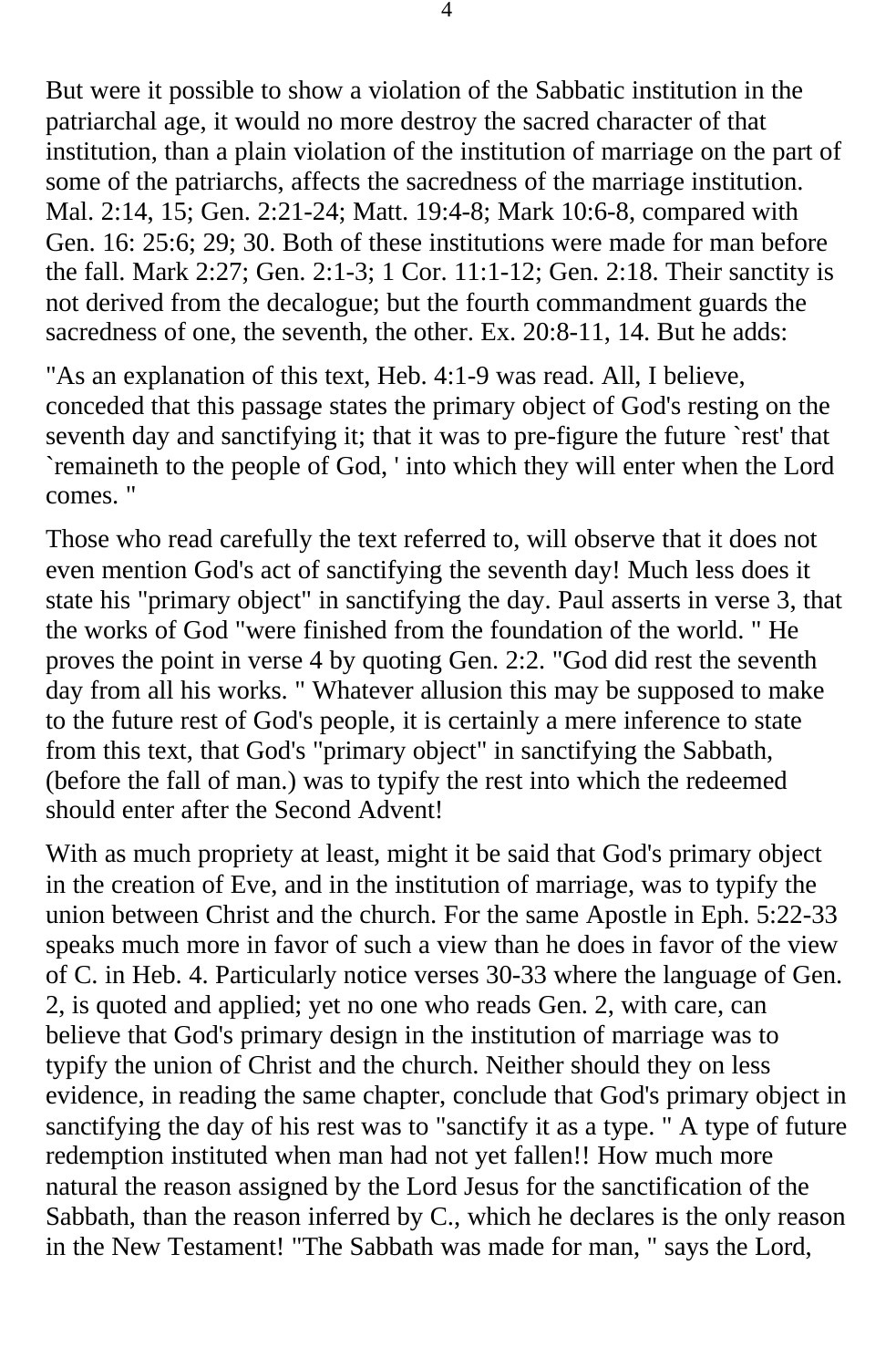But were it possible to show a violation of the Sabbatic institution in the patriarchal age, it would no more destroy the sacred character of that institution, than a plain violation of the institution of marriage on the part of some of the patriarchs, affects the sacredness of the marriage institution. Mal. 2:14, 15; Gen. 2:21-24; Matt. 19:4-8; Mark 10:6-8, compared with Gen. 16: 25:6; 29; 30. Both of these institutions were made for man before the fall. Mark 2:27; Gen. 2:1-3; 1 Cor. 11:1-12; Gen. 2:18. Their sanctity is not derived from the decalogue; but the fourth commandment guards the sacredness of one, the seventh, the other. Ex. 20:8-11, 14. But he adds:

"As an explanation of this text, Heb. 4:1-9 was read. All, I believe, conceded that this passage states the primary object of God's resting on the seventh day and sanctifying it; that it was to pre-figure the future `rest' that `remaineth to the people of God, ' into which they will enter when the Lord comes. "

Those who read carefully the text referred to, will observe that it does not even mention God's act of sanctifying the seventh day! Much less does it state his "primary object" in sanctifying the day. Paul asserts in verse 3, that the works of God "were finished from the foundation of the world. " He proves the point in verse 4 by quoting Gen. 2:2. "God did rest the seventh day from all his works. " Whatever allusion this may be supposed to make to the future rest of God's people, it is certainly a mere inference to state from this text, that God's "primary object" in sanctifying the Sabbath, (before the fall of man.) was to typify the rest into which the redeemed should enter after the Second Advent!

With as much propriety at least, might it be said that God's primary object in the creation of Eve, and in the institution of marriage, was to typify the union between Christ and the church. For the same Apostle in Eph. 5:22-33 speaks much more in favor of such a view than he does in favor of the view of C. in Heb. 4. Particularly notice verses 30-33 where the language of Gen. 2, is quoted and applied; yet no one who reads Gen. 2, with care, can believe that God's primary design in the institution of marriage was to typify the union of Christ and the church. Neither should they on less evidence, in reading the same chapter, conclude that God's primary object in sanctifying the day of his rest was to "sanctify it as a type. " A type of future redemption instituted when man had not yet fallen!! How much more natural the reason assigned by the Lord Jesus for the sanctification of the Sabbath, than the reason inferred by C., which he declares is the only reason in the New Testament! "The Sabbath was made for man, " says the Lord,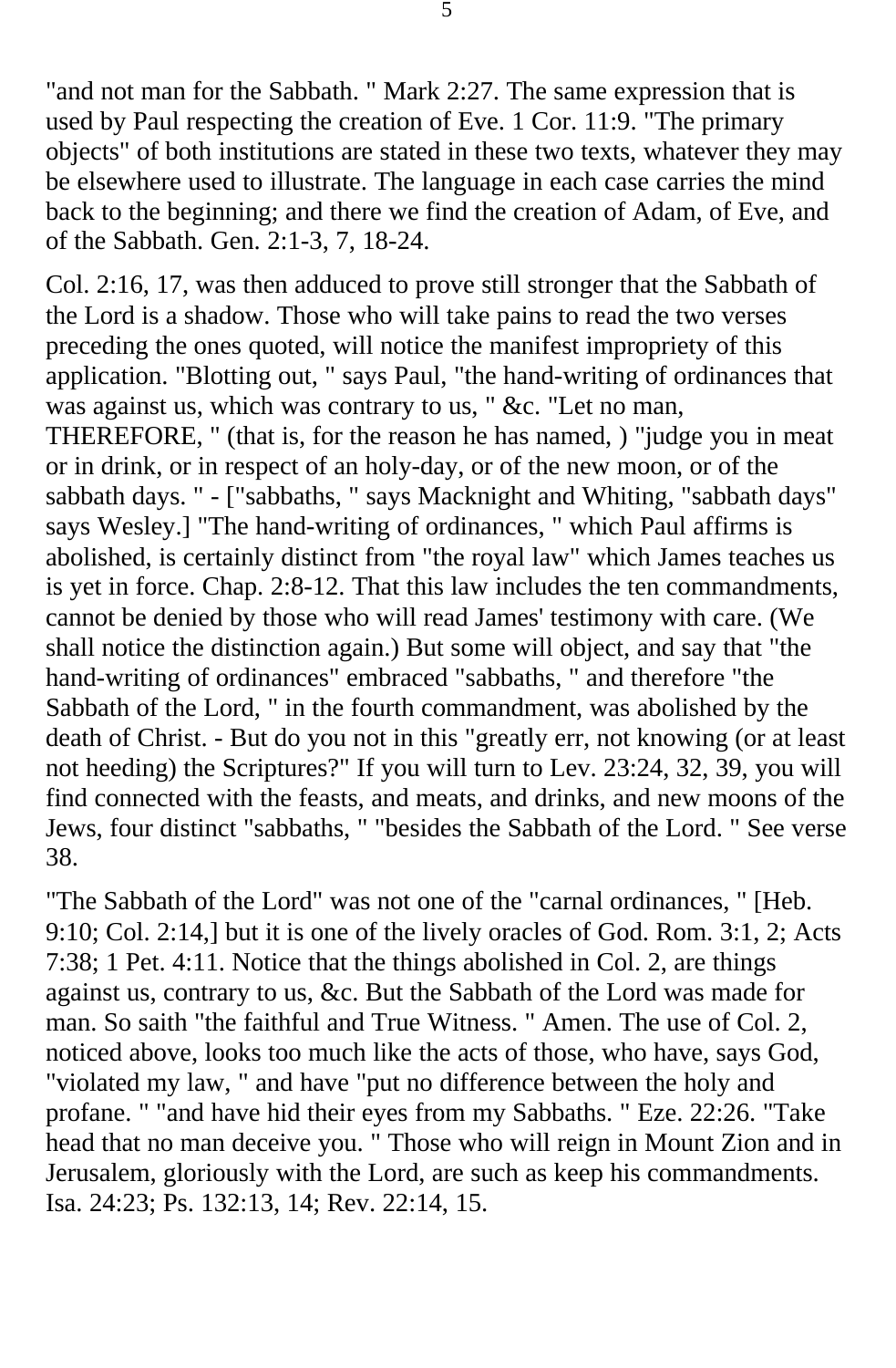"and not man for the Sabbath. " Mark 2:27. The same expression that is used by Paul respecting the creation of Eve. 1 Cor. 11:9. "The primary objects" of both institutions are stated in these two texts, whatever they may be elsewhere used to illustrate. The language in each case carries the mind back to the beginning; and there we find the creation of Adam, of Eve, and of the Sabbath. Gen. 2:1-3, 7, 18-24.

Col. 2:16, 17, was then adduced to prove still stronger that the Sabbath of the Lord is a shadow. Those who will take pains to read the two verses preceding the ones quoted, will notice the manifest impropriety of this application. "Blotting out, " says Paul, "the hand-writing of ordinances that was against us, which was contrary to us, " &c. "Let no man, THEREFORE, " (that is, for the reason he has named, ) "judge you in meat or in drink, or in respect of an holy-day, or of the new moon, or of the sabbath days. " - ["sabbaths, " says Macknight and Whiting, "sabbath days" says Wesley.] "The hand-writing of ordinances, " which Paul affirms is abolished, is certainly distinct from "the royal law" which James teaches us is yet in force. Chap. 2:8-12. That this law includes the ten commandments, cannot be denied by those who will read James' testimony with care. (We shall notice the distinction again.) But some will object, and say that "the hand-writing of ordinances" embraced "sabbaths, " and therefore "the Sabbath of the Lord, " in the fourth commandment, was abolished by the death of Christ. - But do you not in this "greatly err, not knowing (or at least not heeding) the Scriptures?" If you will turn to Lev. 23:24, 32, 39, you will find connected with the feasts, and meats, and drinks, and new moons of the Jews, four distinct "sabbaths, " "besides the Sabbath of the Lord. " See verse 38.

"The Sabbath of the Lord" was not one of the "carnal ordinances, " [Heb. 9:10; Col. 2:14,] but it is one of the lively oracles of God. Rom. 3:1, 2; Acts 7:38; 1 Pet. 4:11. Notice that the things abolished in Col. 2, are things against us, contrary to us, &c. But the Sabbath of the Lord was made for man. So saith "the faithful and True Witness. " Amen. The use of Col. 2, noticed above, looks too much like the acts of those, who have, says God, "violated my law, " and have "put no difference between the holy and profane. " "and have hid their eyes from my Sabbaths. " Eze. 22:26. "Take head that no man deceive you. " Those who will reign in Mount Zion and in Jerusalem, gloriously with the Lord, are such as keep his commandments. Isa. 24:23; Ps. 132:13, 14; Rev. 22:14, 15.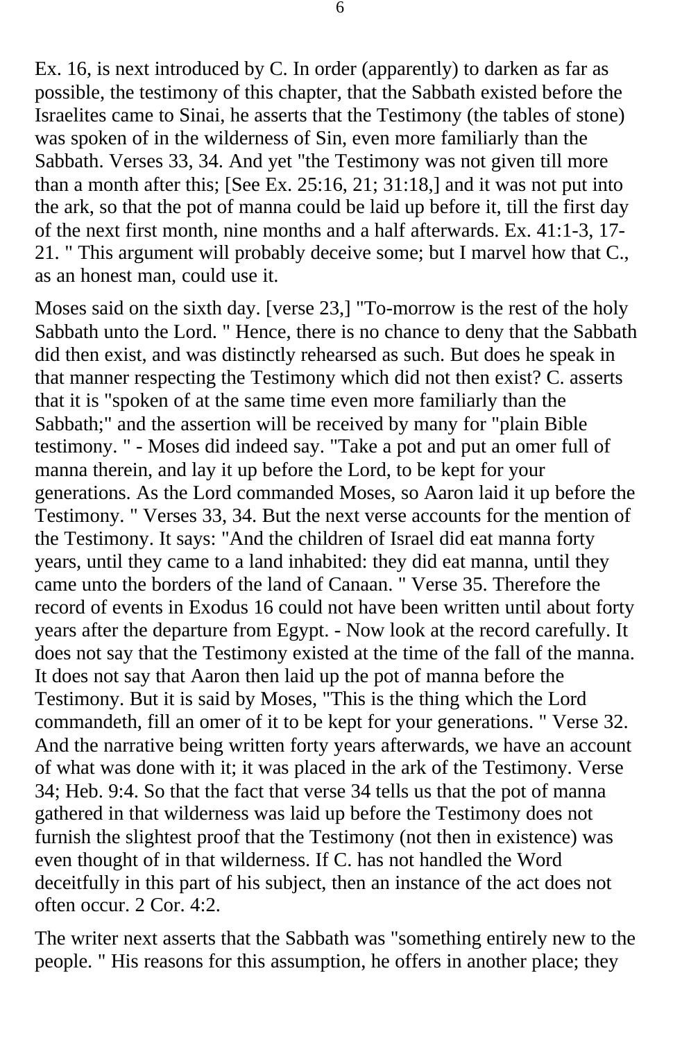Ex. 16, is next introduced by C. In order (apparently) to darken as far as possible, the testimony of this chapter, that the Sabbath existed before the Israelites came to Sinai, he asserts that the Testimony (the tables of stone) was spoken of in the wilderness of Sin, even more familiarly than the Sabbath. Verses 33, 34. And yet "the Testimony was not given till more than a month after this; [See Ex. 25:16, 21; 31:18,] and it was not put into the ark, so that the pot of manna could be laid up before it, till the first day of the next first month, nine months and a half afterwards. Ex. 41:1-3, 17-21. " This argument will probably deceive some; but I marvel how that C., as an honest man, could use it.

Moses said on the sixth day. [verse 23,] "To-morrow is the rest of the holy Sabbath unto the Lord. " Hence, there is no chance to deny that the Sabbath did then exist, and was distinctly rehearsed as such. But does he speak in that manner respecting the Testimony which did not then exist? C. asserts that it is "spoken of at the same time even more familiarly than the Sabbath;" and the assertion will be received by many for "plain Bible testimony. " - Moses did indeed say. "Take a pot and put an omer full of manna therein, and lay it up before the Lord, to be kept for your generations. As the Lord commanded Moses, so Aaron laid it up before the Testimony. " Verses 33, 34. But the next verse accounts for the mention of the Testimony. It says: "And the children of Israel did eat manna forty years, until they came to a land inhabited: they did eat manna, until they came unto the borders of the land of Canaan. " Verse 35. Therefore the record of events in Exodus 16 could not have been written until about forty years after the departure from Egypt. - Now look at the record carefully. It does not say that the Testimony existed at the time of the fall of the manna. It does not say that Aaron then laid up the pot of manna before the Testimony. But it is said by Moses, "This is the thing which the Lord commandeth, fill an omer of it to be kept for your generations. " Verse 32. And the narrative being written forty years afterwards, we have an account of what was done with it; it was placed in the ark of the Testimony. Verse 34; Heb. 9:4. So that the fact that verse 34 tells us that the pot of manna gathered in that wilderness was laid up before the Testimony does not furnish the slightest proof that the Testimony (not then in existence) was even thought of in that wilderness. If C. has not handled the Word deceitfully in this part of his subject, then an instance of the act does not often occur. 2 Cor. 4:2.

The writer next asserts that the Sabbath was "something entirely new to the people. " His reasons for this assumption, he offers in another place; they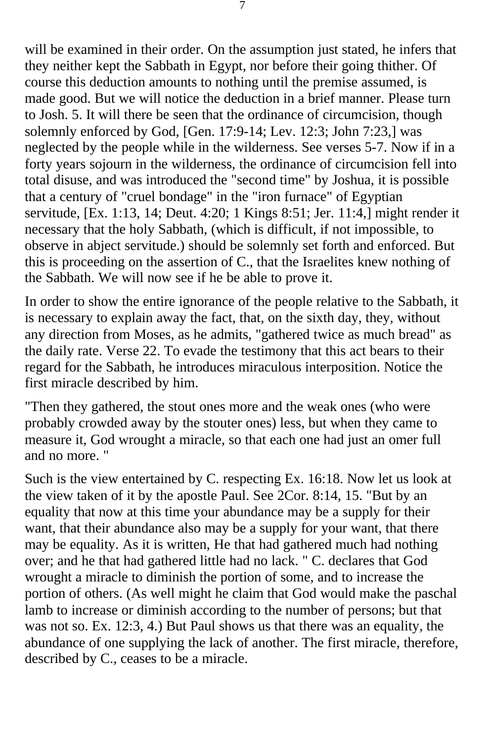will be examined in their order. On the assumption just stated, he infers that they neither kept the Sabbath in Egypt, nor before their going thither. Of course this deduction amounts to nothing until the premise assumed, is made good. But we will notice the deduction in a brief manner. Please turn to Josh. 5. It will there be seen that the ordinance of circumcision, though solemnly enforced by God, [Gen. 17:9-14; Lev. 12:3; John 7:23,] was neglected by the people while in the wilderness. See verses 5-7. Now if in a forty years sojourn in the wilderness, the ordinance of circumcision fell into total disuse, and was introduced the "second time" by Joshua, it is possible that a century of "cruel bondage" in the "iron furnace" of Egyptian servitude, [Ex. 1:13, 14; Deut. 4:20; 1 Kings 8:51; Jer. 11:4,] might render it necessary that the holy Sabbath, (which is difficult, if not impossible, to observe in abject servitude.) should be solemnly set forth and enforced. But this is proceeding on the assertion of C., that the Israelites knew nothing of the Sabbath. We will now see if he be able to prove it.

In order to show the entire ignorance of the people relative to the Sabbath, it is necessary to explain away the fact, that, on the sixth day, they, without any direction from Moses, as he admits, "gathered twice as much bread" as the daily rate. Verse 22. To evade the testimony that this act bears to their regard for the Sabbath, he introduces miraculous interposition. Notice the first miracle described by him.

"Then they gathered, the stout ones more and the weak ones (who were probably crowded away by the stouter ones) less, but when they came to measure it, God wrought a miracle, so that each one had just an omer full and no more. "

Such is the view entertained by C. respecting Ex. 16:18. Now let us look at the view taken of it by the apostle Paul. See 2Cor. 8:14, 15. "But by an equality that now at this time your abundance may be a supply for their want, that their abundance also may be a supply for your want, that there may be equality. As it is written, He that had gathered much had nothing over; and he that had gathered little had no lack. " C. declares that God wrought a miracle to diminish the portion of some, and to increase the portion of others. (As well might he claim that God would make the paschal lamb to increase or diminish according to the number of persons; but that was not so. Ex. 12:3, 4.) But Paul shows us that there was an equality, the abundance of one supplying the lack of another. The first miracle, therefore, described by C., ceases to be a miracle.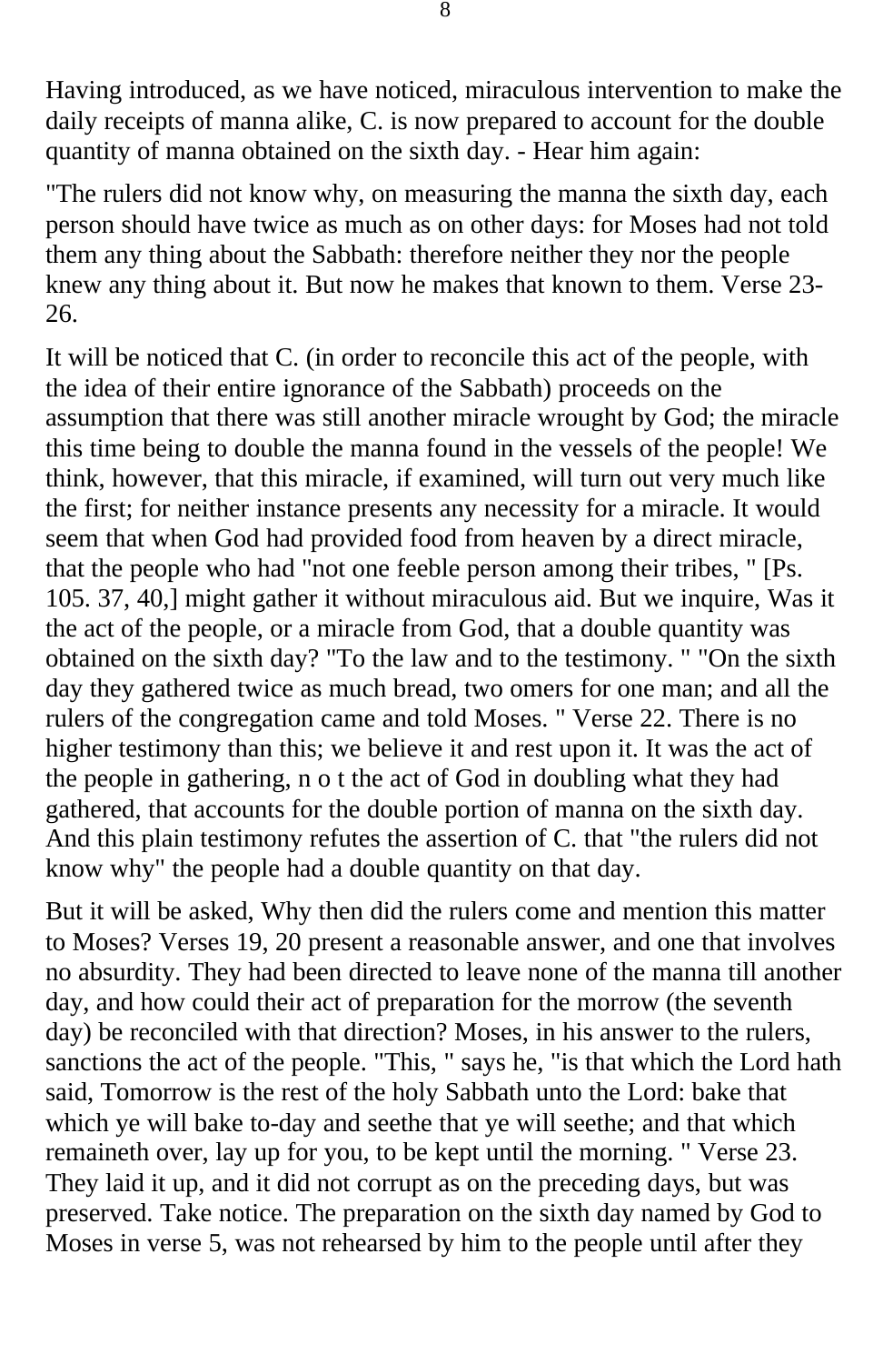Having introduced, as we have noticed, miraculous intervention to make the daily receipts of manna alike, C. is now prepared to account for the double quantity of manna obtained on the sixth day. - Hear him again:

"The rulers did not know why, on measuring the manna the sixth day, each person should have twice as much as on other days: for Moses had not told them any thing about the Sabbath: therefore neither they nor the people knew any thing about it. But now he makes that known to them. Verse 23-26.

It will be noticed that C. (in order to reconcile this act of the people, with the idea of their entire ignorance of the Sabbath) proceeds on the assumption that there was still another miracle wrought by God; the miracle this time being to double the manna found in the vessels of the people! We think, however, that this miracle, if examined, will turn out very much like the first; for neither instance presents any necessity for a miracle. It would seem that when God had provided food from heaven by a direct miracle, that the people who had "not one feeble person among their tribes, " [Ps. 105. 37, 40,] might gather it without miraculous aid. But we inquire, Was it the act of the people, or a miracle from God, that a double quantity was obtained on the sixth day? "To the law and to the testimony. " "On the sixth day they gathered twice as much bread, two omers for one man; and all the rulers of the congregation came and told Moses. " Verse 22. There is no higher testimony than this; we believe it and rest upon it. It was the act of the people in gathering, n o t the act of God in doubling what they had gathered, that accounts for the double portion of manna on the sixth day. And this plain testimony refutes the assertion of C. that "the rulers did not know why" the people had a double quantity on that day.

But it will be asked, Why then did the rulers come and mention this matter to Moses? Verses 19, 20 present a reasonable answer, and one that involves no absurdity. They had been directed to leave none of the manna till another day, and how could their act of preparation for the morrow (the seventh day) be reconciled with that direction? Moses, in his answer to the rulers, sanctions the act of the people. "This, " says he, "is that which the Lord hath said, Tomorrow is the rest of the holy Sabbath unto the Lord: bake that which ye will bake to-day and seethe that ye will seethe; and that which remaineth over, lay up for you, to be kept until the morning. " Verse 23. They laid it up, and it did not corrupt as on the preceding days, but was preserved. Take notice. The preparation on the sixth day named by God to Moses in verse 5, was not rehearsed by him to the people until after they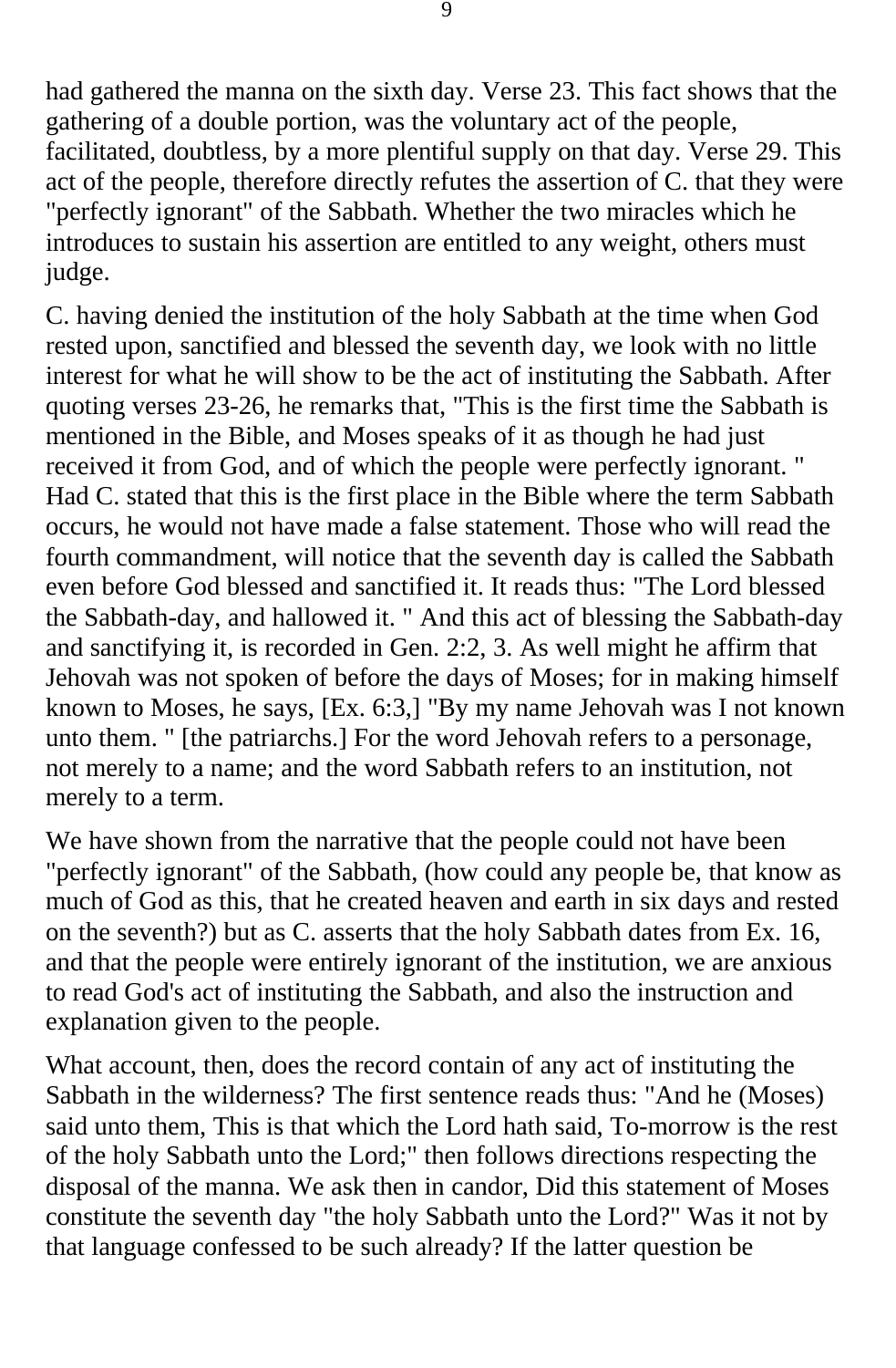had gathered the manna on the sixth day. Verse 23. This fact shows that the gathering of a double portion, was the voluntary act of the people, facilitated, doubtless, by a more plentiful supply on that day. Verse 29. This act of the people, therefore directly refutes the assertion of C. that they were "perfectly ignorant" of the Sabbath. Whether the two miracles which he introduces to sustain his assertion are entitled to any weight, others must judge.

C. having denied the institution of the holy Sabbath at the time when God rested upon, sanctified and blessed the seventh day, we look with no little interest for what he will show to be the act of instituting the Sabbath. After quoting verses 23-26, he remarks that, "This is the first time the Sabbath is mentioned in the Bible, and Moses speaks of it as though he had just received it from God, and of which the people were perfectly ignorant. " Had C. stated that this is the first place in the Bible where the term Sabbath occurs, he would not have made a false statement. Those who will read the fourth commandment, will notice that the seventh day is called the Sabbath even before God blessed and sanctified it. It reads thus: "The Lord blessed the Sabbath-day, and hallowed it. " And this act of blessing the Sabbath-day and sanctifying it, is recorded in Gen. 2:2, 3. As well might he affirm that Jehovah was not spoken of before the days of Moses; for in making himself known to Moses, he says, [Ex. 6:3,] "By my name Jehovah was I not known unto them. " [the patriarchs.] For the word Jehovah refers to a personage, not merely to a name; and the word Sabbath refers to an institution, not merely to a term.

We have shown from the narrative that the people could not have been "perfectly ignorant" of the Sabbath, (how could any people be, that know as much of God as this, that he created heaven and earth in six days and rested on the seventh?) but as C. asserts that the holy Sabbath dates from Ex. 16, and that the people were entirely ignorant of the institution, we are anxious to read God's act of instituting the Sabbath, and also the instruction and explanation given to the people.

What account, then, does the record contain of any act of instituting the Sabbath in the wilderness? The first sentence reads thus: "And he (Moses) said unto them, This is that which the Lord hath said, To-morrow is the rest of the holy Sabbath unto the Lord;" then follows directions respecting the disposal of the manna. We ask then in candor, Did this statement of Moses constitute the seventh day "the holy Sabbath unto the Lord?" Was it not by that language confessed to be such already? If the latter question be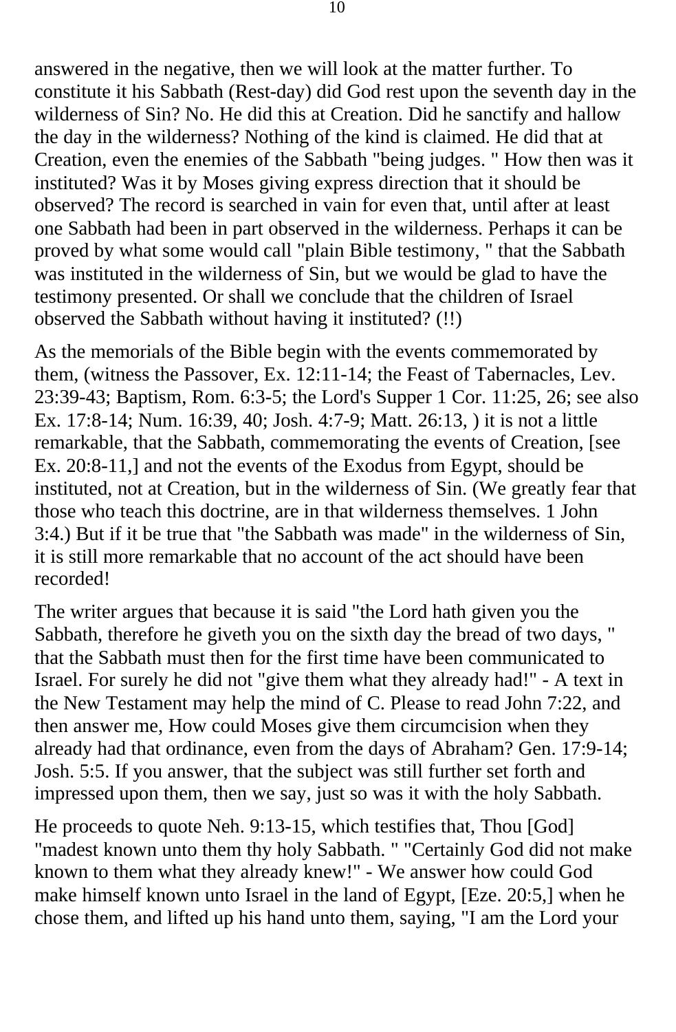answered in the negative, then we will look at the matter further. To constitute it his Sabbath (Rest-day) did God rest upon the seventh day in the wilderness of Sin? No. He did this at Creation. Did he sanctify and hallow the day in the wilderness? Nothing of the kind is claimed. He did that at Creation, even the enemies of the Sabbath "being judges. " How then was it instituted? Was it by Moses giving express direction that it should be observed? The record is searched in vain for even that, until after at least one Sabbath had been in part observed in the wilderness. Perhaps it can be proved by what some would call "plain Bible testimony, " that the Sabbath was instituted in the wilderness of Sin, but we would be glad to have the testimony presented. Or shall we conclude that the children of Israel observed the Sabbath without having it instituted? (!!)

As the memorials of the Bible begin with the events commemorated by them, (witness the Passover, Ex. 12:11-14; the Feast of Tabernacles, Lev. 23:39-43; Baptism, Rom. 6:3-5; the Lord's Supper 1 Cor. 11:25, 26; see also Ex. 17:8-14; Num. 16:39, 40; Josh. 4:7-9; Matt. 26:13, ) it is not a little remarkable, that the Sabbath, commemorating the events of Creation, [see Ex. 20:8-11,] and not the events of the Exodus from Egypt, should be instituted, not at Creation, but in the wilderness of Sin. (We greatly fear that those who teach this doctrine, are in that wilderness themselves. 1 John 3:4.) But if it be true that "the Sabbath was made" in the wilderness of Sin, it is still more remarkable that no account of the act should have been recorded!

The writer argues that because it is said "the Lord hath given you the Sabbath, therefore he giveth you on the sixth day the bread of two days, " that the Sabbath must then for the first time have been communicated to Israel. For surely he did not "give them what they already had!" - A text in the New Testament may help the mind of C. Please to read John 7:22, and then answer me, How could Moses give them circumcision when they already had that ordinance, even from the days of Abraham? Gen. 17:9-14; Josh. 5:5. If you answer, that the subject was still further set forth and impressed upon them, then we say, just so was it with the holy Sabbath.

He proceeds to quote Neh. 9:13-15, which testifies that, Thou [God] "madest known unto them thy holy Sabbath. " "Certainly God did not make known to them what they already knew!" - We answer how could God make himself known unto Israel in the land of Egypt, [Eze. 20:5,] when he chose them, and lifted up his hand unto them, saying, "I am the Lord your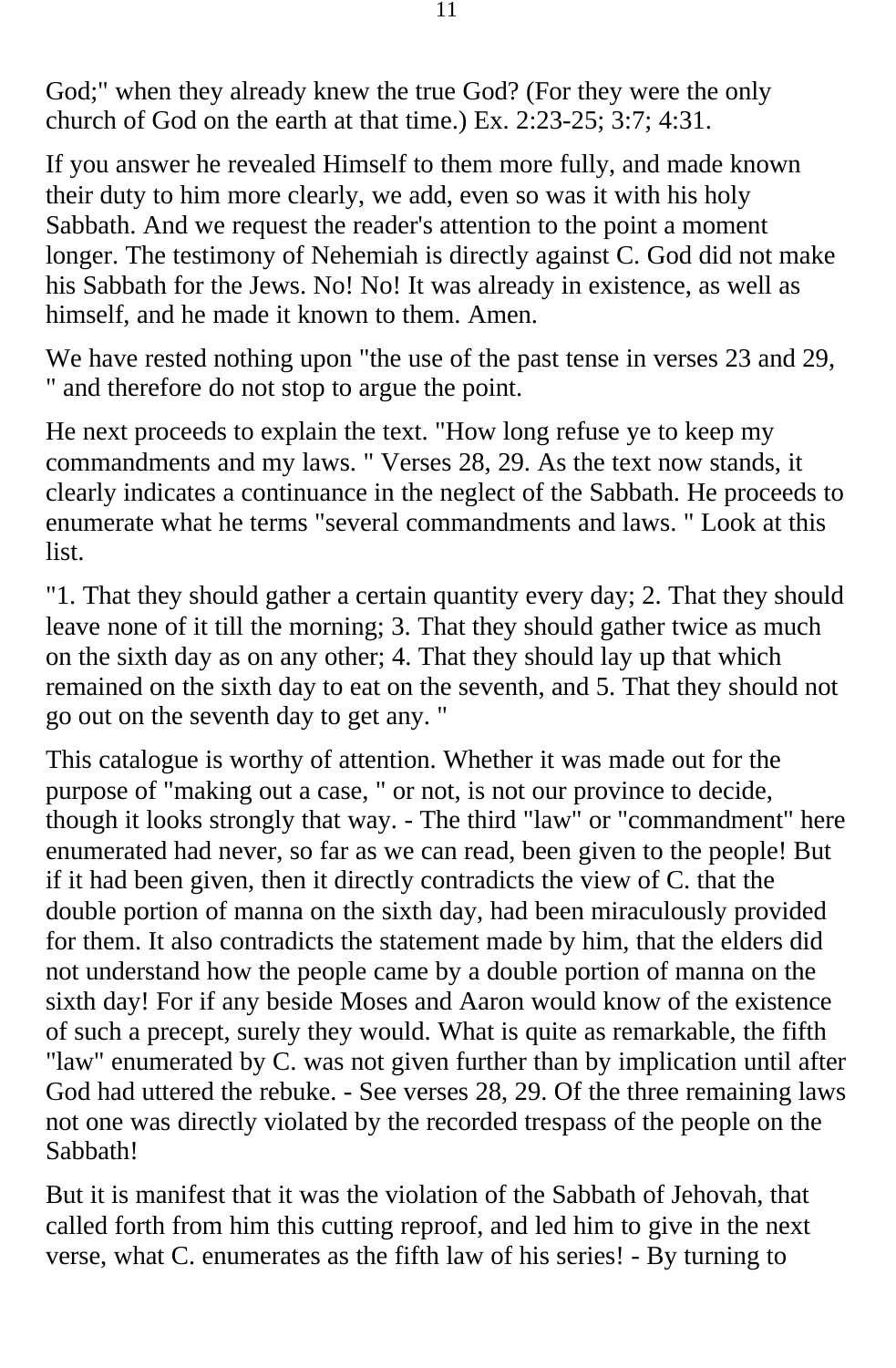God;" when they already knew the true God? (For they were the only church of God on the earth at that time.) Ex. 2:23-25; 3:7; 4:31.

If you answer he revealed Himself to them more fully, and made known their duty to him more clearly, we add, even so was it with his holy Sabbath. And we request the reader's attention to the point a moment longer. The testimony of Nehemiah is directly against C. God did not make his Sabbath for the Jews. No! No! It was already in existence, as well as himself, and he made it known to them. Amen.

We have rested nothing upon "the use of the past tense in verses 23 and 29, " and therefore do not stop to argue the point.

He next proceeds to explain the text. "How long refuse ye to keep my commandments and my laws. " Verses 28, 29. As the text now stands, it clearly indicates a continuance in the neglect of the Sabbath. He proceeds to enumerate what he terms "several commandments and laws. " Look at this list.

"1. That they should gather a certain quantity every day; 2. That they should leave none of it till the morning; 3. That they should gather twice as much on the sixth day as on any other; 4. That they should lay up that which remained on the sixth day to eat on the seventh, and 5. That they should not go out on the seventh day to get any. "

This catalogue is worthy of attention. Whether it was made out for the purpose of "making out a case, " or not, is not our province to decide, though it looks strongly that way. - The third "law" or "commandment" here enumerated had never, so far as we can read, been given to the people! But if it had been given, then it directly contradicts the view of C. that the double portion of manna on the sixth day, had been miraculously provided for them. It also contradicts the statement made by him, that the elders did not understand how the people came by a double portion of manna on the sixth day! For if any beside Moses and Aaron would know of the existence of such a precept, surely they would. What is quite as remarkable, the fifth "law" enumerated by C. was not given further than by implication until after God had uttered the rebuke. - See verses 28, 29. Of the three remaining laws not one was directly violated by the recorded trespass of the people on the Sabbath!

But it is manifest that it was the violation of the Sabbath of Jehovah, that called forth from him this cutting reproof, and led him to give in the next verse, what C. enumerates as the fifth law of his series! - By turning to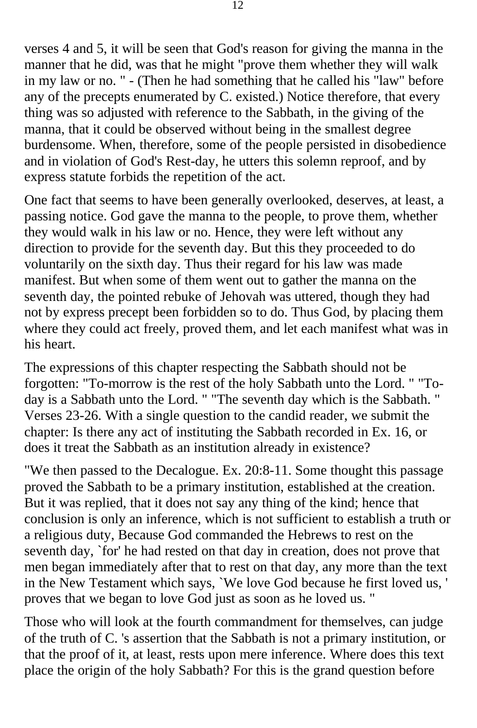verses 4 and 5, it will be seen that God's reason for giving the manna in the manner that he did, was that he might "prove them whether they will walk in my law or no. " - (Then he had something that he called his "law" before any of the precepts enumerated by C. existed.) Notice therefore, that every thing was so adjusted with reference to the Sabbath, in the giving of the manna, that it could be observed without being in the smallest degree burdensome. When, therefore, some of the people persisted in disobedience and in violation of God's Rest-day, he utters this solemn reproof, and by express statute forbids the repetition of the act.

One fact that seems to have been generally overlooked, deserves, at least, a passing notice. God gave the manna to the people, to prove them, whether they would walk in his law or no. Hence, they were left without any direction to provide for the seventh day. But this they proceeded to do voluntarily on the sixth day. Thus their regard for his law was made manifest. But when some of them went out to gather the manna on the seventh day, the pointed rebuke of Jehovah was uttered, though they had not by express precept been forbidden so to do. Thus God, by placing them where they could act freely, proved them, and let each manifest what was in his heart.

The expressions of this chapter respecting the Sabbath should not be forgotten: "To-morrow is the rest of the holy Sabbath unto the Lord. " "To-day is a Sabbath unto the Lord. " "The seventh day which is the Sabbath. " Verses 23-26. With a single question to the candid reader, we submit the chapter: Is there any act of instituting the Sabbath recorded in Ex. 16, or does it treat the Sabbath as an institution already in existence?

"We then passed to the Decalogue. Ex. 20:8-11. Some thought this passage proved the Sabbath to be a primary institution, established at the creation. But it was replied, that it does not say any thing of the kind; hence that conclusion is only an inference, which is not sufficient to establish a truth or a religious duty, Because God commanded the Hebrews to rest on the seventh day, `for' he had rested on that day in creation, does not prove that men began immediately after that to rest on that day, any more than the text in the New Testament which says, `We love God because he first loved us, ' proves that we began to love God just as soon as he loved us. "

Those who will look at the fourth commandment for themselves, can judge of the truth of C. 's assertion that the Sabbath is not a primary institution, or that the proof of it, at least, rests upon mere inference. Where does this text place the origin of the holy Sabbath? For this is the grand question before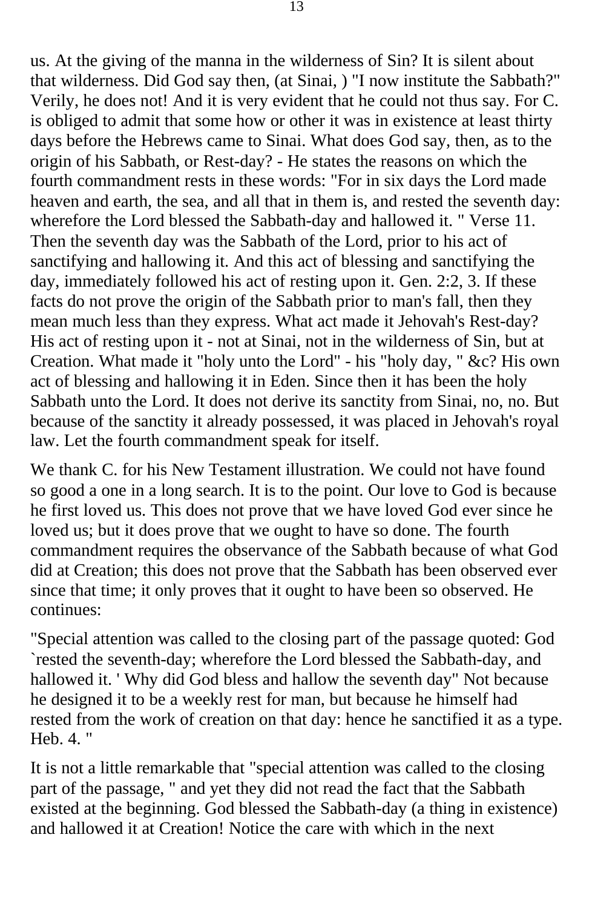us. At the giving of the manna in the wilderness of Sin? It is silent about that wilderness. Did God say then, (at Sinai, ) "I now institute the Sabbath?" Verily, he does not! And it is very evident that he could not thus say. For C. is obliged to admit that some how or other it was in existence at least thirty days before the Hebrews came to Sinai. What does God say, then, as to the origin of his Sabbath, or Rest-day? - He states the reasons on which the fourth commandment rests in these words: "For in six days the Lord made heaven and earth, the sea, and all that in them is, and rested the seventh day: wherefore the Lord blessed the Sabbath-day and hallowed it. " Verse 11. Then the seventh day was the Sabbath of the Lord, prior to his act of sanctifying and hallowing it. And this act of blessing and sanctifying the day, immediately followed his act of resting upon it. Gen. 2:2, 3. If these facts do not prove the origin of the Sabbath prior to man's fall, then they mean much less than they express. What act made it Jehovah's Rest-day? His act of resting upon it - not at Sinai, not in the wilderness of Sin, but at Creation. What made it "holy unto the Lord" - his "holy day, " &c? His own act of blessing and hallowing it in Eden. Since then it has been the holy Sabbath unto the Lord. It does not derive its sanctity from Sinai, no, no. But because of the sanctity it already possessed, it was placed in Jehovah's royal law. Let the fourth commandment speak for itself.

We thank C. for his New Testament illustration. We could not have found so good a one in a long search. It is to the point. Our love to God is because he first loved us. This does not prove that we have loved God ever since he loved us; but it does prove that we ought to have so done. The fourth commandment requires the observance of the Sabbath because of what God did at Creation; this does not prove that the Sabbath has been observed ever since that time; it only proves that it ought to have been so observed. He continues:

"Special attention was called to the closing part of the passage quoted: God `rested the seventh-day; wherefore the Lord blessed the Sabbath-day, and hallowed it. ' Why did God bless and hallow the seventh day" Not because he designed it to be a weekly rest for man, but because he himself had rested from the work of creation on that day: hence he sanctified it as a type. Heb. 4. "

It is not a little remarkable that "special attention was called to the closing part of the passage, " and yet they did not read the fact that the Sabbath existed at the beginning. God blessed the Sabbath-day (a thing in existence) and hallowed it at Creation! Notice the care with which in the next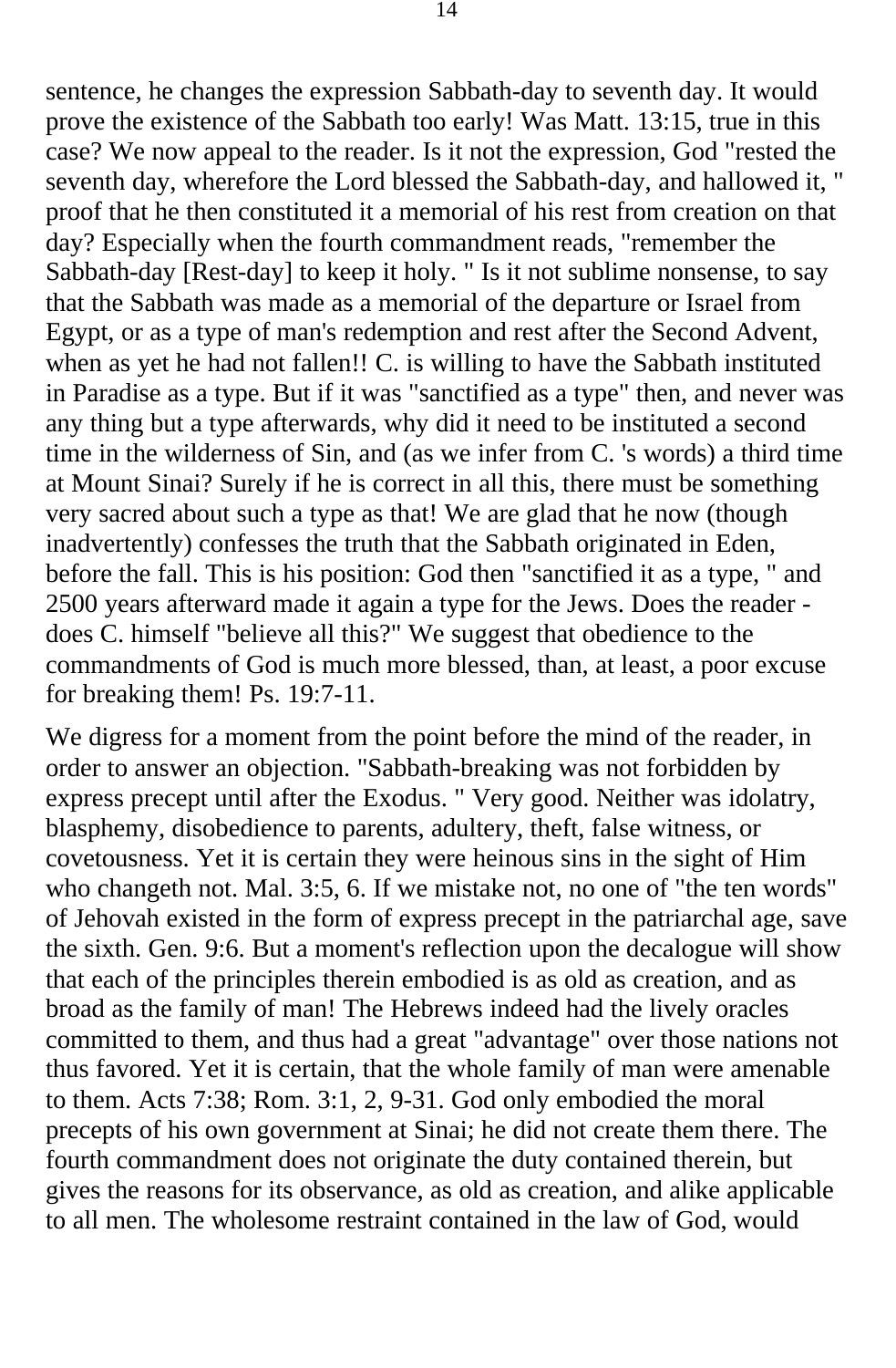sentence, he changes the expression Sabbath-day to seventh day. It would prove the existence of the Sabbath too early! Was Matt. 13:15, true in this case? We now appeal to the reader. Is it not the expression, God "rested the seventh day, wherefore the Lord blessed the Sabbath-day, and hallowed it, " proof that he then constituted it a memorial of his rest from creation on that day? Especially when the fourth commandment reads, "remember the Sabbath-day [Rest-day] to keep it holy. " Is it not sublime nonsense, to say that the Sabbath was made as a memorial of the departure or Israel from Egypt, or as a type of man's redemption and rest after the Second Advent, when as yet he had not fallen!! C. is willing to have the Sabbath instituted in Paradise as a type. But if it was "sanctified as a type" then, and never was any thing but a type afterwards, why did it need to be instituted a second time in the wilderness of Sin, and (as we infer from C. 's words) a third time at Mount Sinai? Surely if he is correct in all this, there must be something very sacred about such a type as that! We are glad that he now (though inadvertently) confesses the truth that the Sabbath originated in Eden, before the fall. This is his position: God then "sanctified it as a type, " and 2500 years afterward made it again a type for the Jews. Does the reader - does C. himself "believe all this?" We suggest that obedience to the commandments of God is much more blessed, than, at least, a poor excuse for breaking them! Ps. 19:7-11.

We digress for a moment from the point before the mind of the reader, in order to answer an objection. "Sabbath-breaking was not forbidden by express precept until after the Exodus. " Very good. Neither was idolatry, blasphemy, disobedience to parents, adultery, theft, false witness, or covetousness. Yet it is certain they were heinous sins in the sight of Him who changeth not. Mal. 3:5, 6. If we mistake not, no one of "the ten words" of Jehovah existed in the form of express precept in the patriarchal age, save the sixth. Gen. 9:6. But a moment's reflection upon the decalogue will show that each of the principles therein embodied is as old as creation, and as broad as the family of man! The Hebrews indeed had the lively oracles committed to them, and thus had a great "advantage" over those nations not thus favored. Yet it is certain, that the whole family of man were amenable to them. Acts 7:38; Rom. 3:1, 2, 9-31. God only embodied the moral precepts of his own government at Sinai; he did not create them there. The fourth commandment does not originate the duty contained therein, but gives the reasons for its observance, as old as creation, and alike applicable to all men. The wholesome restraint contained in the law of God, would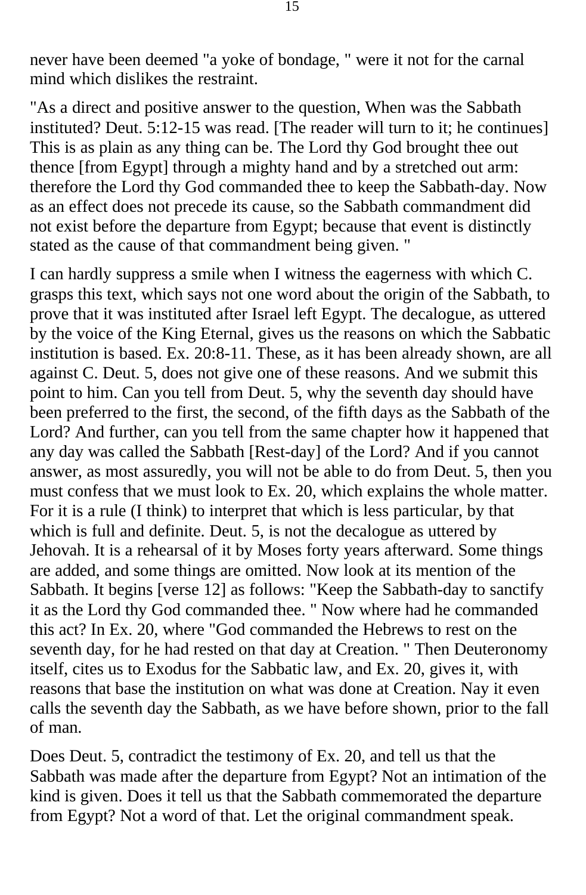never have been deemed "a yoke of bondage, " were it not for the carnal mind which dislikes the restraint.

"As a direct and positive answer to the question, When was the Sabbath instituted? Deut. 5:12-15 was read. [The reader will turn to it; he continues] This is as plain as any thing can be. The Lord thy God brought thee out thence [from Egypt] through a mighty hand and by a stretched out arm: therefore the Lord thy God commanded thee to keep the Sabbath-day. Now as an effect does not precede its cause, so the Sabbath commandment did not exist before the departure from Egypt; because that event is distinctly stated as the cause of that commandment being given. "

I can hardly suppress a smile when I witness the eagerness with which C. grasps this text, which says not one word about the origin of the Sabbath, to prove that it was instituted after Israel left Egypt. The decalogue, as uttered by the voice of the King Eternal, gives us the reasons on which the Sabbatic institution is based. Ex. 20:8-11. These, as it has been already shown, are all against C. Deut. 5, does not give one of these reasons. And we submit this point to him. Can you tell from Deut. 5, why the seventh day should have been preferred to the first, the second, of the fifth days as the Sabbath of the Lord? And further, can you tell from the same chapter how it happened that any day was called the Sabbath [Rest-day] of the Lord? And if you cannot answer, as most assuredly, you will not be able to do from Deut. 5, then you must confess that we must look to Ex. 20, which explains the whole matter. For it is a rule (I think) to interpret that which is less particular, by that which is full and definite. Deut. 5, is not the decalogue as uttered by Jehovah. It is a rehearsal of it by Moses forty years afterward. Some things are added, and some things are omitted. Now look at its mention of the Sabbath. It begins [verse 12] as follows: "Keep the Sabbath-day to sanctify it as the Lord thy God commanded thee. " Now where had he commanded this act? In Ex. 20, where "God commanded the Hebrews to rest on the seventh day, for he had rested on that day at Creation. " Then Deuteronomy itself, cites us to Exodus for the Sabbatic law, and Ex. 20, gives it, with reasons that base the institution on what was done at Creation. Nay it even calls the seventh day the Sabbath, as we have before shown, prior to the fall of man.

Does Deut. 5, contradict the testimony of Ex. 20, and tell us that the Sabbath was made after the departure from Egypt? Not an intimation of the kind is given. Does it tell us that the Sabbath commemorated the departure from Egypt? Not a word of that. Let the original commandment speak.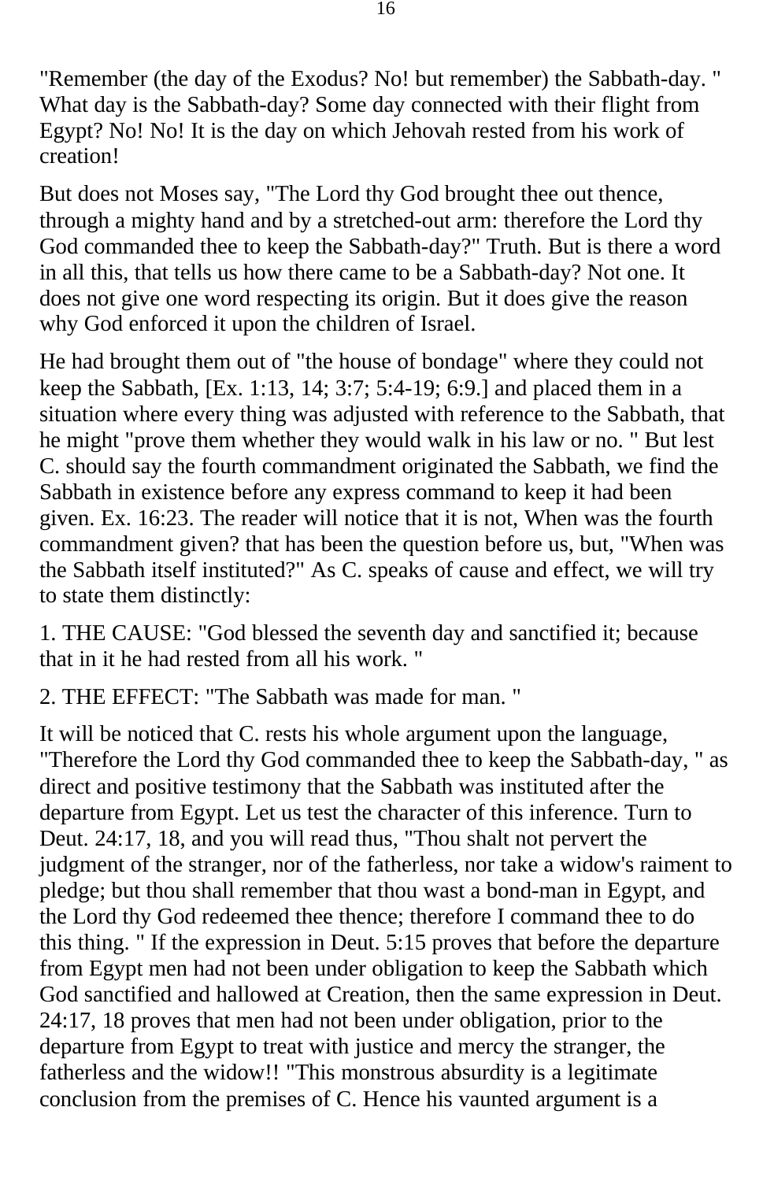"Remember (the day of the Exodus? No! but remember) the Sabbath-day. " What day is the Sabbath-day? Some day connected with their flight from Egypt? No! No! It is the day on which Jehovah rested from his work of creation!

But does not Moses say, "The Lord thy God brought thee out thence, through a mighty hand and by a stretched-out arm: therefore the Lord thy God commanded thee to keep the Sabbath-day?" Truth. But is there a word in all this, that tells us how there came to be a Sabbath-day? Not one. It does not give one word respecting its origin. But it does give the reason why God enforced it upon the children of Israel.

He had brought them out of "the house of bondage" where they could not keep the Sabbath, [Ex. 1:13, 14; 3:7; 5:4-19; 6:9.] and placed them in a situation where every thing was adjusted with reference to the Sabbath, that he might "prove them whether they would walk in his law or no. " But lest C. should say the fourth commandment originated the Sabbath, we find the Sabbath in existence before any express command to keep it had been given. Ex. 16:23. The reader will notice that it is not, When was the fourth commandment given? that has been the question before us, but, "When was the Sabbath itself instituted?" As C. speaks of cause and effect, we will try to state them distinctly:

1. THE CAUSE: "God blessed the seventh day and sanctified it; because that in it he had rested from all his work. "

2. THE EFFECT: "The Sabbath was made for man. "

It will be noticed that C. rests his whole argument upon the language, "Therefore the Lord thy God commanded thee to keep the Sabbath-day, " as direct and positive testimony that the Sabbath was instituted after the departure from Egypt. Let us test the character of this inference. Turn to Deut. 24:17, 18, and you will read thus, "Thou shalt not pervert the judgment of the stranger, nor of the fatherless, nor take a widow's raiment to pledge; but thou shall remember that thou wast a bond-man in Egypt, and the Lord thy God redeemed thee thence; therefore I command thee to do this thing. " If the expression in Deut. 5:15 proves that before the departure from Egypt men had not been under obligation to keep the Sabbath which God sanctified and hallowed at Creation, then the same expression in Deut. 24:17, 18 proves that men had not been under obligation, prior to the departure from Egypt to treat with justice and mercy the stranger, the fatherless and the widow!! "This monstrous absurdity is a legitimate conclusion from the premises of C. Hence his vaunted argument is a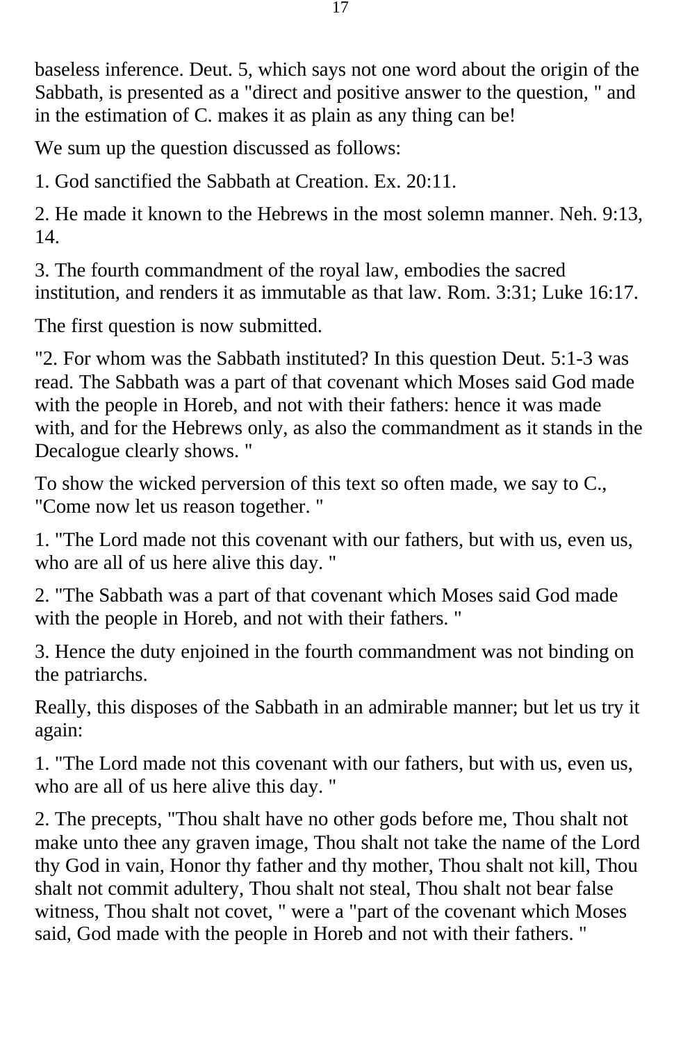baseless inference. Deut. 5, which says not one word about the origin of the Sabbath, is presented as a "direct and positive answer to the question, " and in the estimation of C. makes it as plain as any thing can be!

We sum up the question discussed as follows:

1. God sanctified the Sabbath at Creation. Ex. 20:11.

2. He made it known to the Hebrews in the most solemn manner. Neh. 9:13, 14.

3. The fourth commandment of the royal law, embodies the sacred institution, and renders it as immutable as that law. Rom. 3:31; Luke 16:17.

The first question is now submitted.

"2. For whom was the Sabbath instituted? In this question Deut. 5:1-3 was read. The Sabbath was a part of that covenant which Moses said God made with the people in Horeb, and not with their fathers: hence it was made with, and for the Hebrews only, as also the commandment as it stands in the Decalogue clearly shows. "

To show the wicked perversion of this text so often made, we say to C., "Come now let us reason together. "

1. "The Lord made not this covenant with our fathers, but with us, even us, who are all of us here alive this day. "

2. "The Sabbath was a part of that covenant which Moses said God made with the people in Horeb, and not with their fathers. "

3. Hence the duty enjoined in the fourth commandment was not binding on the patriarchs.

Really, this disposes of the Sabbath in an admirable manner; but let us try it again:

1. "The Lord made not this covenant with our fathers, but with us, even us, who are all of us here alive this day. "

2. The precepts, "Thou shalt have no other gods before me, Thou shalt not make unto thee any graven image, Thou shalt not take the name of the Lord thy God in vain, Honor thy father and thy mother, Thou shalt not kill, Thou shalt not commit adultery, Thou shalt not steal, Thou shalt not bear false witness, Thou shalt not covet, " were a "part of the covenant which Moses said, God made with the people in Horeb and not with their fathers. "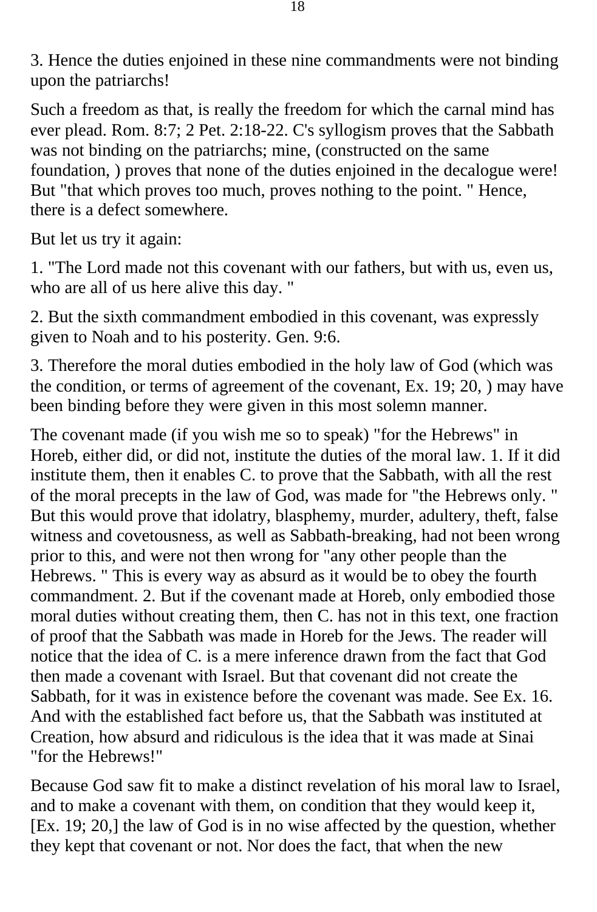3. Hence the duties enjoined in these nine commandments were not binding upon the patriarchs!

Such a freedom as that, is really the freedom for which the carnal mind has ever plead. Rom. 8:7; 2 Pet. 2:18-22. C's syllogism proves that the Sabbath was not binding on the patriarchs; mine, (constructed on the same foundation, ) proves that none of the duties enjoined in the decalogue were! But "that which proves too much, proves nothing to the point. " Hence, there is a defect somewhere.

But let us try it again:

1. "The Lord made not this covenant with our fathers, but with us, even us, who are all of us here alive this day. "

2. But the sixth commandment embodied in this covenant, was expressly given to Noah and to his posterity. Gen. 9:6.

3. Therefore the moral duties embodied in the holy law of God (which was the condition, or terms of agreement of the covenant, Ex. 19; 20, ) may have been binding before they were given in this most solemn manner.

The covenant made (if you wish me so to speak) "for the Hebrews" in Horeb, either did, or did not, institute the duties of the moral law. 1. If it did institute them, then it enables C. to prove that the Sabbath, with all the rest of the moral precepts in the law of God, was made for "the Hebrews only. " But this would prove that idolatry, blasphemy, murder, adultery, theft, false witness and covetousness, as well as Sabbath-breaking, had not been wrong prior to this, and were not then wrong for "any other people than the Hebrews. " This is every way as absurd as it would be to obey the fourth commandment. 2. But if the covenant made at Horeb, only embodied those moral duties without creating them, then C. has not in this text, one fraction of proof that the Sabbath was made in Horeb for the Jews. The reader will notice that the idea of C. is a mere inference drawn from the fact that God then made a covenant with Israel. But that covenant did not create the Sabbath, for it was in existence before the covenant was made. See Ex. 16. And with the established fact before us, that the Sabbath was instituted at Creation, how absurd and ridiculous is the idea that it was made at Sinai "for the Hebrews!"

Because God saw fit to make a distinct revelation of his moral law to Israel, and to make a covenant with them, on condition that they would keep it, [Ex. 19; 20,] the law of God is in no wise affected by the question, whether they kept that covenant or not. Nor does the fact, that when the new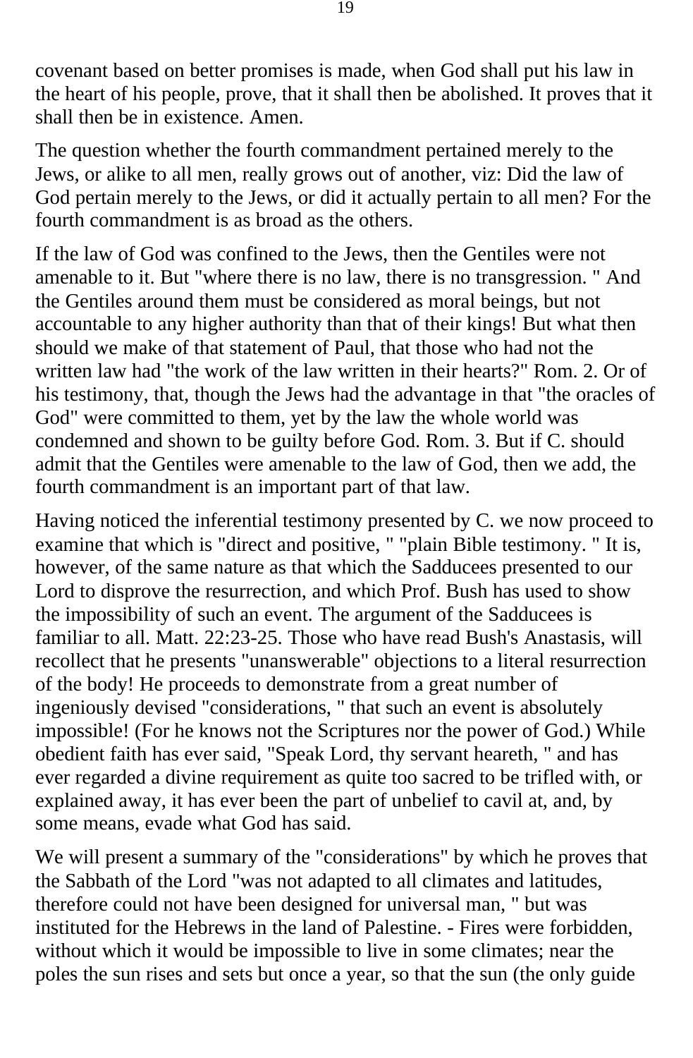covenant based on better promises is made, when God shall put his law in the heart of his people, prove, that it shall then be abolished. It proves that it shall then be in existence. Amen.

The question whether the fourth commandment pertained merely to the Jews, or alike to all men, really grows out of another, viz: Did the law of God pertain merely to the Jews, or did it actually pertain to all men? For the fourth commandment is as broad as the others.

If the law of God was confined to the Jews, then the Gentiles were not amenable to it. But "where there is no law, there is no transgression. " And the Gentiles around them must be considered as moral beings, but not accountable to any higher authority than that of their kings! But what then should we make of that statement of Paul, that those who had not the written law had "the work of the law written in their hearts?" Rom. 2. Or of his testimony, that, though the Jews had the advantage in that "the oracles of God" were committed to them, yet by the law the whole world was condemned and shown to be guilty before God. Rom. 3. But if C. should admit that the Gentiles were amenable to the law of God, then we add, the fourth commandment is an important part of that law.

Having noticed the inferential testimony presented by C. we now proceed to examine that which is "direct and positive, " "plain Bible testimony. " It is, however, of the same nature as that which the Sadducees presented to our Lord to disprove the resurrection, and which Prof. Bush has used to show the impossibility of such an event. The argument of the Sadducees is familiar to all. Matt. 22:23-25. Those who have read Bush's Anastasis, will recollect that he presents "unanswerable" objections to a literal resurrection of the body! He proceeds to demonstrate from a great number of ingeniously devised "considerations, " that such an event is absolutely impossible! (For he knows not the Scriptures nor the power of God.) While obedient faith has ever said, "Speak Lord, thy servant heareth, " and has ever regarded a divine requirement as quite too sacred to be trifled with, or explained away, it has ever been the part of unbelief to cavil at, and, by some means, evade what God has said.

We will present a summary of the "considerations" by which he proves that the Sabbath of the Lord "was not adapted to all climates and latitudes, therefore could not have been designed for universal man, " but was instituted for the Hebrews in the land of Palestine. - Fires were forbidden, without which it would be impossible to live in some climates; near the poles the sun rises and sets but once a year, so that the sun (the only guide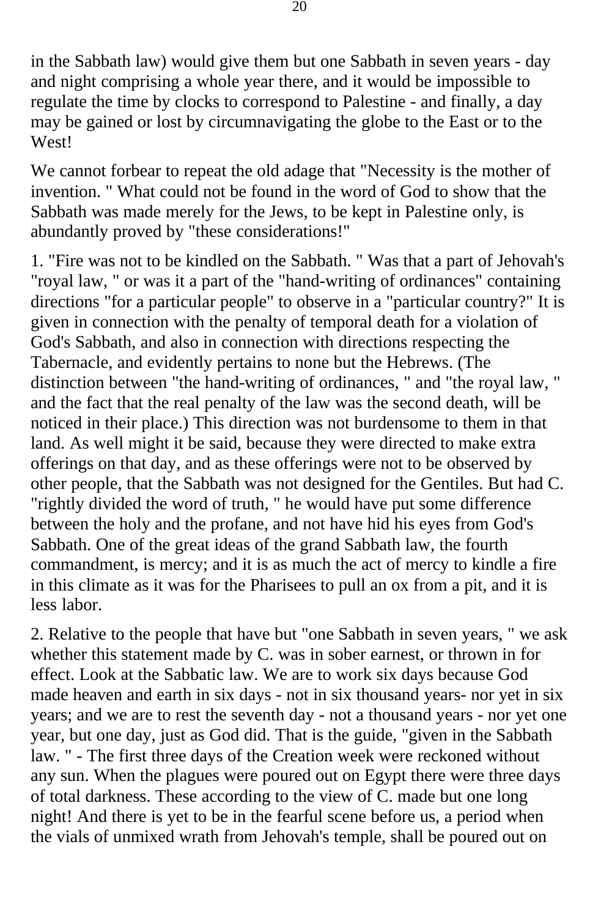in the Sabbath law) would give them but one Sabbath in seven years - day and night comprising a whole year there, and it would be impossible to regulate the time by clocks to correspond to Palestine - and finally, a day may be gained or lost by circumnavigating the globe to the East or to the West!

We cannot forbear to repeat the old adage that "Necessity is the mother of invention. " What could not be found in the word of God to show that the Sabbath was made merely for the Jews, to be kept in Palestine only, is abundantly proved by "these considerations!"

1. "Fire was not to be kindled on the Sabbath. " Was that a part of Jehovah's "royal law, " or was it a part of the "hand-writing of ordinances" containing directions "for a particular people" to observe in a "particular country?" It is given in connection with the penalty of temporal death for a violation of God's Sabbath, and also in connection with directions respecting the Tabernacle, and evidently pertains to none but the Hebrews. (The distinction between "the hand-writing of ordinances, " and "the royal law, " and the fact that the real penalty of the law was the second death, will be noticed in their place.) This direction was not burdensome to them in that land. As well might it be said, because they were directed to make extra offerings on that day, and as these offerings were not to be observed by other people, that the Sabbath was not designed for the Gentiles. But had C. "rightly divided the word of truth, " he would have put some difference between the holy and the profane, and not have hid his eyes from God's Sabbath. One of the great ideas of the grand Sabbath law, the fourth commandment, is mercy; and it is as much the act of mercy to kindle a fire in this climate as it was for the Pharisees to pull an ox from a pit, and it is less labor.

2. Relative to the people that have but "one Sabbath in seven years, " we ask whether this statement made by C. was in sober earnest, or thrown in for effect. Look at the Sabbatic law. We are to work six days because God made heaven and earth in six days - not in six thousand years- nor yet in six years; and we are to rest the seventh day - not a thousand years - nor yet one year, but one day, just as God did. That is the guide, "given in the Sabbath law. " - The first three days of the Creation week were reckoned without any sun. When the plagues were poured out on Egypt there were three days of total darkness. These according to the view of C. made but one long night! And there is yet to be in the fearful scene before us, a period when the vials of unmixed wrath from Jehovah's temple, shall be poured out on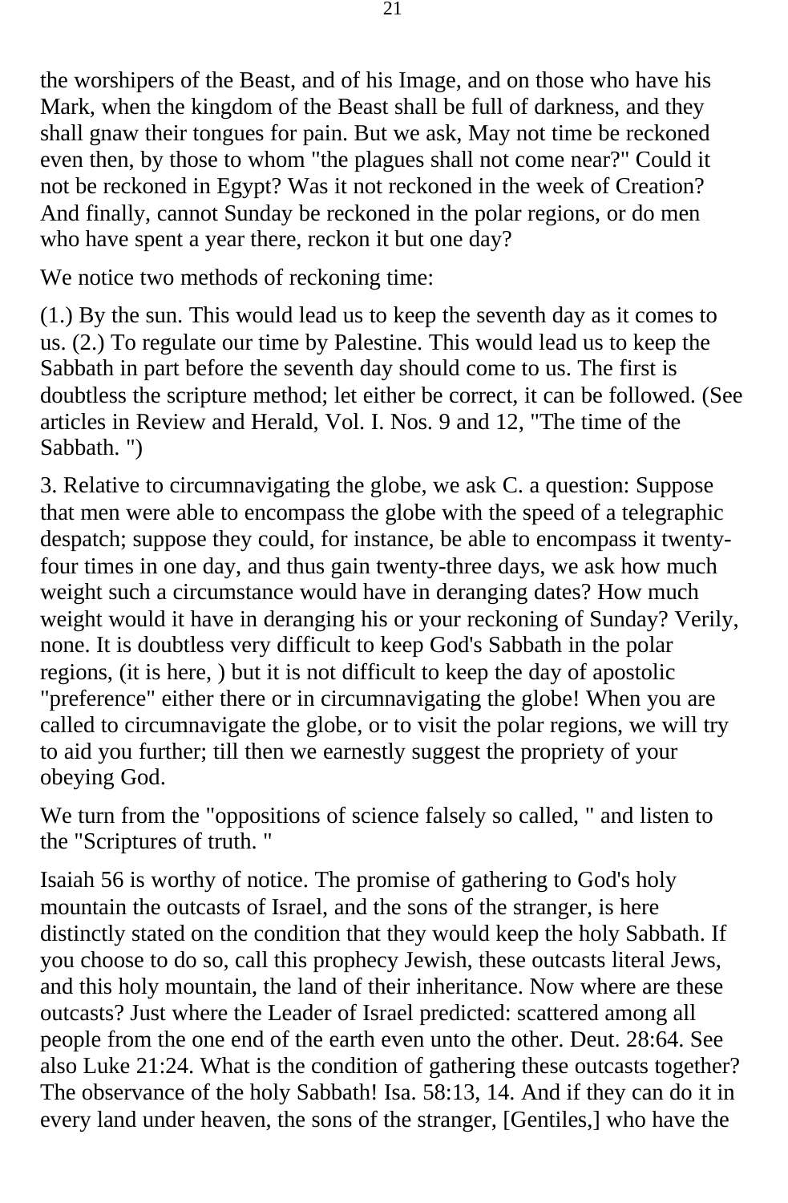the worshipers of the Beast, and of his Image, and on those who have his Mark, when the kingdom of the Beast shall be full of darkness, and they shall gnaw their tongues for pain. But we ask, May not time be reckoned even then, by those to whom "the plagues shall not come near?" Could it not be reckoned in Egypt? Was it not reckoned in the week of Creation? And finally, cannot Sunday be reckoned in the polar regions, or do men who have spent a year there, reckon it but one day?

We notice two methods of reckoning time:

(1.) By the sun. This would lead us to keep the seventh day as it comes to us. (2.) To regulate our time by Palestine. This would lead us to keep the Sabbath in part before the seventh day should come to us. The first is doubtless the scripture method; let either be correct, it can be followed. (See articles in Review and Herald, Vol. I. Nos. 9 and 12, "The time of the Sabbath. ")

3. Relative to circumnavigating the globe, we ask C. a question: Suppose that men were able to encompass the globe with the speed of a telegraphic despatch; suppose they could, for instance, be able to encompass it twenty-four times in one day, and thus gain twenty-three days, we ask how much weight such a circumstance would have in deranging dates? How much weight would it have in deranging his or your reckoning of Sunday? Verily, none. It is doubtless very difficult to keep God's Sabbath in the polar regions, (it is here, ) but it is not difficult to keep the day of apostolic "preference" either there or in circumnavigating the globe! When you are called to circumnavigate the globe, or to visit the polar regions, we will try to aid you further; till then we earnestly suggest the propriety of your obeying God.

We turn from the "oppositions of science falsely so called, " and listen to the "Scriptures of truth. "

Isaiah 56 is worthy of notice. The promise of gathering to God's holy mountain the outcasts of Israel, and the sons of the stranger, is here distinctly stated on the condition that they would keep the holy Sabbath. If you choose to do so, call this prophecy Jewish, these outcasts literal Jews, and this holy mountain, the land of their inheritance. Now where are these outcasts? Just where the Leader of Israel predicted: scattered among all people from the one end of the earth even unto the other. Deut. 28:64. See also Luke 21:24. What is the condition of gathering these outcasts together? The observance of the holy Sabbath! Isa. 58:13, 14. And if they can do it in every land under heaven, the sons of the stranger, [Gentiles,] who have the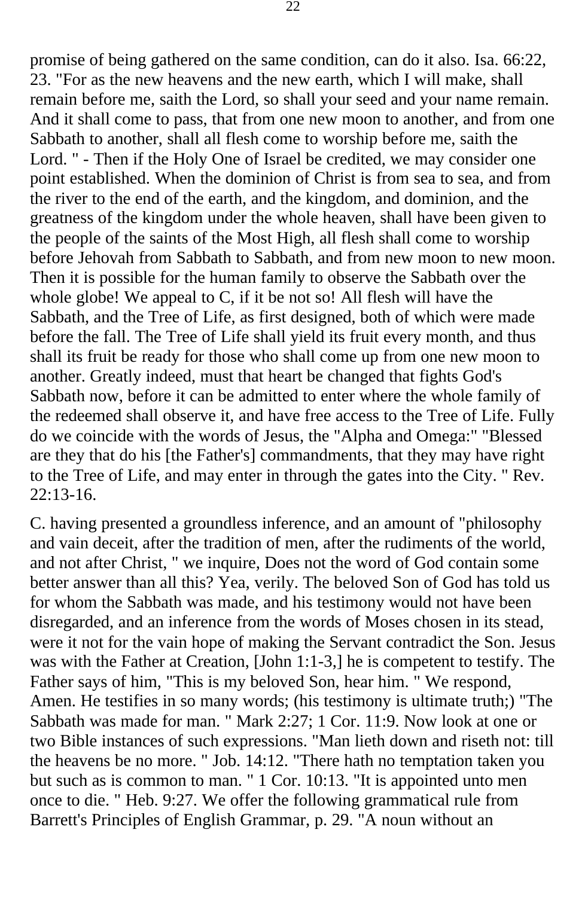promise of being gathered on the same condition, can do it also. Isa. 66:22, 23. "For as the new heavens and the new earth, which I will make, shall remain before me, saith the Lord, so shall your seed and your name remain. And it shall come to pass, that from one new moon to another, and from one Sabbath to another, shall all flesh come to worship before me, saith the Lord. " - Then if the Holy One of Israel be credited, we may consider one point established. When the dominion of Christ is from sea to sea, and from the river to the end of the earth, and the kingdom, and dominion, and the greatness of the kingdom under the whole heaven, shall have been given to the people of the saints of the Most High, all flesh shall come to worship before Jehovah from Sabbath to Sabbath, and from new moon to new moon. Then it is possible for the human family to observe the Sabbath over the whole globe! We appeal to C, if it be not so! All flesh will have the Sabbath, and the Tree of Life, as first designed, both of which were made before the fall. The Tree of Life shall yield its fruit every month, and thus shall its fruit be ready for those who shall come up from one new moon to another. Greatly indeed, must that heart be changed that fights God's Sabbath now, before it can be admitted to enter where the whole family of the redeemed shall observe it, and have free access to the Tree of Life. Fully do we coincide with the words of Jesus, the "Alpha and Omega:" "Blessed are they that do his [the Father's] commandments, that they may have right to the Tree of Life, and may enter in through the gates into the City. " Rev. 22:13-16.

C. having presented a groundless inference, and an amount of "philosophy and vain deceit, after the tradition of men, after the rudiments of the world, and not after Christ, " we inquire, Does not the word of God contain some better answer than all this? Yea, verily. The beloved Son of God has told us for whom the Sabbath was made, and his testimony would not have been disregarded, and an inference from the words of Moses chosen in its stead, were it not for the vain hope of making the Servant contradict the Son. Jesus was with the Father at Creation, [John 1:1-3,] he is competent to testify. The Father says of him, "This is my beloved Son, hear him. " We respond, Amen. He testifies in so many words; (his testimony is ultimate truth;) "The Sabbath was made for man. " Mark 2:27; 1 Cor. 11:9. Now look at one or two Bible instances of such expressions. "Man lieth down and riseth not: till the heavens be no more. " Job. 14:12. "There hath no temptation taken you but such as is common to man. " 1 Cor. 10:13. "It is appointed unto men once to die. " Heb. 9:27. We offer the following grammatical rule from Barrett's Principles of English Grammar, p. 29. "A noun without an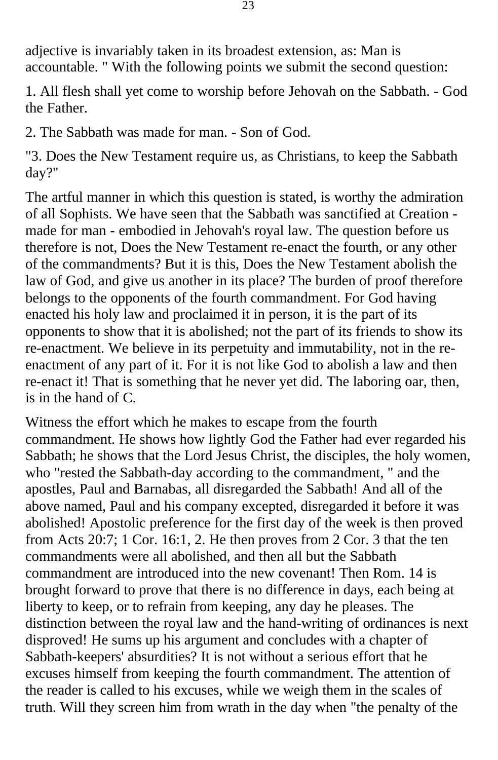adjective is invariably taken in its broadest extension, as: Man is accountable. " With the following points we submit the second question:

1. All flesh shall yet come to worship before Jehovah on the Sabbath. - God the Father.

2. The Sabbath was made for man. - Son of God.

"3. Does the New Testament require us, as Christians, to keep the Sabbath day?"

The artful manner in which this question is stated, is worthy the admiration of all Sophists. We have seen that the Sabbath was sanctified at Creation - made for man - embodied in Jehovah's royal law. The question before us therefore is not, Does the New Testament re-enact the fourth, or any other of the commandments? But it is this, Does the New Testament abolish the law of God, and give us another in its place? The burden of proof therefore belongs to the opponents of the fourth commandment. For God having enacted his holy law and proclaimed it in person, it is the part of its opponents to show that it is abolished; not the part of its friends to show its re-enactment. We believe in its perpetuity and immutability, not in the re-enactment of any part of it. For it is not like God to abolish a law and then re-enact it! That is something that he never yet did. The laboring oar, then, is in the hand of C.

Witness the effort which he makes to escape from the fourth commandment. He shows how lightly God the Father had ever regarded his Sabbath; he shows that the Lord Jesus Christ, the disciples, the holy women, who "rested the Sabbath-day according to the commandment, " and the apostles, Paul and Barnabas, all disregarded the Sabbath! And all of the above named, Paul and his company excepted, disregarded it before it was abolished! Apostolic preference for the first day of the week is then proved from Acts 20:7; 1 Cor. 16:1, 2. He then proves from 2 Cor. 3 that the ten commandments were all abolished, and then all but the Sabbath commandment are introduced into the new covenant! Then Rom. 14 is brought forward to prove that there is no difference in days, each being at liberty to keep, or to refrain from keeping, any day he pleases. The distinction between the royal law and the hand-writing of ordinances is next disproved! He sums up his argument and concludes with a chapter of Sabbath-keepers' absurdities? It is not without a serious effort that he excuses himself from keeping the fourth commandment. The attention of the reader is called to his excuses, while we weigh them in the scales of truth. Will they screen him from wrath in the day when "the penalty of the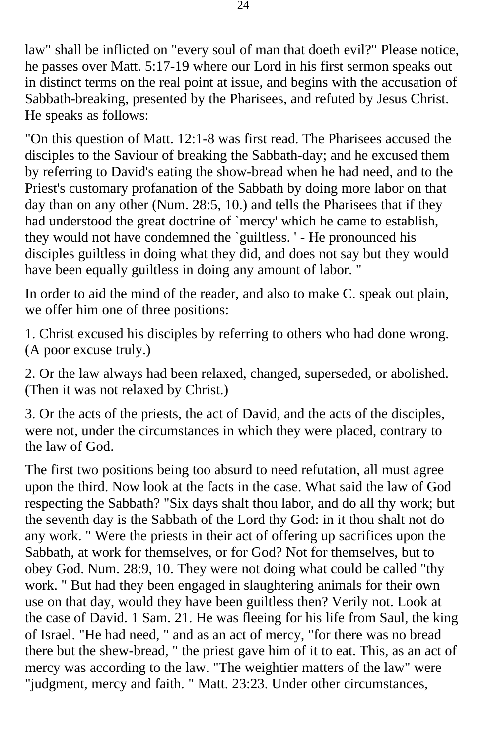law" shall be inflicted on "every soul of man that doeth evil?" Please notice, he passes over Matt. 5:17-19 where our Lord in his first sermon speaks out in distinct terms on the real point at issue, and begins with the accusation of Sabbath-breaking, presented by the Pharisees, and refuted by Jesus Christ. He speaks as follows:

"On this question of Matt. 12:1-8 was first read. The Pharisees accused the disciples to the Saviour of breaking the Sabbath-day; and he excused them by referring to David's eating the show-bread when he had need, and to the Priest's customary profanation of the Sabbath by doing more labor on that day than on any other (Num. 28:5, 10.) and tells the Pharisees that if they had understood the great doctrine of `mercy' which he came to establish, they would not have condemned the `guiltless. ' - He pronounced his disciples guiltless in doing what they did, and does not say but they would have been equally guiltless in doing any amount of labor. "

In order to aid the mind of the reader, and also to make C. speak out plain, we offer him one of three positions:

1. Christ excused his disciples by referring to others who had done wrong. (A poor excuse truly.)

2. Or the law always had been relaxed, changed, superseded, or abolished. (Then it was not relaxed by Christ.)

3. Or the acts of the priests, the act of David, and the acts of the disciples, were not, under the circumstances in which they were placed, contrary to the law of God.

The first two positions being too absurd to need refutation, all must agree upon the third. Now look at the facts in the case. What said the law of God respecting the Sabbath? "Six days shalt thou labor, and do all thy work; but the seventh day is the Sabbath of the Lord thy God: in it thou shalt not do any work. " Were the priests in their act of offering up sacrifices upon the Sabbath, at work for themselves, or for God? Not for themselves, but to obey God. Num. 28:9, 10. They were not doing what could be called "thy work. " But had they been engaged in slaughtering animals for their own use on that day, would they have been guiltless then? Verily not. Look at the case of David. 1 Sam. 21. He was fleeing for his life from Saul, the king of Israel. "He had need, " and as an act of mercy, "for there was no bread there but the shew-bread, " the priest gave him of it to eat. This, as an act of mercy was according to the law. "The weightier matters of the law" were "judgment, mercy and faith. " Matt. 23:23. Under other circumstances,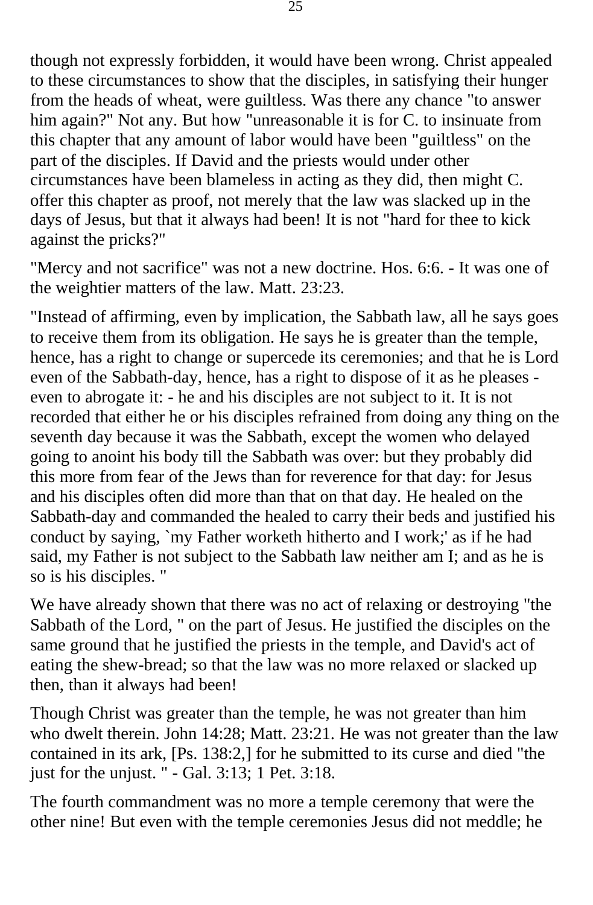though not expressly forbidden, it would have been wrong. Christ appealed to these circumstances to show that the disciples, in satisfying their hunger from the heads of wheat, were guiltless. Was there any chance "to answer him again?" Not any. But how "unreasonable it is for C. to insinuate from this chapter that any amount of labor would have been "guiltless" on the part of the disciples. If David and the priests would under other circumstances have been blameless in acting as they did, then might C. offer this chapter as proof, not merely that the law was slacked up in the days of Jesus, but that it always had been! It is not "hard for thee to kick against the pricks?"

"Mercy and not sacrifice" was not a new doctrine. Hos. 6:6. - It was one of the weightier matters of the law. Matt. 23:23.

"Instead of affirming, even by implication, the Sabbath law, all he says goes to receive them from its obligation. He says he is greater than the temple, hence, has a right to change or supercede its ceremonies; and that he is Lord even of the Sabbath-day, hence, has a right to dispose of it as he pleases - even to abrogate it: - he and his disciples are not subject to it. It is not recorded that either he or his disciples refrained from doing any thing on the seventh day because it was the Sabbath, except the women who delayed going to anoint his body till the Sabbath was over: but they probably did this more from fear of the Jews than for reverence for that day: for Jesus and his disciples often did more than that on that day. He healed on the Sabbath-day and commanded the healed to carry their beds and justified his conduct by saying, `my Father worketh hitherto and I work;' as if he had said, my Father is not subject to the Sabbath law neither am I; and as he is so is his disciples. "

We have already shown that there was no act of relaxing or destroying "the Sabbath of the Lord, " on the part of Jesus. He justified the disciples on the same ground that he justified the priests in the temple, and David's act of eating the shew-bread; so that the law was no more relaxed or slacked up then, than it always had been!

Though Christ was greater than the temple, he was not greater than him who dwelt therein. John 14:28; Matt. 23:21. He was not greater than the law contained in its ark, [Ps. 138:2,] for he submitted to its curse and died "the just for the unjust. " - Gal. 3:13; 1 Pet. 3:18.

The fourth commandment was no more a temple ceremony that were the other nine! But even with the temple ceremonies Jesus did not meddle; he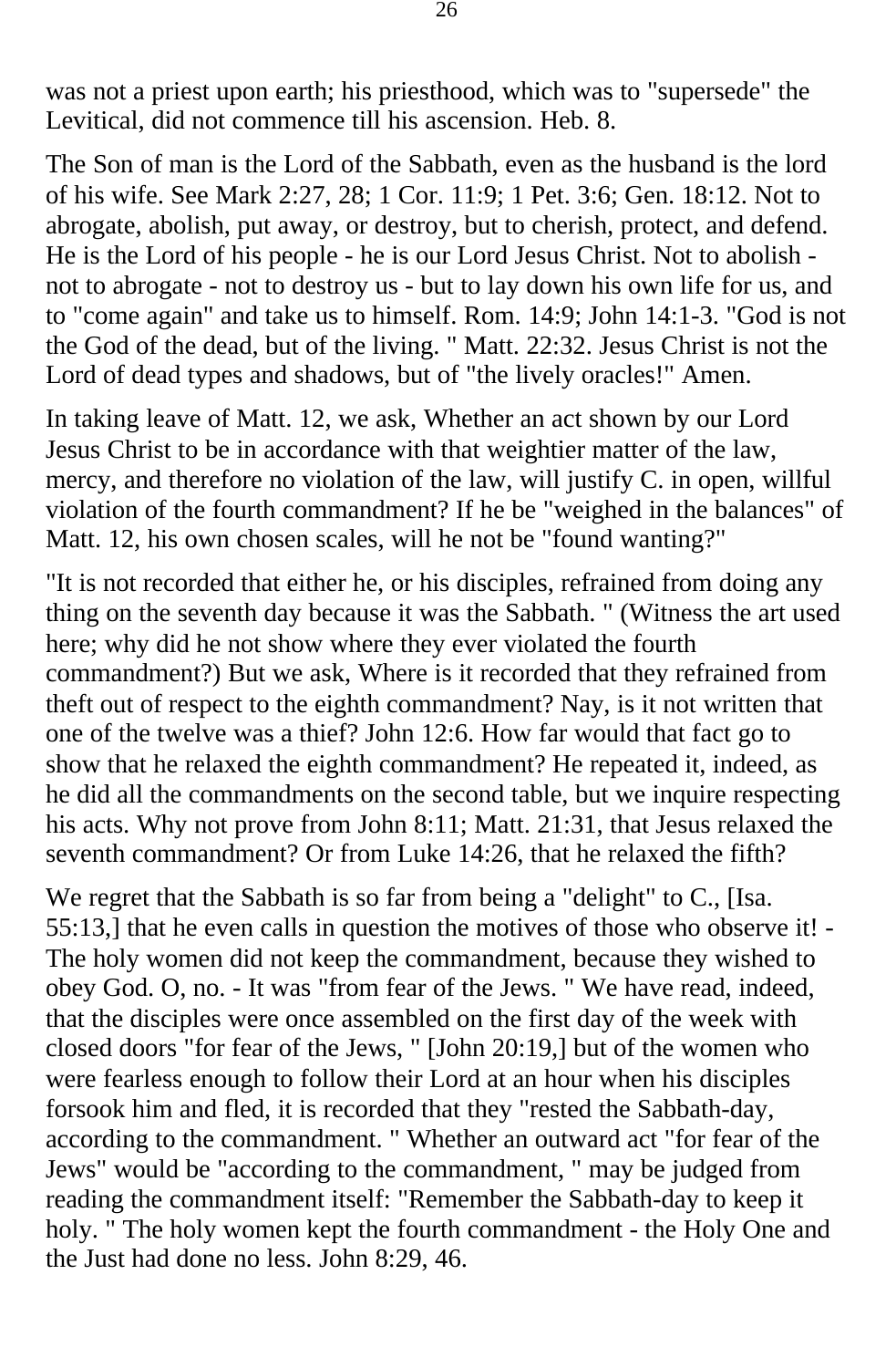was not a priest upon earth; his priesthood, which was to "supersede" the Levitical, did not commence till his ascension. Heb. 8.

The Son of man is the Lord of the Sabbath, even as the husband is the lord of his wife. See Mark 2:27, 28; 1 Cor. 11:9; 1 Pet. 3:6; Gen. 18:12. Not to abrogate, abolish, put away, or destroy, but to cherish, protect, and defend. He is the Lord of his people - he is our Lord Jesus Christ. Not to abolish - not to abrogate - not to destroy us - but to lay down his own life for us, and to "come again" and take us to himself. Rom. 14:9; John 14:1-3. "God is not the God of the dead, but of the living. " Matt. 22:32. Jesus Christ is not the Lord of dead types and shadows, but of "the lively oracles!" Amen.

In taking leave of Matt. 12, we ask, Whether an act shown by our Lord Jesus Christ to be in accordance with that weightier matter of the law, mercy, and therefore no violation of the law, will justify C. in open, willful violation of the fourth commandment? If he be "weighed in the balances" of Matt. 12, his own chosen scales, will he not be "found wanting?"

"It is not recorded that either he, or his disciples, refrained from doing any thing on the seventh day because it was the Sabbath. " (Witness the art used here; why did he not show where they ever violated the fourth commandment?) But we ask, Where is it recorded that they refrained from theft out of respect to the eighth commandment? Nay, is it not written that one of the twelve was a thief? John 12:6. How far would that fact go to show that he relaxed the eighth commandment? He repeated it, indeed, as he did all the commandments on the second table, but we inquire respecting his acts. Why not prove from John 8:11; Matt. 21:31, that Jesus relaxed the seventh commandment? Or from Luke 14:26, that he relaxed the fifth?

We regret that the Sabbath is so far from being a "delight" to C., [Isa. 55:13,] that he even calls in question the motives of those who observe it! - The holy women did not keep the commandment, because they wished to obey God. O, no. - It was "from fear of the Jews. " We have read, indeed, that the disciples were once assembled on the first day of the week with closed doors "for fear of the Jews, " [John 20:19,] but of the women who were fearless enough to follow their Lord at an hour when his disciples forsook him and fled, it is recorded that they "rested the Sabbath-day, according to the commandment. " Whether an outward act "for fear of the Jews" would be "according to the commandment, " may be judged from reading the commandment itself: "Remember the Sabbath-day to keep it holy. " The holy women kept the fourth commandment - the Holy One and the Just had done no less. John 8:29, 46.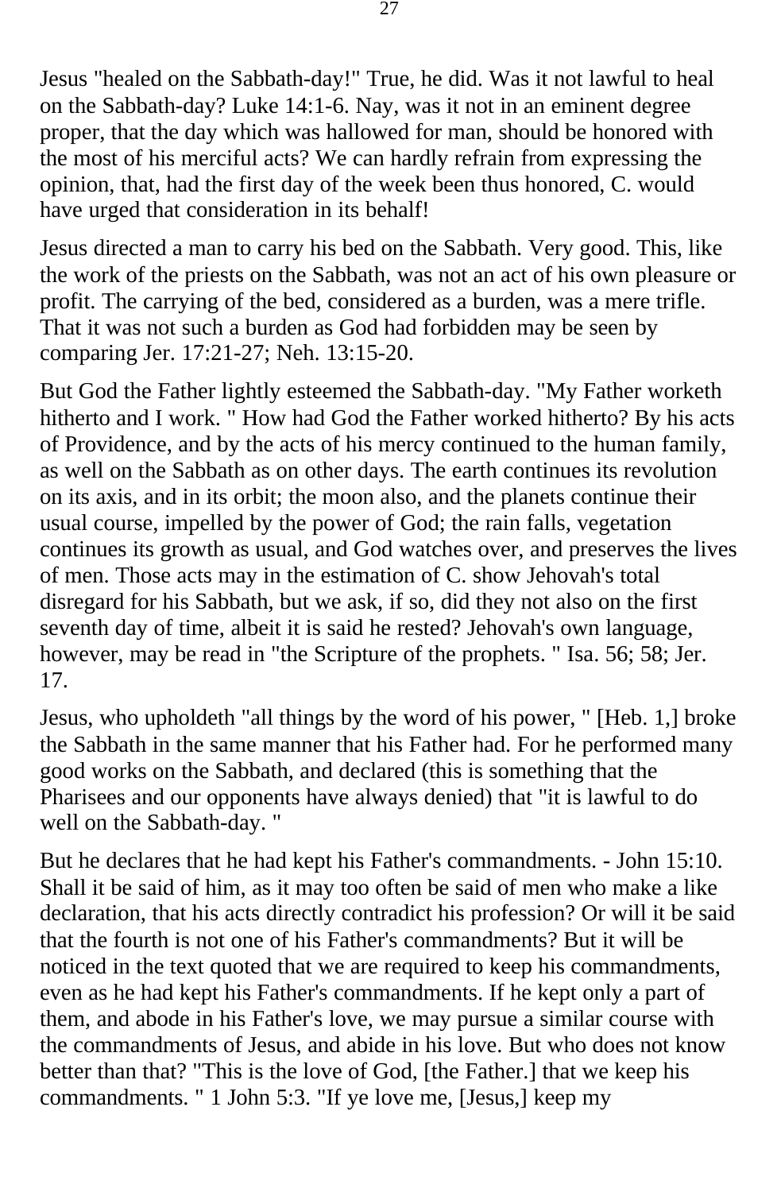Jesus "healed on the Sabbath-day!" True, he did. Was it not lawful to heal on the Sabbath-day? Luke 14:1-6. Nay, was it not in an eminent degree proper, that the day which was hallowed for man, should be honored with the most of his merciful acts? We can hardly refrain from expressing the opinion, that, had the first day of the week been thus honored, C. would have urged that consideration in its behalf!

Jesus directed a man to carry his bed on the Sabbath. Very good. This, like the work of the priests on the Sabbath, was not an act of his own pleasure or profit. The carrying of the bed, considered as a burden, was a mere trifle. That it was not such a burden as God had forbidden may be seen by comparing Jer. 17:21-27; Neh. 13:15-20.

But God the Father lightly esteemed the Sabbath-day. "My Father worketh hitherto and I work. " How had God the Father worked hitherto? By his acts of Providence, and by the acts of his mercy continued to the human family, as well on the Sabbath as on other days. The earth continues its revolution on its axis, and in its orbit; the moon also, and the planets continue their usual course, impelled by the power of God; the rain falls, vegetation continues its growth as usual, and God watches over, and preserves the lives of men. Those acts may in the estimation of C. show Jehovah's total disregard for his Sabbath, but we ask, if so, did they not also on the first seventh day of time, albeit it is said he rested? Jehovah's own language, however, may be read in "the Scripture of the prophets. " Isa. 56; 58; Jer. 17.

Jesus, who upholdeth "all things by the word of his power, " [Heb. 1,] broke the Sabbath in the same manner that his Father had. For he performed many good works on the Sabbath, and declared (this is something that the Pharisees and our opponents have always denied) that "it is lawful to do well on the Sabbath-day. "

But he declares that he had kept his Father's commandments. - John 15:10. Shall it be said of him, as it may too often be said of men who make a like declaration, that his acts directly contradict his profession? Or will it be said that the fourth is not one of his Father's commandments? But it will be noticed in the text quoted that we are required to keep his commandments, even as he had kept his Father's commandments. If he kept only a part of them, and abode in his Father's love, we may pursue a similar course with the commandments of Jesus, and abide in his love. But who does not know better than that? "This is the love of God, [the Father.] that we keep his commandments. " 1 John 5:3. "If ye love me, [Jesus,] keep my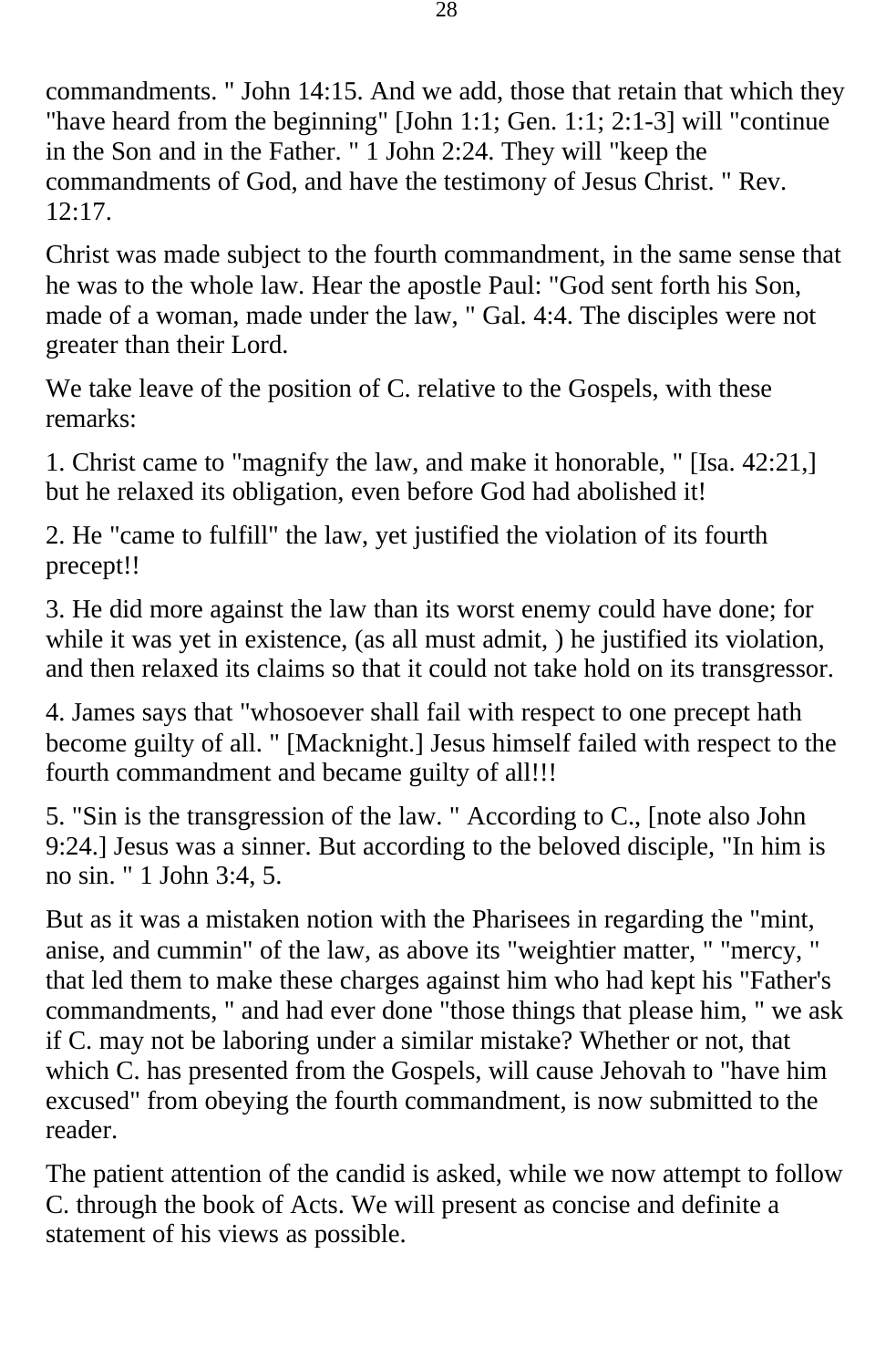commandments. " John 14:15. And we add, those that retain that which they "have heard from the beginning" [John 1:1; Gen. 1:1; 2:1-3] will "continue in the Son and in the Father. " 1 John 2:24. They will "keep the commandments of God, and have the testimony of Jesus Christ. " Rev. 12:17.

Christ was made subject to the fourth commandment, in the same sense that he was to the whole law. Hear the apostle Paul: "God sent forth his Son, made of a woman, made under the law, " Gal. 4:4. The disciples were not greater than their Lord.

We take leave of the position of C. relative to the Gospels, with these remarks:

1. Christ came to "magnify the law, and make it honorable, " [Isa. 42:21,] but he relaxed its obligation, even before God had abolished it!

2. He "came to fulfill" the law, yet justified the violation of its fourth precept!!

3. He did more against the law than its worst enemy could have done; for while it was yet in existence, (as all must admit, ) he justified its violation, and then relaxed its claims so that it could not take hold on its transgressor.

4. James says that "whosoever shall fail with respect to one precept hath become guilty of all. " [Macknight.] Jesus himself failed with respect to the fourth commandment and became guilty of all!!!

5. "Sin is the transgression of the law. " According to C., [note also John 9:24.] Jesus was a sinner. But according to the beloved disciple, "In him is no sin. " 1 John 3:4, 5.

But as it was a mistaken notion with the Pharisees in regarding the "mint, anise, and cummin" of the law, as above its "weightier matter, " "mercy, " that led them to make these charges against him who had kept his "Father's commandments, " and had ever done "those things that please him, " we ask if C. may not be laboring under a similar mistake? Whether or not, that which C. has presented from the Gospels, will cause Jehovah to "have him excused" from obeying the fourth commandment, is now submitted to the reader.

The patient attention of the candid is asked, while we now attempt to follow C. through the book of Acts. We will present as concise and definite a statement of his views as possible.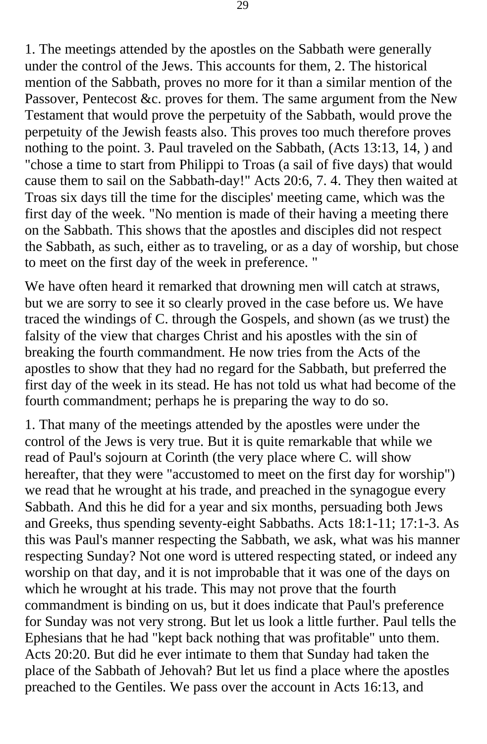1. The meetings attended by the apostles on the Sabbath were generally under the control of the Jews. This accounts for them, 2. The historical mention of the Sabbath, proves no more for it than a similar mention of the Passover, Pentecost &c. proves for them. The same argument from the New Testament that would prove the perpetuity of the Sabbath, would prove the perpetuity of the Jewish feasts also. This proves too much therefore proves nothing to the point. 3. Paul traveled on the Sabbath, (Acts 13:13, 14, ) and "chose a time to start from Philippi to Troas (a sail of five days) that would cause them to sail on the Sabbath-day!" Acts 20:6, 7. 4. They then waited at Troas six days till the time for the disciples' meeting came, which was the first day of the week. "No mention is made of their having a meeting there on the Sabbath. This shows that the apostles and disciples did not respect the Sabbath, as such, either as to traveling, or as a day of worship, but chose to meet on the first day of the week in preference. "

We have often heard it remarked that drowning men will catch at straws, but we are sorry to see it so clearly proved in the case before us. We have traced the windings of C. through the Gospels, and shown (as we trust) the falsity of the view that charges Christ and his apostles with the sin of breaking the fourth commandment. He now tries from the Acts of the apostles to show that they had no regard for the Sabbath, but preferred the first day of the week in its stead. He has not told us what had become of the fourth commandment; perhaps he is preparing the way to do so.

1. That many of the meetings attended by the apostles were under the control of the Jews is very true. But it is quite remarkable that while we read of Paul's sojourn at Corinth (the very place where C. will show hereafter, that they were "accustomed to meet on the first day for worship") we read that he wrought at his trade, and preached in the synagogue every Sabbath. And this he did for a year and six months, persuading both Jews and Greeks, thus spending seventy-eight Sabbaths. Acts 18:1-11; 17:1-3. As this was Paul's manner respecting the Sabbath, we ask, what was his manner respecting Sunday? Not one word is uttered respecting stated, or indeed any worship on that day, and it is not improbable that it was one of the days on which he wrought at his trade. This may not prove that the fourth commandment is binding on us, but it does indicate that Paul's preference for Sunday was not very strong. But let us look a little further. Paul tells the Ephesians that he had "kept back nothing that was profitable" unto them. Acts 20:20. But did he ever intimate to them that Sunday had taken the place of the Sabbath of Jehovah? But let us find a place where the apostles preached to the Gentiles. We pass over the account in Acts 16:13, and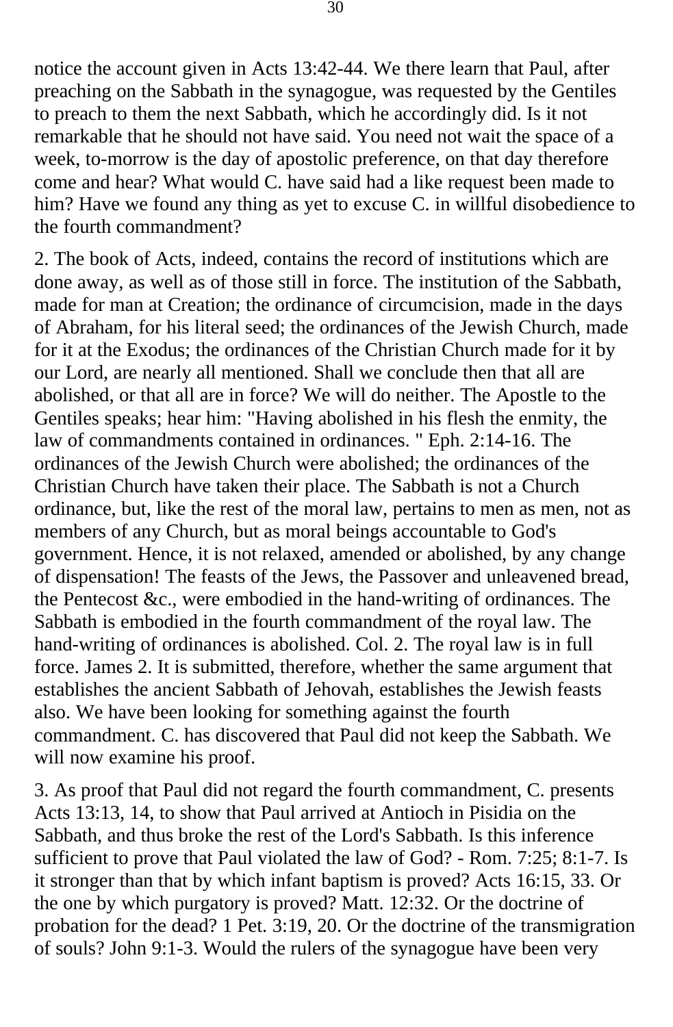notice the account given in Acts 13:42-44. We there learn that Paul, after preaching on the Sabbath in the synagogue, was requested by the Gentiles to preach to them the next Sabbath, which he accordingly did. Is it not remarkable that he should not have said. You need not wait the space of a week, to-morrow is the day of apostolic preference, on that day therefore come and hear? What would C. have said had a like request been made to him? Have we found any thing as yet to excuse C. in willful disobedience to the fourth commandment?

2. The book of Acts, indeed, contains the record of institutions which are done away, as well as of those still in force. The institution of the Sabbath, made for man at Creation; the ordinance of circumcision, made in the days of Abraham, for his literal seed; the ordinances of the Jewish Church, made for it at the Exodus; the ordinances of the Christian Church made for it by our Lord, are nearly all mentioned. Shall we conclude then that all are abolished, or that all are in force? We will do neither. The Apostle to the Gentiles speaks; hear him: "Having abolished in his flesh the enmity, the law of commandments contained in ordinances. " Eph. 2:14-16. The ordinances of the Jewish Church were abolished; the ordinances of the Christian Church have taken their place. The Sabbath is not a Church ordinance, but, like the rest of the moral law, pertains to men as men, not as members of any Church, but as moral beings accountable to God's government. Hence, it is not relaxed, amended or abolished, by any change of dispensation! The feasts of the Jews, the Passover and unleavened bread, the Pentecost &c., were embodied in the hand-writing of ordinances. The Sabbath is embodied in the fourth commandment of the royal law. The hand-writing of ordinances is abolished. Col. 2. The royal law is in full force. James 2. It is submitted, therefore, whether the same argument that establishes the ancient Sabbath of Jehovah, establishes the Jewish feasts also. We have been looking for something against the fourth commandment. C. has discovered that Paul did not keep the Sabbath. We will now examine his proof.

3. As proof that Paul did not regard the fourth commandment, C. presents Acts 13:13, 14, to show that Paul arrived at Antioch in Pisidia on the Sabbath, and thus broke the rest of the Lord's Sabbath. Is this inference sufficient to prove that Paul violated the law of God? - Rom. 7:25; 8:1-7. Is it stronger than that by which infant baptism is proved? Acts 16:15, 33. Or the one by which purgatory is proved? Matt. 12:32. Or the doctrine of probation for the dead? 1 Pet. 3:19, 20. Or the doctrine of the transmigration of souls? John 9:1-3. Would the rulers of the synagogue have been very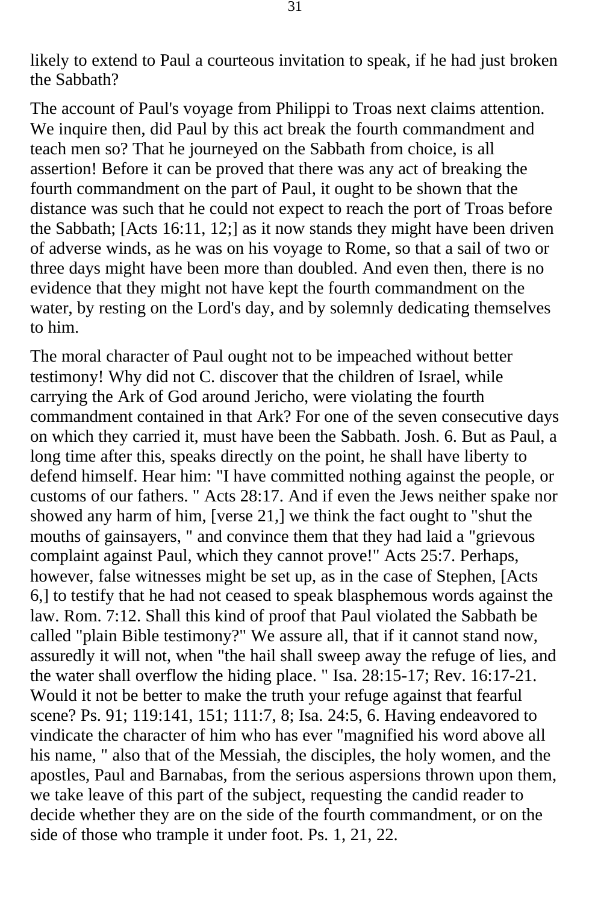likely to extend to Paul a courteous invitation to speak, if he had just broken the Sabbath?

The account of Paul's voyage from Philippi to Troas next claims attention. We inquire then, did Paul by this act break the fourth commandment and teach men so? That he journeyed on the Sabbath from choice, is all assertion! Before it can be proved that there was any act of breaking the fourth commandment on the part of Paul, it ought to be shown that the distance was such that he could not expect to reach the port of Troas before the Sabbath; [Acts 16:11, 12;] as it now stands they might have been driven of adverse winds, as he was on his voyage to Rome, so that a sail of two or three days might have been more than doubled. And even then, there is no evidence that they might not have kept the fourth commandment on the water, by resting on the Lord's day, and by solemnly dedicating themselves to him.

The moral character of Paul ought not to be impeached without better testimony! Why did not C. discover that the children of Israel, while carrying the Ark of God around Jericho, were violating the fourth commandment contained in that Ark? For one of the seven consecutive days on which they carried it, must have been the Sabbath. Josh. 6. But as Paul, a long time after this, speaks directly on the point, he shall have liberty to defend himself. Hear him: "I have committed nothing against the people, or customs of our fathers. " Acts 28:17. And if even the Jews neither spake nor showed any harm of him, [verse 21,] we think the fact ought to "shut the mouths of gainsayers, " and convince them that they had laid a "grievous complaint against Paul, which they cannot prove!" Acts 25:7. Perhaps, however, false witnesses might be set up, as in the case of Stephen, [Acts 6,] to testify that he had not ceased to speak blasphemous words against the law. Rom. 7:12. Shall this kind of proof that Paul violated the Sabbath be called "plain Bible testimony?" We assure all, that if it cannot stand now, assuredly it will not, when "the hail shall sweep away the refuge of lies, and the water shall overflow the hiding place. " Isa. 28:15-17; Rev. 16:17-21. Would it not be better to make the truth your refuge against that fearful scene? Ps. 91; 119:141, 151; 111:7, 8; Isa. 24:5, 6. Having endeavored to vindicate the character of him who has ever "magnified his word above all his name, " also that of the Messiah, the disciples, the holy women, and the apostles, Paul and Barnabas, from the serious aspersions thrown upon them, we take leave of this part of the subject, requesting the candid reader to decide whether they are on the side of the fourth commandment, or on the side of those who trample it under foot. Ps. 1, 21, 22.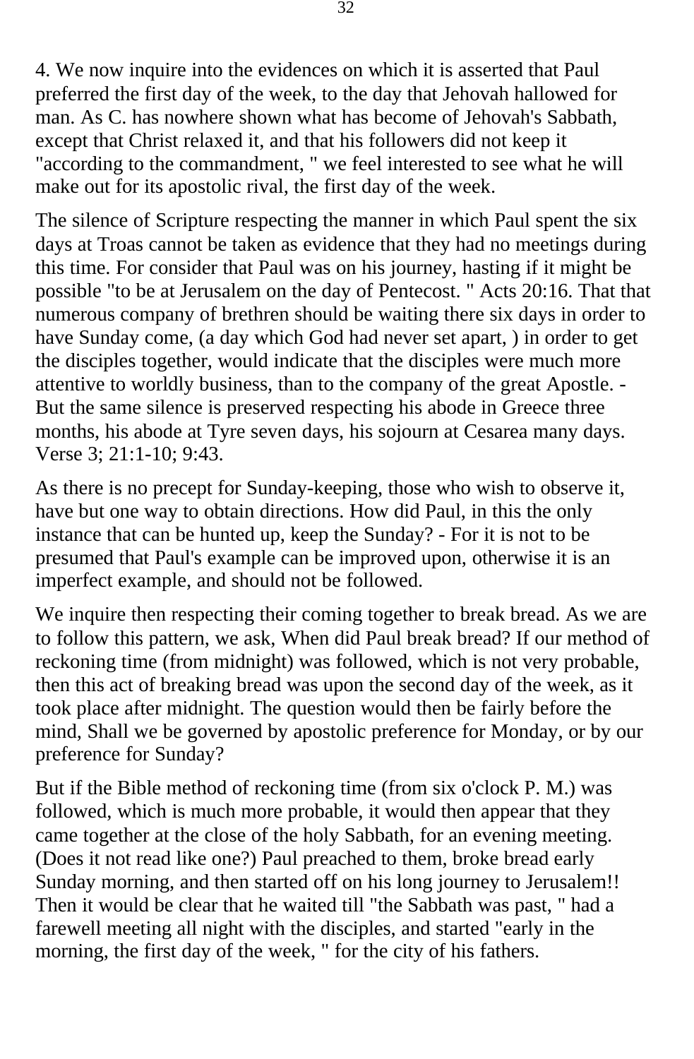4. We now inquire into the evidences on which it is asserted that Paul preferred the first day of the week, to the day that Jehovah hallowed for man. As C. has nowhere shown what has become of Jehovah's Sabbath, except that Christ relaxed it, and that his followers did not keep it "according to the commandment, " we feel interested to see what he will make out for its apostolic rival, the first day of the week.

The silence of Scripture respecting the manner in which Paul spent the six days at Troas cannot be taken as evidence that they had no meetings during this time. For consider that Paul was on his journey, hasting if it might be possible "to be at Jerusalem on the day of Pentecost. " Acts 20:16. That that numerous company of brethren should be waiting there six days in order to have Sunday come, (a day which God had never set apart, ) in order to get the disciples together, would indicate that the disciples were much more attentive to worldly business, than to the company of the great Apostle. - But the same silence is preserved respecting his abode in Greece three months, his abode at Tyre seven days, his sojourn at Cesarea many days. Verse 3; 21:1-10; 9:43.

As there is no precept for Sunday-keeping, those who wish to observe it, have but one way to obtain directions. How did Paul, in this the only instance that can be hunted up, keep the Sunday? - For it is not to be presumed that Paul's example can be improved upon, otherwise it is an imperfect example, and should not be followed.

We inquire then respecting their coming together to break bread. As we are to follow this pattern, we ask, When did Paul break bread? If our method of reckoning time (from midnight) was followed, which is not very probable, then this act of breaking bread was upon the second day of the week, as it took place after midnight. The question would then be fairly before the mind, Shall we be governed by apostolic preference for Monday, or by our preference for Sunday?

But if the Bible method of reckoning time (from six o'clock P. M.) was followed, which is much more probable, it would then appear that they came together at the close of the holy Sabbath, for an evening meeting. (Does it not read like one?) Paul preached to them, broke bread early Sunday morning, and then started off on his long journey to Jerusalem!! Then it would be clear that he waited till "the Sabbath was past, " had a farewell meeting all night with the disciples, and started "early in the morning, the first day of the week, " for the city of his fathers.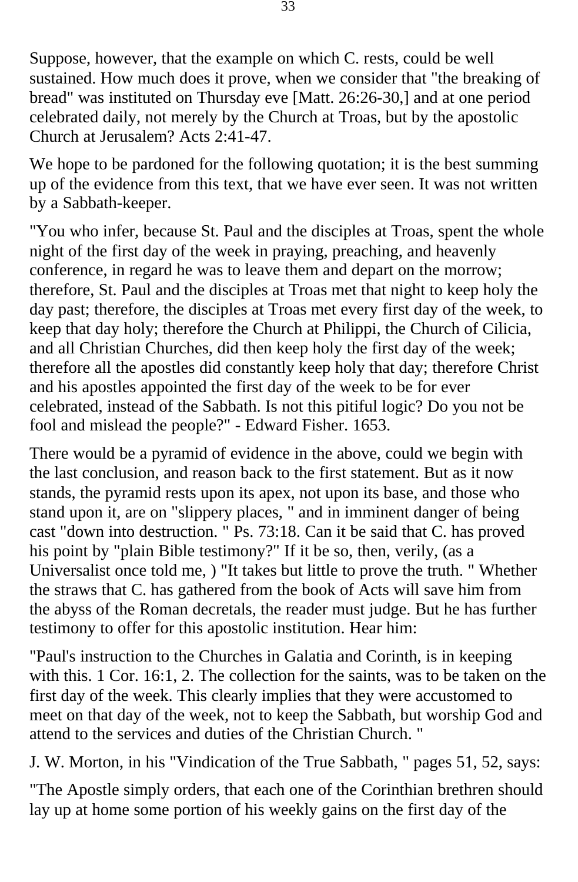Suppose, however, that the example on which C. rests, could be well sustained. How much does it prove, when we consider that "the breaking of bread" was instituted on Thursday eve [Matt. 26:26-30,] and at one period celebrated daily, not merely by the Church at Troas, but by the apostolic Church at Jerusalem? Acts 2:41-47.

We hope to be pardoned for the following quotation; it is the best summing up of the evidence from this text, that we have ever seen. It was not written by a Sabbath-keeper.

"You who infer, because St. Paul and the disciples at Troas, spent the whole night of the first day of the week in praying, preaching, and heavenly conference, in regard he was to leave them and depart on the morrow; therefore, St. Paul and the disciples at Troas met that night to keep holy the day past; therefore, the disciples at Troas met every first day of the week, to keep that day holy; therefore the Church at Philippi, the Church of Cilicia, and all Christian Churches, did then keep holy the first day of the week; therefore all the apostles did constantly keep holy that day; therefore Christ and his apostles appointed the first day of the week to be for ever celebrated, instead of the Sabbath. Is not this pitiful logic? Do you not be fool and mislead the people?" - Edward Fisher. 1653.

There would be a pyramid of evidence in the above, could we begin with the last conclusion, and reason back to the first statement. But as it now stands, the pyramid rests upon its apex, not upon its base, and those who stand upon it, are on "slippery places, " and in imminent danger of being cast "down into destruction. " Ps. 73:18. Can it be said that C. has proved his point by "plain Bible testimony?" If it be so, then, verily, (as a Universalist once told me, ) "It takes but little to prove the truth. " Whether the straws that C. has gathered from the book of Acts will save him from the abyss of the Roman decretals, the reader must judge. But he has further testimony to offer for this apostolic institution. Hear him:

"Paul's instruction to the Churches in Galatia and Corinth, is in keeping with this. 1 Cor. 16:1, 2. The collection for the saints, was to be taken on the first day of the week. This clearly implies that they were accustomed to meet on that day of the week, not to keep the Sabbath, but worship God and attend to the services and duties of the Christian Church. "

J. W. Morton, in his "Vindication of the True Sabbath, " pages 51, 52, says:

"The Apostle simply orders, that each one of the Corinthian brethren should lay up at home some portion of his weekly gains on the first day of the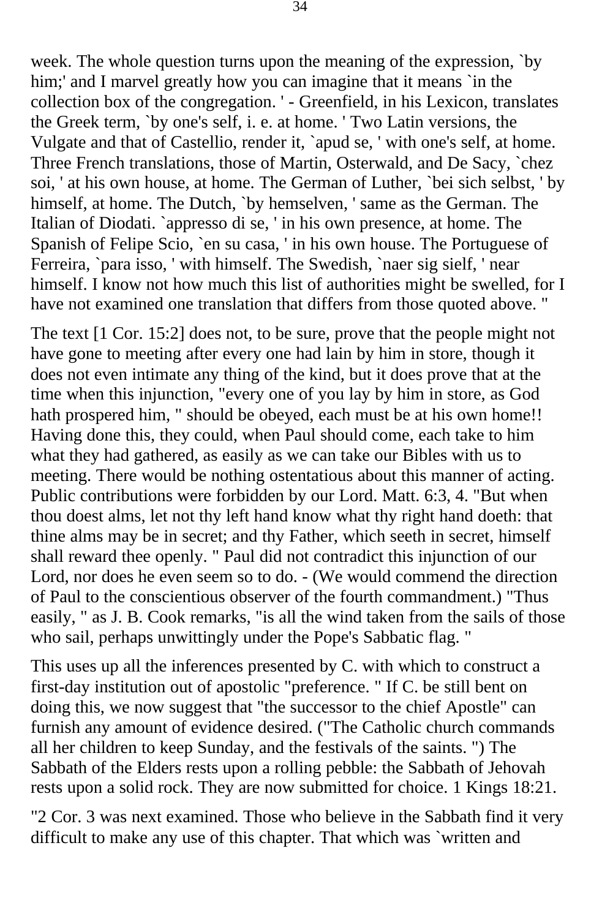week. The whole question turns upon the meaning of the expression, `by him;' and I marvel greatly how you can imagine that it means `in the collection box of the congregation. ' - Greenfield, in his Lexicon, translates the Greek term, `by one's self, i. e. at home. ' Two Latin versions, the Vulgate and that of Castellio, render it, `apud se, ' with one's self, at home. Three French translations, those of Martin, Osterwald, and De Sacy, `chez soi, ' at his own house, at home. The German of Luther, `bei sich selbst, ' by himself, at home. The Dutch, `by hemselven, ' same as the German. The Italian of Diodati. `appresso di se, ' in his own presence, at home. The Spanish of Felipe Scio, `en su casa, ' in his own house. The Portuguese of Ferreira, `para isso, ' with himself. The Swedish, `naer sig sielf, ' near himself. I know not how much this list of authorities might be swelled, for I have not examined one translation that differs from those quoted above. "

The text [1 Cor. 15:2] does not, to be sure, prove that the people might not have gone to meeting after every one had lain by him in store, though it does not even intimate any thing of the kind, but it does prove that at the time when this injunction, "every one of you lay by him in store, as God hath prospered him, " should be obeyed, each must be at his own home!! Having done this, they could, when Paul should come, each take to him what they had gathered, as easily as we can take our Bibles with us to meeting. There would be nothing ostentatious about this manner of acting. Public contributions were forbidden by our Lord. Matt. 6:3, 4. "But when thou doest alms, let not thy left hand know what thy right hand doeth: that thine alms may be in secret; and thy Father, which seeth in secret, himself shall reward thee openly. " Paul did not contradict this injunction of our Lord, nor does he even seem so to do. - (We would commend the direction of Paul to the conscientious observer of the fourth commandment.) "Thus easily, " as J. B. Cook remarks, "is all the wind taken from the sails of those who sail, perhaps unwittingly under the Pope's Sabbatic flag. "

This uses up all the inferences presented by C. with which to construct a first-day institution out of apostolic "preference. " If C. be still bent on doing this, we now suggest that "the successor to the chief Apostle" can furnish any amount of evidence desired. ("The Catholic church commands all her children to keep Sunday, and the festivals of the saints. ") The Sabbath of the Elders rests upon a rolling pebble: the Sabbath of Jehovah rests upon a solid rock. They are now submitted for choice. 1 Kings 18:21.

"2 Cor. 3 was next examined. Those who believe in the Sabbath find it very difficult to make any use of this chapter. That which was `written and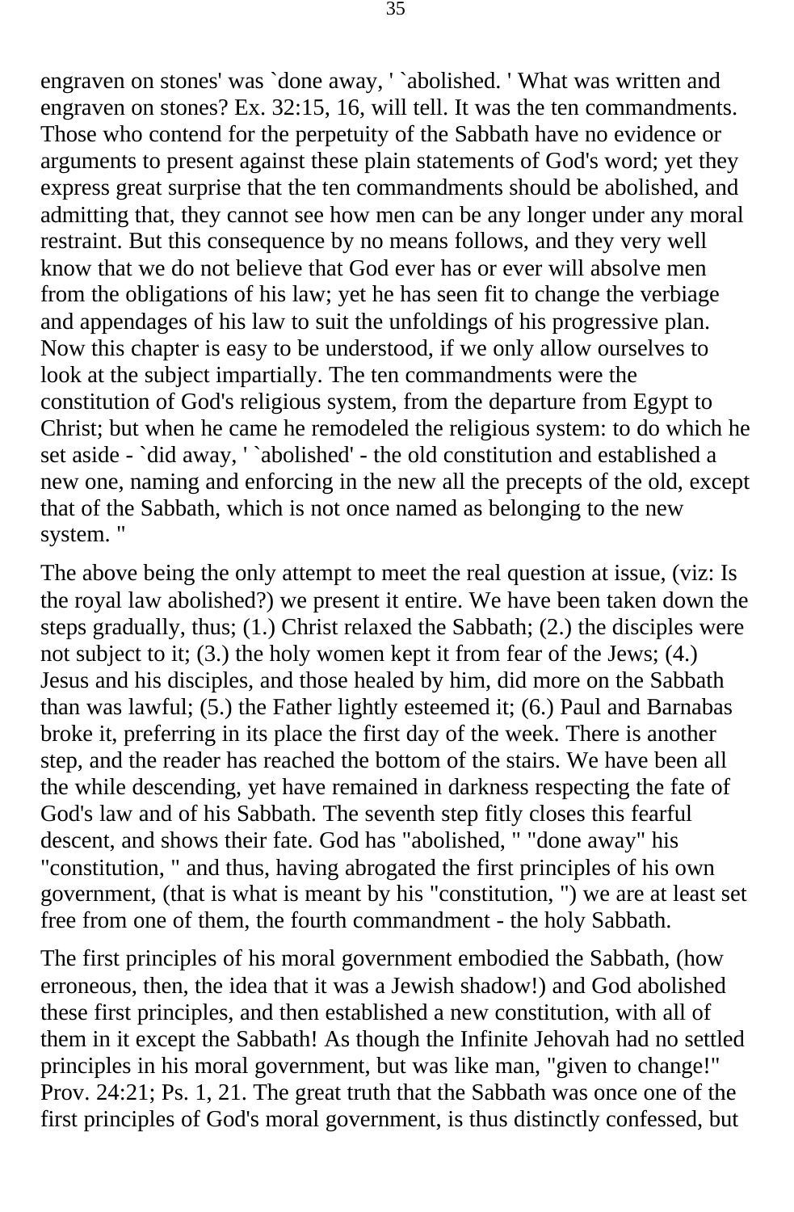engraven on stones' was `done away, ' `abolished. ' What was written and engraven on stones? Ex. 32:15, 16, will tell. It was the ten commandments. Those who contend for the perpetuity of the Sabbath have no evidence or arguments to present against these plain statements of God's word; yet they express great surprise that the ten commandments should be abolished, and admitting that, they cannot see how men can be any longer under any moral restraint. But this consequence by no means follows, and they very well know that we do not believe that God ever has or ever will absolve men from the obligations of his law; yet he has seen fit to change the verbiage and appendages of his law to suit the unfoldings of his progressive plan. Now this chapter is easy to be understood, if we only allow ourselves to look at the subject impartially. The ten commandments were the constitution of God's religious system, from the departure from Egypt to Christ; but when he came he remodeled the religious system: to do which he set aside - `did away, ' `abolished' - the old constitution and established a new one, naming and enforcing in the new all the precepts of the old, except that of the Sabbath, which is not once named as belonging to the new system. "

The above being the only attempt to meet the real question at issue, (viz: Is the royal law abolished?) we present it entire. We have been taken down the steps gradually, thus; (1.) Christ relaxed the Sabbath; (2.) the disciples were not subject to it; (3.) the holy women kept it from fear of the Jews; (4.) Jesus and his disciples, and those healed by him, did more on the Sabbath than was lawful; (5.) the Father lightly esteemed it; (6.) Paul and Barnabas broke it, preferring in its place the first day of the week. There is another step, and the reader has reached the bottom of the stairs. We have been all the while descending, yet have remained in darkness respecting the fate of God's law and of his Sabbath. The seventh step fitly closes this fearful descent, and shows their fate. God has "abolished, " "done away" his "constitution, " and thus, having abrogated the first principles of his own government, (that is what is meant by his "constitution, ") we are at least set free from one of them, the fourth commandment - the holy Sabbath.

The first principles of his moral government embodied the Sabbath, (how erroneous, then, the idea that it was a Jewish shadow!) and God abolished these first principles, and then established a new constitution, with all of them in it except the Sabbath! As though the Infinite Jehovah had no settled principles in his moral government, but was like man, "given to change!" Prov. 24:21; Ps. 1, 21. The great truth that the Sabbath was once one of the first principles of God's moral government, is thus distinctly confessed, but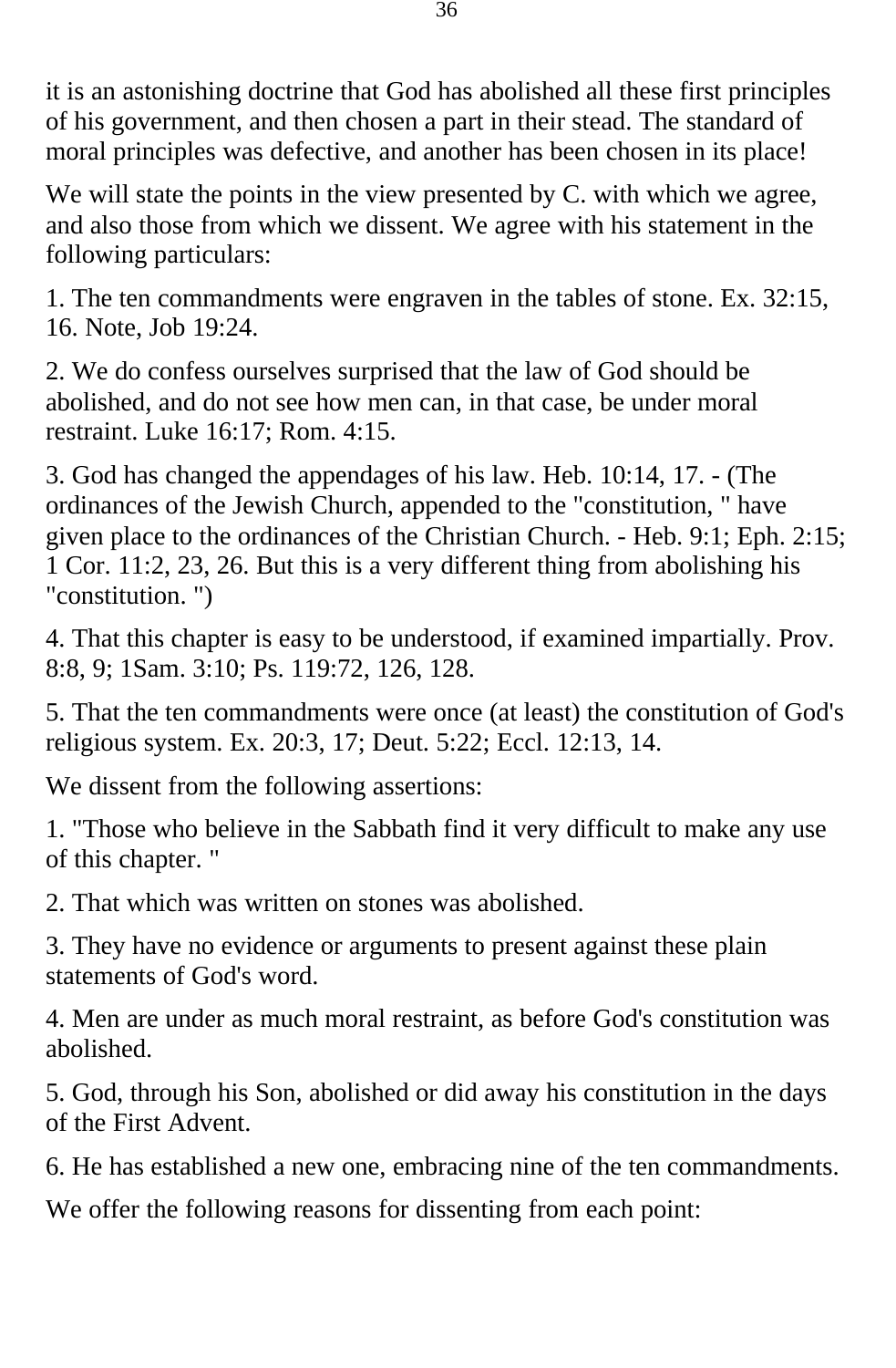it is an astonishing doctrine that God has abolished all these first principles of his government, and then chosen a part in their stead. The standard of moral principles was defective, and another has been chosen in its place!

We will state the points in the view presented by C. with which we agree, and also those from which we dissent. We agree with his statement in the following particulars:

1. The ten commandments were engraven in the tables of stone. Ex. 32:15, 16. Note, Job 19:24.

2. We do confess ourselves surprised that the law of God should be abolished, and do not see how men can, in that case, be under moral restraint. Luke 16:17; Rom. 4:15.

3. God has changed the appendages of his law. Heb. 10:14, 17. - (The ordinances of the Jewish Church, appended to the "constitution, " have given place to the ordinances of the Christian Church. - Heb. 9:1; Eph. 2:15; 1 Cor. 11:2, 23, 26. But this is a very different thing from abolishing his "constitution. ")

4. That this chapter is easy to be understood, if examined impartially. Prov. 8:8, 9; 1Sam. 3:10; Ps. 119:72, 126, 128.

5. That the ten commandments were once (at least) the constitution of God's religious system. Ex. 20:3, 17; Deut. 5:22; Eccl. 12:13, 14.

We dissent from the following assertions:

1. "Those who believe in the Sabbath find it very difficult to make any use of this chapter. "

2. That which was written on stones was abolished.

3. They have no evidence or arguments to present against these plain statements of God's word.

4. Men are under as much moral restraint, as before God's constitution was abolished.

5. God, through his Son, abolished or did away his constitution in the days of the First Advent.

6. He has established a new one, embracing nine of the ten commandments.

We offer the following reasons for dissenting from each point: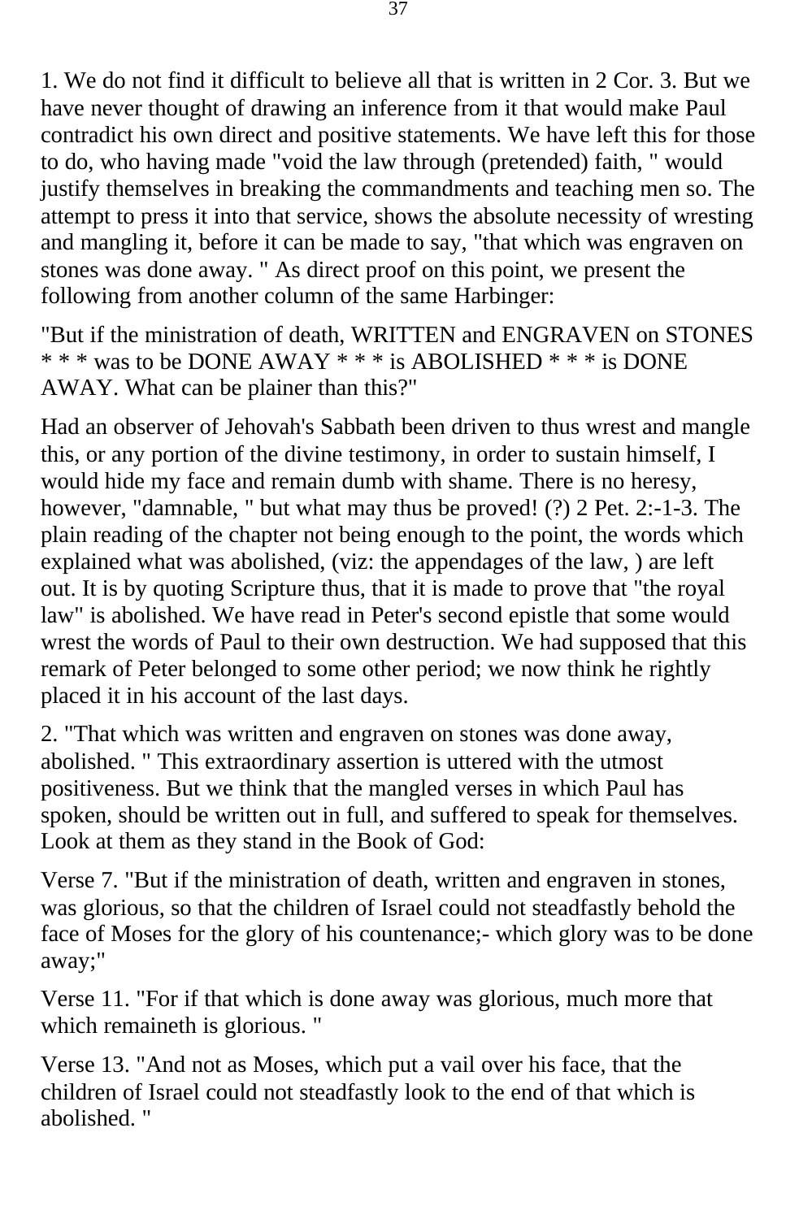1. We do not find it difficult to believe all that is written in 2 Cor. 3. But we have never thought of drawing an inference from it that would make Paul contradict his own direct and positive statements. We have left this for those to do, who having made "void the law through (pretended) faith, " would justify themselves in breaking the commandments and teaching men so. The attempt to press it into that service, shows the absolute necessity of wresting and mangling it, before it can be made to say, "that which was engraven on stones was done away. " As direct proof on this point, we present the following from another column of the same Harbinger:

"But if the ministration of death, WRITTEN and ENGRAVEN on STONES * * * was to be DONE AWAY * * * is ABOLISHED * * * is DONE AWAY. What can be plainer than this?"

Had an observer of Jehovah's Sabbath been driven to thus wrest and mangle this, or any portion of the divine testimony, in order to sustain himself, I would hide my face and remain dumb with shame. There is no heresy, however, "damnable, " but what may thus be proved! (?) 2 Pet. 2:-1-3. The plain reading of the chapter not being enough to the point, the words which explained what was abolished, (viz: the appendages of the law, ) are left out. It is by quoting Scripture thus, that it is made to prove that "the royal law" is abolished. We have read in Peter's second epistle that some would wrest the words of Paul to their own destruction. We had supposed that this remark of Peter belonged to some other period; we now think he rightly placed it in his account of the last days.

2. "That which was written and engraven on stones was done away, abolished. " This extraordinary assertion is uttered with the utmost positiveness. But we think that the mangled verses in which Paul has spoken, should be written out in full, and suffered to speak for themselves. Look at them as they stand in the Book of God:

Verse 7. "But if the ministration of death, written and engraven in stones, was glorious, so that the children of Israel could not steadfastly behold the face of Moses for the glory of his countenance;- which glory was to be done away;"

Verse 11. "For if that which is done away was glorious, much more that which remaineth is glorious. "

Verse 13. "And not as Moses, which put a vail over his face, that the children of Israel could not steadfastly look to the end of that which is abolished. "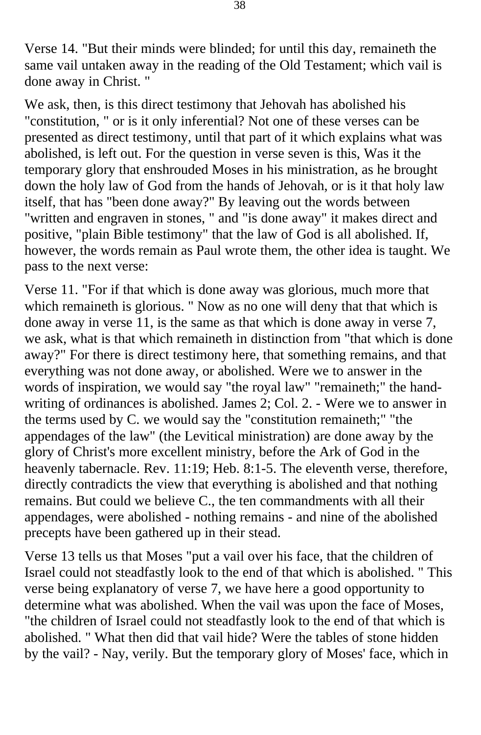Verse 14. "But their minds were blinded; for until this day, remaineth the same vail untaken away in the reading of the Old Testament; which vail is done away in Christ. "

We ask, then, is this direct testimony that Jehovah has abolished his "constitution, " or is it only inferential? Not one of these verses can be presented as direct testimony, until that part of it which explains what was abolished, is left out. For the question in verse seven is this, Was it the temporary glory that enshrouded Moses in his ministration, as he brought down the holy law of God from the hands of Jehovah, or is it that holy law itself, that has "been done away?" By leaving out the words between "written and engraven in stones, " and "is done away" it makes direct and positive, "plain Bible testimony" that the law of God is all abolished. If, however, the words remain as Paul wrote them, the other idea is taught. We pass to the next verse:

Verse 11. "For if that which is done away was glorious, much more that which remaineth is glorious. " Now as no one will deny that that which is done away in verse 11, is the same as that which is done away in verse 7, we ask, what is that which remaineth in distinction from "that which is done away?" For there is direct testimony here, that something remains, and that everything was not done away, or abolished. Were we to answer in the words of inspiration, we would say "the royal law" "remaineth;" the hand-writing of ordinances is abolished. James 2; Col. 2. - Were we to answer in the terms used by C. we would say the "constitution remaineth;" "the appendages of the law" (the Levitical ministration) are done away by the glory of Christ's more excellent ministry, before the Ark of God in the heavenly tabernacle. Rev. 11:19; Heb. 8:1-5. The eleventh verse, therefore, directly contradicts the view that everything is abolished and that nothing remains. But could we believe C., the ten commandments with all their appendages, were abolished - nothing remains - and nine of the abolished precepts have been gathered up in their stead.

Verse 13 tells us that Moses "put a vail over his face, that the children of Israel could not steadfastly look to the end of that which is abolished. " This verse being explanatory of verse 7, we have here a good opportunity to determine what was abolished. When the vail was upon the face of Moses, "the children of Israel could not steadfastly look to the end of that which is abolished. " What then did that vail hide? Were the tables of stone hidden by the vail? - Nay, verily. But the temporary glory of Moses' face, which in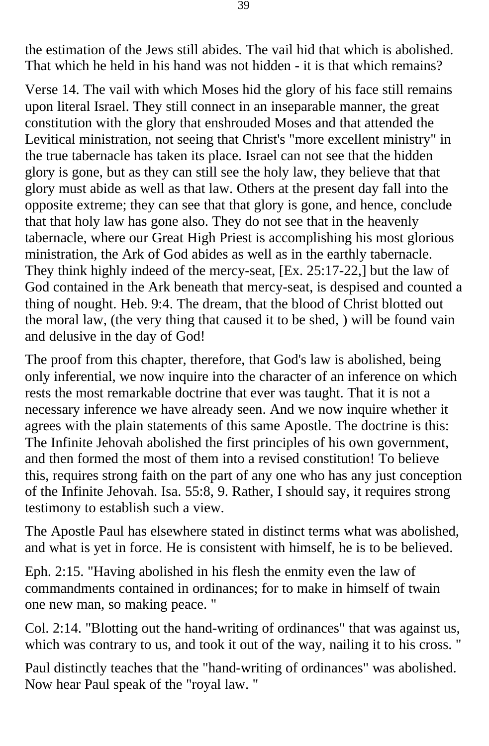the estimation of the Jews still abides. The vail hid that which is abolished. That which he held in his hand was not hidden - it is that which remains?

Verse 14. The vail with which Moses hid the glory of his face still remains upon literal Israel. They still connect in an inseparable manner, the great constitution with the glory that enshrouded Moses and that attended the Levitical ministration, not seeing that Christ's "more excellent ministry" in the true tabernacle has taken its place. Israel can not see that the hidden glory is gone, but as they can still see the holy law, they believe that that glory must abide as well as that law. Others at the present day fall into the opposite extreme; they can see that that glory is gone, and hence, conclude that that holy law has gone also. They do not see that in the heavenly tabernacle, where our Great High Priest is accomplishing his most glorious ministration, the Ark of God abides as well as in the earthly tabernacle. They think highly indeed of the mercy-seat, [Ex. 25:17-22,] but the law of God contained in the Ark beneath that mercy-seat, is despised and counted a thing of nought. Heb. 9:4. The dream, that the blood of Christ blotted out the moral law, (the very thing that caused it to be shed, ) will be found vain and delusive in the day of God!

The proof from this chapter, therefore, that God's law is abolished, being only inferential, we now inquire into the character of an inference on which rests the most remarkable doctrine that ever was taught. That it is not a necessary inference we have already seen. And we now inquire whether it agrees with the plain statements of this same Apostle. The doctrine is this: The Infinite Jehovah abolished the first principles of his own government, and then formed the most of them into a revised constitution! To believe this, requires strong faith on the part of any one who has any just conception of the Infinite Jehovah. Isa. 55:8, 9. Rather, I should say, it requires strong testimony to establish such a view.

The Apostle Paul has elsewhere stated in distinct terms what was abolished, and what is yet in force. He is consistent with himself, he is to be believed.

Eph. 2:15. "Having abolished in his flesh the enmity even the law of commandments contained in ordinances; for to make in himself of twain one new man, so making peace. "

Col. 2:14. "Blotting out the hand-writing of ordinances" that was against us, which was contrary to us, and took it out of the way, nailing it to his cross. "

Paul distinctly teaches that the "hand-writing of ordinances" was abolished. Now hear Paul speak of the "royal law. "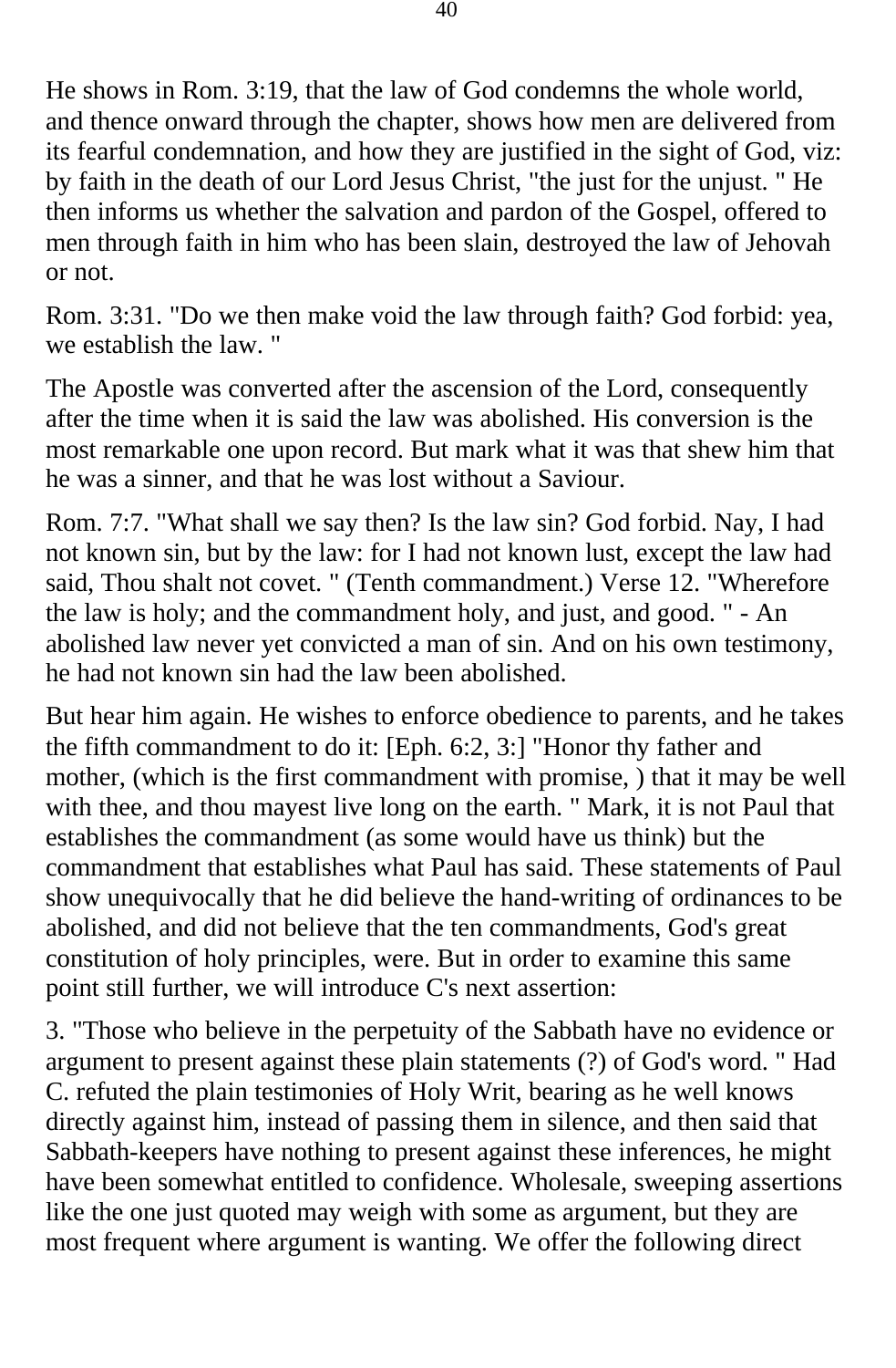He shows in Rom. 3:19, that the law of God condemns the whole world, and thence onward through the chapter, shows how men are delivered from its fearful condemnation, and how they are justified in the sight of God, viz: by faith in the death of our Lord Jesus Christ, "the just for the unjust. " He then informs us whether the salvation and pardon of the Gospel, offered to men through faith in him who has been slain, destroyed the law of Jehovah or not.

Rom. 3:31. "Do we then make void the law through faith? God forbid: yea, we establish the law. "

The Apostle was converted after the ascension of the Lord, consequently after the time when it is said the law was abolished. His conversion is the most remarkable one upon record. But mark what it was that shew him that he was a sinner, and that he was lost without a Saviour.

Rom. 7:7. "What shall we say then? Is the law sin? God forbid. Nay, I had not known sin, but by the law: for I had not known lust, except the law had said, Thou shalt not covet. " (Tenth commandment.) Verse 12. "Wherefore the law is holy; and the commandment holy, and just, and good. " - An abolished law never yet convicted a man of sin. And on his own testimony, he had not known sin had the law been abolished.

But hear him again. He wishes to enforce obedience to parents, and he takes the fifth commandment to do it: [Eph. 6:2, 3:] "Honor thy father and mother, (which is the first commandment with promise, ) that it may be well with thee, and thou mayest live long on the earth. " Mark, it is not Paul that establishes the commandment (as some would have us think) but the commandment that establishes what Paul has said. These statements of Paul show unequivocally that he did believe the hand-writing of ordinances to be abolished, and did not believe that the ten commandments, God's great constitution of holy principles, were. But in order to examine this same point still further, we will introduce C's next assertion:

3. "Those who believe in the perpetuity of the Sabbath have no evidence or argument to present against these plain statements (?) of God's word. " Had C. refuted the plain testimonies of Holy Writ, bearing as he well knows directly against him, instead of passing them in silence, and then said that Sabbath-keepers have nothing to present against these inferences, he might have been somewhat entitled to confidence. Wholesale, sweeping assertions like the one just quoted may weigh with some as argument, but they are most frequent where argument is wanting. We offer the following direct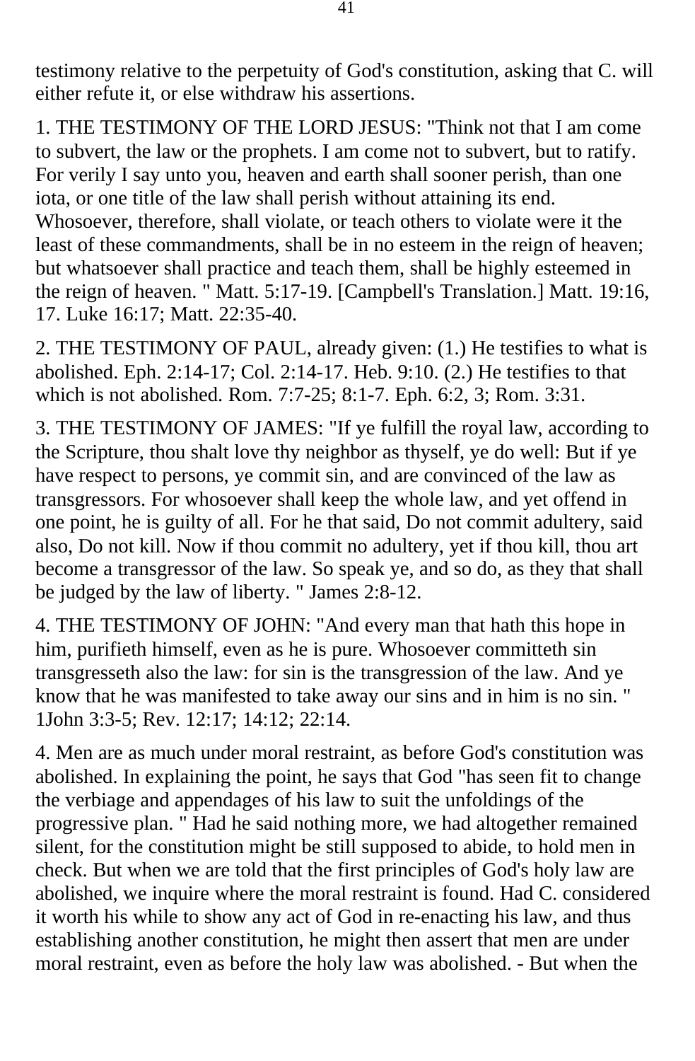testimony relative to the perpetuity of God's constitution, asking that C. will either refute it, or else withdraw his assertions.

1. THE TESTIMONY OF THE LORD JESUS: "Think not that I am come to subvert, the law or the prophets. I am come not to subvert, but to ratify. For verily I say unto you, heaven and earth shall sooner perish, than one iota, or one title of the law shall perish without attaining its end. Whosoever, therefore, shall violate, or teach others to violate were it the least of these commandments, shall be in no esteem in the reign of heaven; but whatsoever shall practice and teach them, shall be highly esteemed in the reign of heaven. " Matt. 5:17-19. [Campbell's Translation.] Matt. 19:16, 17. Luke 16:17; Matt. 22:35-40.

2. THE TESTIMONY OF PAUL, already given: (1.) He testifies to what is abolished. Eph. 2:14-17; Col. 2:14-17. Heb. 9:10. (2.) He testifies to that which is not abolished. Rom. 7:7-25; 8:1-7. Eph. 6:2, 3; Rom. 3:31.

3. THE TESTIMONY OF JAMES: "If ye fulfill the royal law, according to the Scripture, thou shalt love thy neighbor as thyself, ye do well: But if ye have respect to persons, ye commit sin, and are convinced of the law as transgressors. For whosoever shall keep the whole law, and yet offend in one point, he is guilty of all. For he that said, Do not commit adultery, said also, Do not kill. Now if thou commit no adultery, yet if thou kill, thou art become a transgressor of the law. So speak ye, and so do, as they that shall be judged by the law of liberty. " James 2:8-12.

4. THE TESTIMONY OF JOHN: "And every man that hath this hope in him, purifieth himself, even as he is pure. Whosoever committeth sin transgresseth also the law: for sin is the transgression of the law. And ye know that he was manifested to take away our sins and in him is no sin. " 1John 3:3-5; Rev. 12:17; 14:12; 22:14.

4. Men are as much under moral restraint, as before God's constitution was abolished. In explaining the point, he says that God "has seen fit to change the verbiage and appendages of his law to suit the unfoldings of the progressive plan. " Had he said nothing more, we had altogether remained silent, for the constitution might be still supposed to abide, to hold men in check. But when we are told that the first principles of God's holy law are abolished, we inquire where the moral restraint is found. Had C. considered it worth his while to show any act of God in re-enacting his law, and thus establishing another constitution, he might then assert that men are under moral restraint, even as before the holy law was abolished. - But when the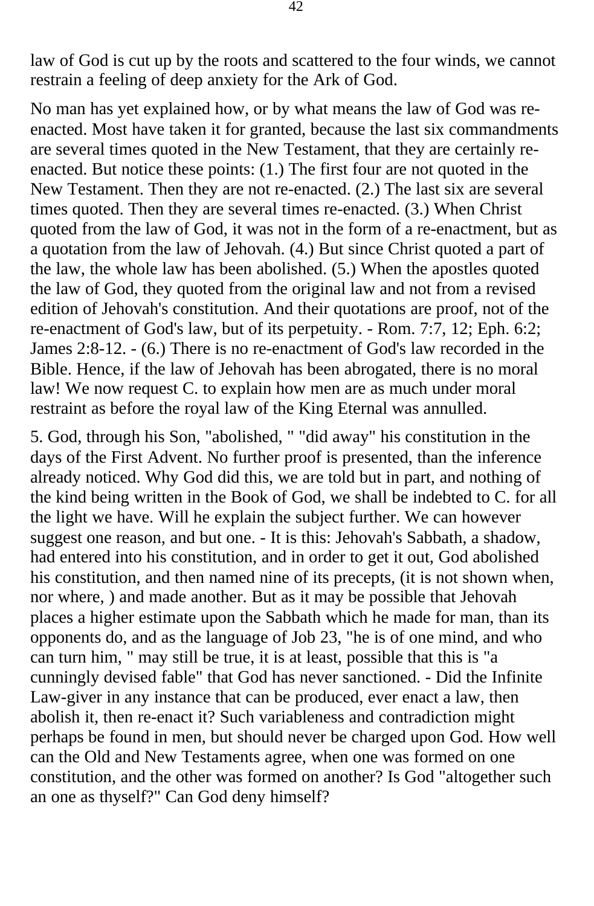law of God is cut up by the roots and scattered to the four winds, we cannot restrain a feeling of deep anxiety for the Ark of God.

No man has yet explained how, or by what means the law of God was re-enacted. Most have taken it for granted, because the last six commandments are several times quoted in the New Testament, that they are certainly re-enacted. But notice these points: (1.) The first four are not quoted in the New Testament. Then they are not re-enacted. (2.) The last six are several times quoted. Then they are several times re-enacted. (3.) When Christ quoted from the law of God, it was not in the form of a re-enactment, but as a quotation from the law of Jehovah. (4.) But since Christ quoted a part of the law, the whole law has been abolished. (5.) When the apostles quoted the law of God, they quoted from the original law and not from a revised edition of Jehovah's constitution. And their quotations are proof, not of the re-enactment of God's law, but of its perpetuity. - Rom. 7:7, 12; Eph. 6:2; James 2:8-12. - (6.) There is no re-enactment of God's law recorded in the Bible. Hence, if the law of Jehovah has been abrogated, there is no moral law! We now request C. to explain how men are as much under moral restraint as before the royal law of the King Eternal was annulled.

5. God, through his Son, "abolished, " "did away" his constitution in the days of the First Advent. No further proof is presented, than the inference already noticed. Why God did this, we are told but in part, and nothing of the kind being written in the Book of God, we shall be indebted to C. for all the light we have. Will he explain the subject further. We can however suggest one reason, and but one. - It is this: Jehovah's Sabbath, a shadow, had entered into his constitution, and in order to get it out, God abolished his constitution, and then named nine of its precepts, (it is not shown when, nor where, ) and made another. But as it may be possible that Jehovah places a higher estimate upon the Sabbath which he made for man, than its opponents do, and as the language of Job 23, "he is of one mind, and who can turn him, " may still be true, it is at least, possible that this is "a cunningly devised fable" that God has never sanctioned. - Did the Infinite Law-giver in any instance that can be produced, ever enact a law, then abolish it, then re-enact it? Such variableness and contradiction might perhaps be found in men, but should never be charged upon God. How well can the Old and New Testaments agree, when one was formed on one constitution, and the other was formed on another? Is God "altogether such an one as thyself?" Can God deny himself?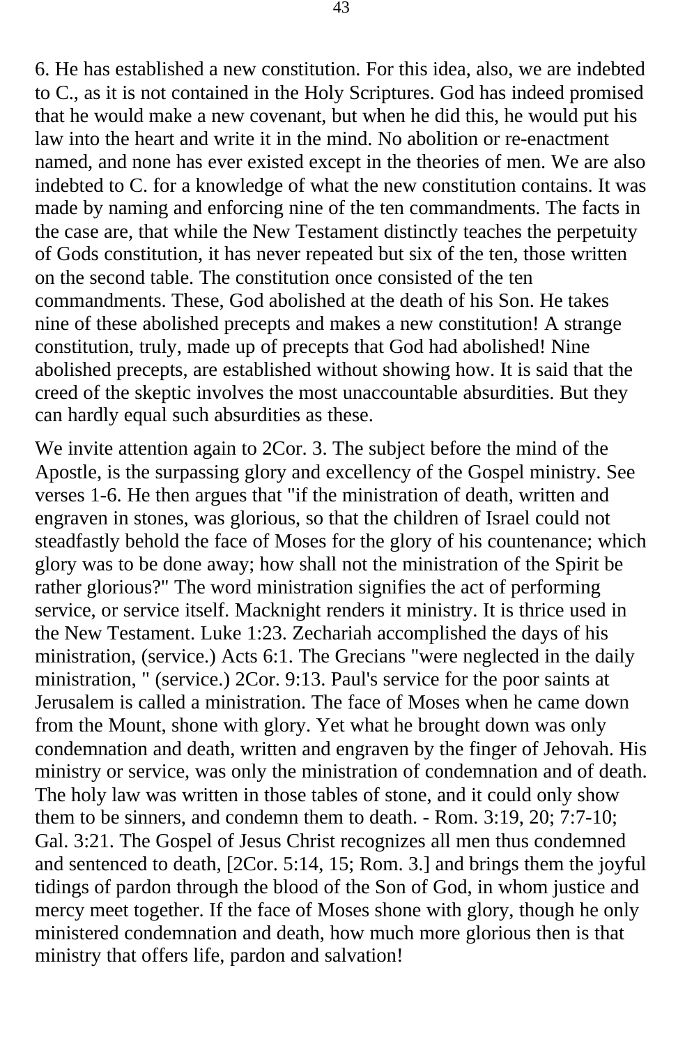6. He has established a new constitution. For this idea, also, we are indebted to C., as it is not contained in the Holy Scriptures. God has indeed promised that he would make a new covenant, but when he did this, he would put his law into the heart and write it in the mind. No abolition or re-enactment named, and none has ever existed except in the theories of men. We are also indebted to C. for a knowledge of what the new constitution contains. It was made by naming and enforcing nine of the ten commandments. The facts in the case are, that while the New Testament distinctly teaches the perpetuity of Gods constitution, it has never repeated but six of the ten, those written on the second table. The constitution once consisted of the ten commandments. These, God abolished at the death of his Son. He takes nine of these abolished precepts and makes a new constitution! A strange constitution, truly, made up of precepts that God had abolished! Nine abolished precepts, are established without showing how. It is said that the creed of the skeptic involves the most unaccountable absurdities. But they can hardly equal such absurdities as these.

We invite attention again to 2Cor. 3. The subject before the mind of the Apostle, is the surpassing glory and excellency of the Gospel ministry. See verses 1-6. He then argues that "if the ministration of death, written and engraven in stones, was glorious, so that the children of Israel could not steadfastly behold the face of Moses for the glory of his countenance; which glory was to be done away; how shall not the ministration of the Spirit be rather glorious?" The word ministration signifies the act of performing service, or service itself. Macknight renders it ministry. It is thrice used in the New Testament. Luke 1:23. Zechariah accomplished the days of his ministration, (service.) Acts 6:1. The Grecians "were neglected in the daily ministration, " (service.) 2Cor. 9:13. Paul's service for the poor saints at Jerusalem is called a ministration. The face of Moses when he came down from the Mount, shone with glory. Yet what he brought down was only condemnation and death, written and engraven by the finger of Jehovah. His ministry or service, was only the ministration of condemnation and of death. The holy law was written in those tables of stone, and it could only show them to be sinners, and condemn them to death. - Rom. 3:19, 20; 7:7-10; Gal. 3:21. The Gospel of Jesus Christ recognizes all men thus condemned and sentenced to death, [2Cor. 5:14, 15; Rom. 3.] and brings them the joyful tidings of pardon through the blood of the Son of God, in whom justice and mercy meet together. If the face of Moses shone with glory, though he only ministered condemnation and death, how much more glorious then is that ministry that offers life, pardon and salvation!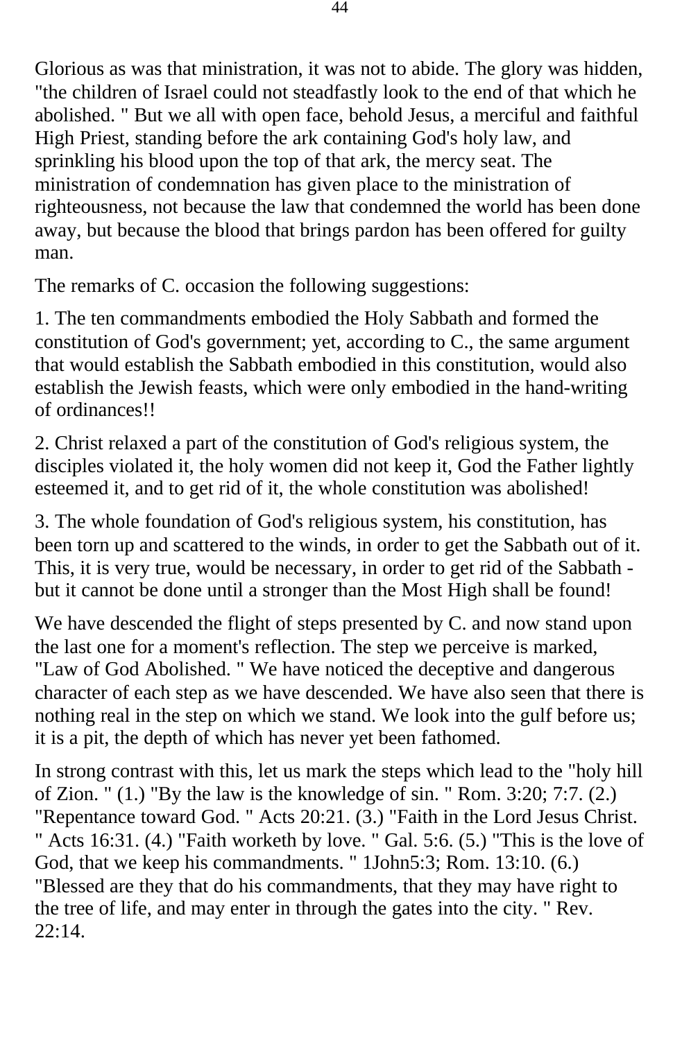Glorious as was that ministration, it was not to abide. The glory was hidden, "the children of Israel could not steadfastly look to the end of that which he abolished. " But we all with open face, behold Jesus, a merciful and faithful High Priest, standing before the ark containing God's holy law, and sprinkling his blood upon the top of that ark, the mercy seat. The ministration of condemnation has given place to the ministration of righteousness, not because the law that condemned the world has been done away, but because the blood that brings pardon has been offered for guilty man.

The remarks of C. occasion the following suggestions:

1. The ten commandments embodied the Holy Sabbath and formed the constitution of God's government; yet, according to C., the same argument that would establish the Sabbath embodied in this constitution, would also establish the Jewish feasts, which were only embodied in the hand-writing of ordinances!!

2. Christ relaxed a part of the constitution of God's religious system, the disciples violated it, the holy women did not keep it, God the Father lightly esteemed it, and to get rid of it, the whole constitution was abolished!

3. The whole foundation of God's religious system, his constitution, has been torn up and scattered to the winds, in order to get the Sabbath out of it. This, it is very true, would be necessary, in order to get rid of the Sabbath - but it cannot be done until a stronger than the Most High shall be found!

We have descended the flight of steps presented by C. and now stand upon the last one for a moment's reflection. The step we perceive is marked, "Law of God Abolished. " We have noticed the deceptive and dangerous character of each step as we have descended. We have also seen that there is nothing real in the step on which we stand. We look into the gulf before us; it is a pit, the depth of which has never yet been fathomed.

In strong contrast with this, let us mark the steps which lead to the "holy hill of Zion. " (1.) "By the law is the knowledge of sin. " Rom. 3:20; 7:7. (2.) "Repentance toward God. " Acts 20:21. (3.) "Faith in the Lord Jesus Christ. " Acts 16:31. (4.) "Faith worketh by love. " Gal. 5:6. (5.) "This is the love of God, that we keep his commandments. " 1John5:3; Rom. 13:10. (6.) "Blessed are they that do his commandments, that they may have right to the tree of life, and may enter in through the gates into the city. " Rev. 22:14.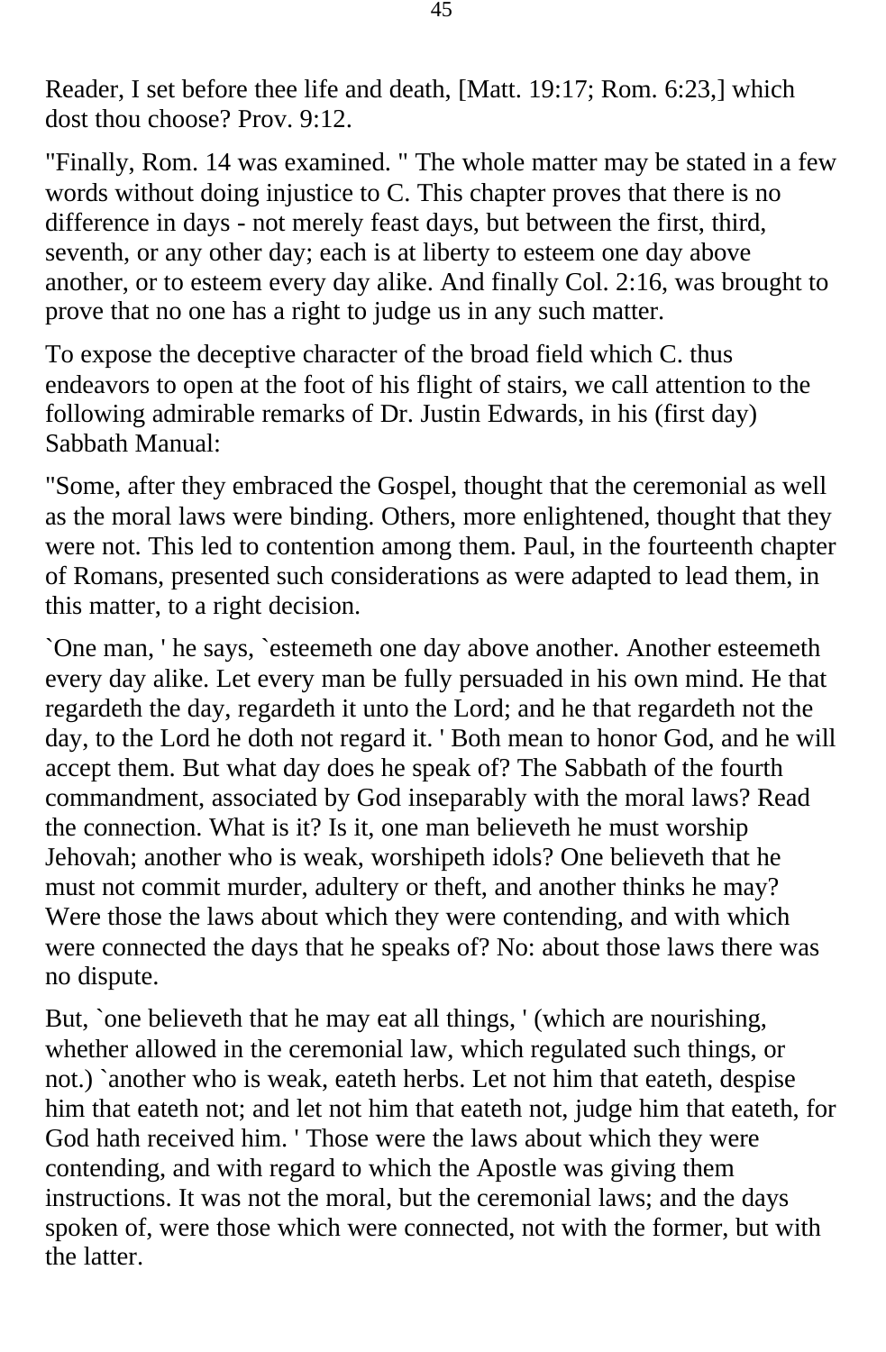Reader, I set before thee life and death, [Matt. 19:17; Rom. 6:23,] which dost thou choose? Prov. 9:12.

"Finally, Rom. 14 was examined. " The whole matter may be stated in a few words without doing injustice to C. This chapter proves that there is no difference in days - not merely feast days, but between the first, third, seventh, or any other day; each is at liberty to esteem one day above another, or to esteem every day alike. And finally Col. 2:16, was brought to prove that no one has a right to judge us in any such matter.

To expose the deceptive character of the broad field which C. thus endeavors to open at the foot of his flight of stairs, we call attention to the following admirable remarks of Dr. Justin Edwards, in his (first day) Sabbath Manual:

"Some, after they embraced the Gospel, thought that the ceremonial as well as the moral laws were binding. Others, more enlightened, thought that they were not. This led to contention among them. Paul, in the fourteenth chapter of Romans, presented such considerations as were adapted to lead them, in this matter, to a right decision.

`One man, ' he says, `esteemeth one day above another. Another esteemeth every day alike. Let every man be fully persuaded in his own mind. He that regardeth the day, regardeth it unto the Lord; and he that regardeth not the day, to the Lord he doth not regard it. ' Both mean to honor God, and he will accept them. But what day does he speak of? The Sabbath of the fourth commandment, associated by God inseparably with the moral laws? Read the connection. What is it? Is it, one man believeth he must worship Jehovah; another who is weak, worshipeth idols? One believeth that he must not commit murder, adultery or theft, and another thinks he may? Were those the laws about which they were contending, and with which were connected the days that he speaks of? No: about those laws there was no dispute.

But, `one believeth that he may eat all things, ' (which are nourishing, whether allowed in the ceremonial law, which regulated such things, or not.) `another who is weak, eateth herbs. Let not him that eateth, despise him that eateth not; and let not him that eateth not, judge him that eateth, for God hath received him. ' Those were the laws about which they were contending, and with regard to which the Apostle was giving them instructions. It was not the moral, but the ceremonial laws; and the days spoken of, were those which were connected, not with the former, but with the latter.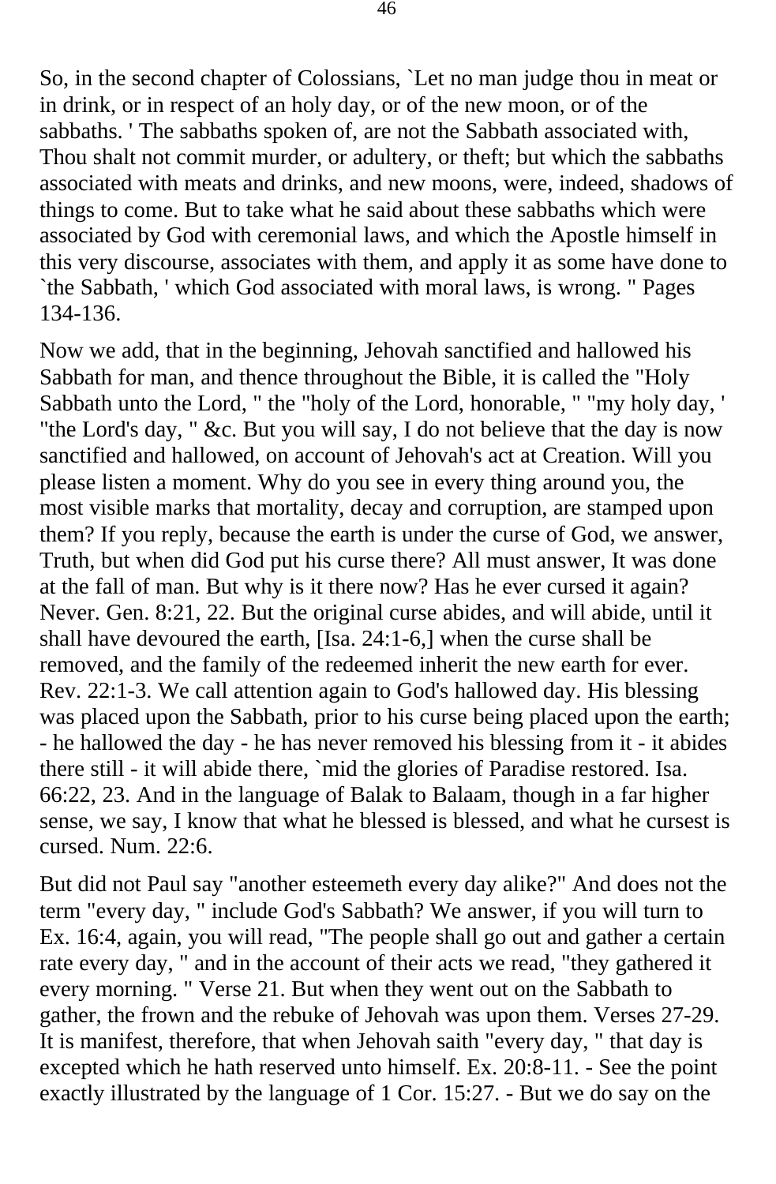So, in the second chapter of Colossians, `Let no man judge thou in meat or in drink, or in respect of an holy day, or of the new moon, or of the sabbaths. ' The sabbaths spoken of, are not the Sabbath associated with, Thou shalt not commit murder, or adultery, or theft; but which the sabbaths associated with meats and drinks, and new moons, were, indeed, shadows of things to come. But to take what he said about these sabbaths which were associated by God with ceremonial laws, and which the Apostle himself in this very discourse, associates with them, and apply it as some have done to `the Sabbath, ' which God associated with moral laws, is wrong. " Pages 134-136.

Now we add, that in the beginning, Jehovah sanctified and hallowed his Sabbath for man, and thence throughout the Bible, it is called the "Holy Sabbath unto the Lord, " the "holy of the Lord, honorable, " "my holy day, ' "the Lord's day, " &c. But you will say, I do not believe that the day is now sanctified and hallowed, on account of Jehovah's act at Creation. Will you please listen a moment. Why do you see in every thing around you, the most visible marks that mortality, decay and corruption, are stamped upon them? If you reply, because the earth is under the curse of God, we answer, Truth, but when did God put his curse there? All must answer, It was done at the fall of man. But why is it there now? Has he ever cursed it again? Never. Gen. 8:21, 22. But the original curse abides, and will abide, until it shall have devoured the earth, [Isa. 24:1-6,] when the curse shall be removed, and the family of the redeemed inherit the new earth for ever. Rev. 22:1-3. We call attention again to God's hallowed day. His blessing was placed upon the Sabbath, prior to his curse being placed upon the earth; - he hallowed the day - he has never removed his blessing from it - it abides there still - it will abide there, `mid the glories of Paradise restored. Isa. 66:22, 23. And in the language of Balak to Balaam, though in a far higher sense, we say, I know that what he blessed is blessed, and what he cursest is cursed. Num. 22:6.

But did not Paul say "another esteemeth every day alike?" And does not the term "every day, " include God's Sabbath? We answer, if you will turn to Ex. 16:4, again, you will read, "The people shall go out and gather a certain rate every day, " and in the account of their acts we read, "they gathered it every morning. " Verse 21. But when they went out on the Sabbath to gather, the frown and the rebuke of Jehovah was upon them. Verses 27-29. It is manifest, therefore, that when Jehovah saith "every day, " that day is excepted which he hath reserved unto himself. Ex. 20:8-11. - See the point exactly illustrated by the language of 1 Cor. 15:27. - But we do say on the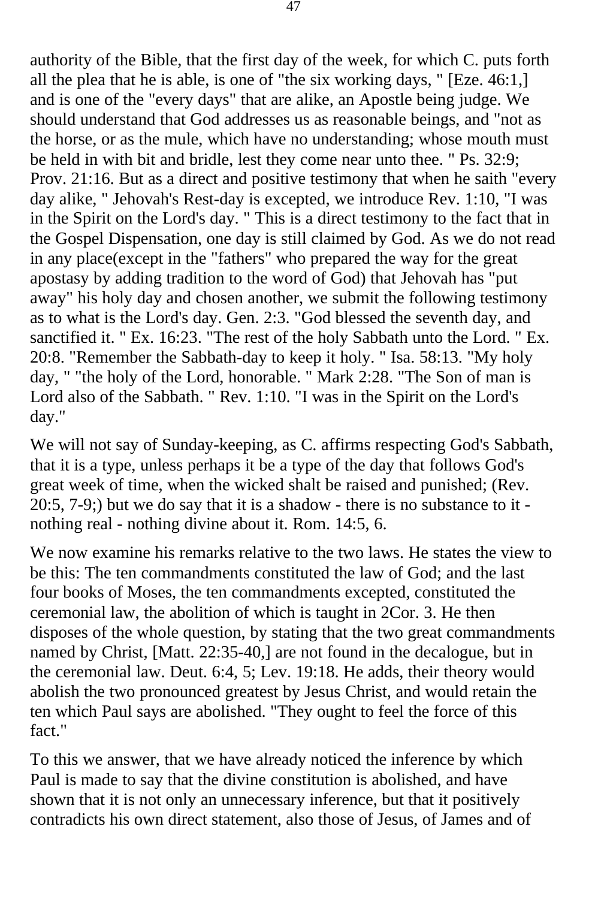authority of the Bible, that the first day of the week, for which C. puts forth all the plea that he is able, is one of "the six working days, " [Eze. 46:1,] and is one of the "every days" that are alike, an Apostle being judge. We should understand that God addresses us as reasonable beings, and "not as the horse, or as the mule, which have no understanding; whose mouth must be held in with bit and bridle, lest they come near unto thee. " Ps. 32:9; Prov. 21:16. But as a direct and positive testimony that when he saith "every day alike, " Jehovah's Rest-day is excepted, we introduce Rev. 1:10, "I was in the Spirit on the Lord's day. " This is a direct testimony to the fact that in the Gospel Dispensation, one day is still claimed by God. As we do not read in any place(except in the "fathers" who prepared the way for the great apostasy by adding tradition to the word of God) that Jehovah has "put away" his holy day and chosen another, we submit the following testimony as to what is the Lord's day. Gen. 2:3. "God blessed the seventh day, and sanctified it. " Ex. 16:23. "The rest of the holy Sabbath unto the Lord. " Ex. 20:8. "Remember the Sabbath-day to keep it holy. " Isa. 58:13. "My holy day, " "the holy of the Lord, honorable. " Mark 2:28. "The Son of man is Lord also of the Sabbath. " Rev. 1:10. "I was in the Spirit on the Lord's day."

We will not say of Sunday-keeping, as C. affirms respecting God's Sabbath, that it is a type, unless perhaps it be a type of the day that follows God's great week of time, when the wicked shalt be raised and punished; (Rev. 20:5, 7-9;) but we do say that it is a shadow - there is no substance to it - nothing real - nothing divine about it. Rom. 14:5, 6.

We now examine his remarks relative to the two laws. He states the view to be this: The ten commandments constituted the law of God; and the last four books of Moses, the ten commandments excepted, constituted the ceremonial law, the abolition of which is taught in 2Cor. 3. He then disposes of the whole question, by stating that the two great commandments named by Christ, [Matt. 22:35-40,] are not found in the decalogue, but in the ceremonial law. Deut. 6:4, 5; Lev. 19:18. He adds, their theory would abolish the two pronounced greatest by Jesus Christ, and would retain the ten which Paul says are abolished. "They ought to feel the force of this fact."

To this we answer, that we have already noticed the inference by which Paul is made to say that the divine constitution is abolished, and have shown that it is not only an unnecessary inference, but that it positively contradicts his own direct statement, also those of Jesus, of James and of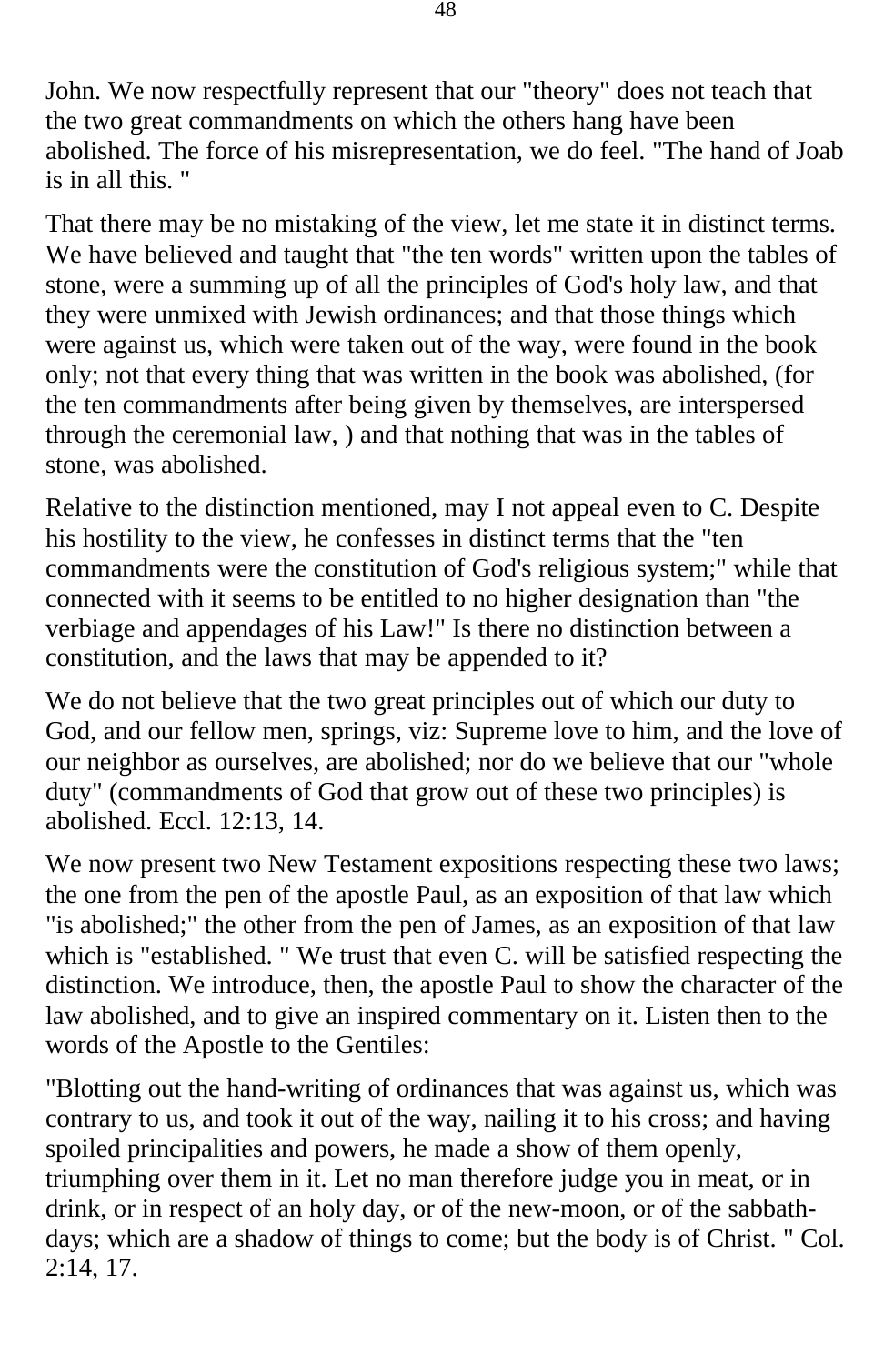John. We now respectfully represent that our "theory" does not teach that the two great commandments on which the others hang have been abolished. The force of his misrepresentation, we do feel. "The hand of Joab is in all this. "

That there may be no mistaking of the view, let me state it in distinct terms. We have believed and taught that "the ten words" written upon the tables of stone, were a summing up of all the principles of God's holy law, and that they were unmixed with Jewish ordinances; and that those things which were against us, which were taken out of the way, were found in the book only; not that every thing that was written in the book was abolished, (for the ten commandments after being given by themselves, are interspersed through the ceremonial law, ) and that nothing that was in the tables of stone, was abolished.

Relative to the distinction mentioned, may I not appeal even to C. Despite his hostility to the view, he confesses in distinct terms that the "ten commandments were the constitution of God's religious system;" while that connected with it seems to be entitled to no higher designation than "the verbiage and appendages of his Law!" Is there no distinction between a constitution, and the laws that may be appended to it?

We do not believe that the two great principles out of which our duty to God, and our fellow men, springs, viz: Supreme love to him, and the love of our neighbor as ourselves, are abolished; nor do we believe that our "whole duty" (commandments of God that grow out of these two principles) is abolished. Eccl. 12:13, 14.

We now present two New Testament expositions respecting these two laws; the one from the pen of the apostle Paul, as an exposition of that law which "is abolished;" the other from the pen of James, as an exposition of that law which is "established. " We trust that even C. will be satisfied respecting the distinction. We introduce, then, the apostle Paul to show the character of the law abolished, and to give an inspired commentary on it. Listen then to the words of the Apostle to the Gentiles:

"Blotting out the hand-writing of ordinances that was against us, which was contrary to us, and took it out of the way, nailing it to his cross; and having spoiled principalities and powers, he made a show of them openly, triumphing over them in it. Let no man therefore judge you in meat, or in drink, or in respect of an holy day, or of the new-moon, or of the sabbath-days; which are a shadow of things to come; but the body is of Christ. " Col. 2:14, 17.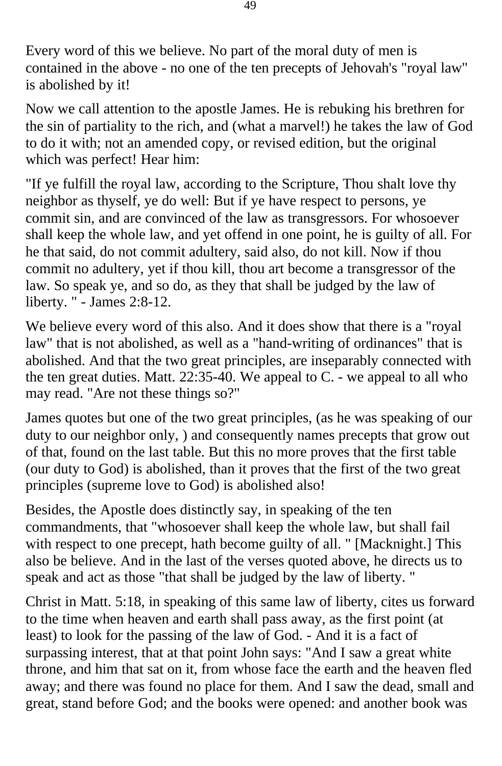Every word of this we believe. No part of the moral duty of men is contained in the above - no one of the ten precepts of Jehovah's "royal law" is abolished by it!

Now we call attention to the apostle James. He is rebuking his brethren for the sin of partiality to the rich, and (what a marvel!) he takes the law of God to do it with; not an amended copy, or revised edition, but the original which was perfect! Hear him:

"If ye fulfill the royal law, according to the Scripture, Thou shalt love thy neighbor as thyself, ye do well: But if ye have respect to persons, ye commit sin, and are convinced of the law as transgressors. For whosoever shall keep the whole law, and yet offend in one point, he is guilty of all. For he that said, do not commit adultery, said also, do not kill. Now if thou commit no adultery, yet if thou kill, thou art become a transgressor of the law. So speak ye, and so do, as they that shall be judged by the law of liberty. " - James 2:8-12.

We believe every word of this also. And it does show that there is a "royal law" that is not abolished, as well as a "hand-writing of ordinances" that is abolished. And that the two great principles, are inseparably connected with the ten great duties. Matt. 22:35-40. We appeal to C. - we appeal to all who may read. "Are not these things so?"

James quotes but one of the two great principles, (as he was speaking of our duty to our neighbor only, ) and consequently names precepts that grow out of that, found on the last table. But this no more proves that the first table (our duty to God) is abolished, than it proves that the first of the two great principles (supreme love to God) is abolished also!

Besides, the Apostle does distinctly say, in speaking of the ten commandments, that "whosoever shall keep the whole law, but shall fail with respect to one precept, hath become guilty of all. " [Macknight.] This also be believe. And in the last of the verses quoted above, he directs us to speak and act as those "that shall be judged by the law of liberty. "

Christ in Matt. 5:18, in speaking of this same law of liberty, cites us forward to the time when heaven and earth shall pass away, as the first point (at least) to look for the passing of the law of God. - And it is a fact of surpassing interest, that at that point John says: "And I saw a great white throne, and him that sat on it, from whose face the earth and the heaven fled away; and there was found no place for them. And I saw the dead, small and great, stand before God; and the books were opened: and another book was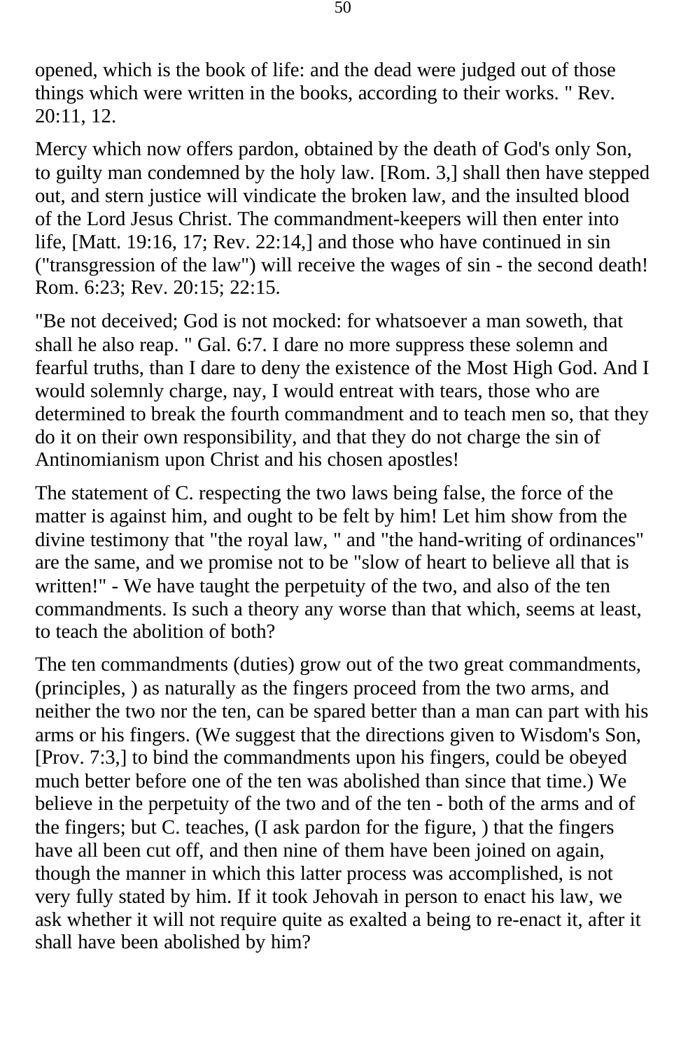opened, which is the book of life: and the dead were judged out of those things which were written in the books, according to their works. " Rev. 20:11, 12.

Mercy which now offers pardon, obtained by the death of God's only Son, to guilty man condemned by the holy law. [Rom. 3,] shall then have stepped out, and stern justice will vindicate the broken law, and the insulted blood of the Lord Jesus Christ. The commandment-keepers will then enter into life, [Matt. 19:16, 17; Rev. 22:14,] and those who have continued in sin ("transgression of the law") will receive the wages of sin - the second death! Rom. 6:23; Rev. 20:15; 22:15.

"Be not deceived; God is not mocked: for whatsoever a man soweth, that shall he also reap. " Gal. 6:7. I dare no more suppress these solemn and fearful truths, than I dare to deny the existence of the Most High God. And I would solemnly charge, nay, I would entreat with tears, those who are determined to break the fourth commandment and to teach men so, that they do it on their own responsibility, and that they do not charge the sin of Antinomianism upon Christ and his chosen apostles!

The statement of C. respecting the two laws being false, the force of the matter is against him, and ought to be felt by him! Let him show from the divine testimony that "the royal law, " and "the hand-writing of ordinances" are the same, and we promise not to be "slow of heart to believe all that is written!" - We have taught the perpetuity of the two, and also of the ten commandments. Is such a theory any worse than that which, seems at least, to teach the abolition of both?

The ten commandments (duties) grow out of the two great commandments, (principles, ) as naturally as the fingers proceed from the two arms, and neither the two nor the ten, can be spared better than a man can part with his arms or his fingers. (We suggest that the directions given to Wisdom's Son, [Prov. 7:3,] to bind the commandments upon his fingers, could be obeyed much better before one of the ten was abolished than since that time.) We believe in the perpetuity of the two and of the ten - both of the arms and of the fingers; but C. teaches, (I ask pardon for the figure, ) that the fingers have all been cut off, and then nine of them have been joined on again, though the manner in which this latter process was accomplished, is not very fully stated by him. If it took Jehovah in person to enact his law, we ask whether it will not require quite as exalted a being to re-enact it, after it shall have been abolished by him?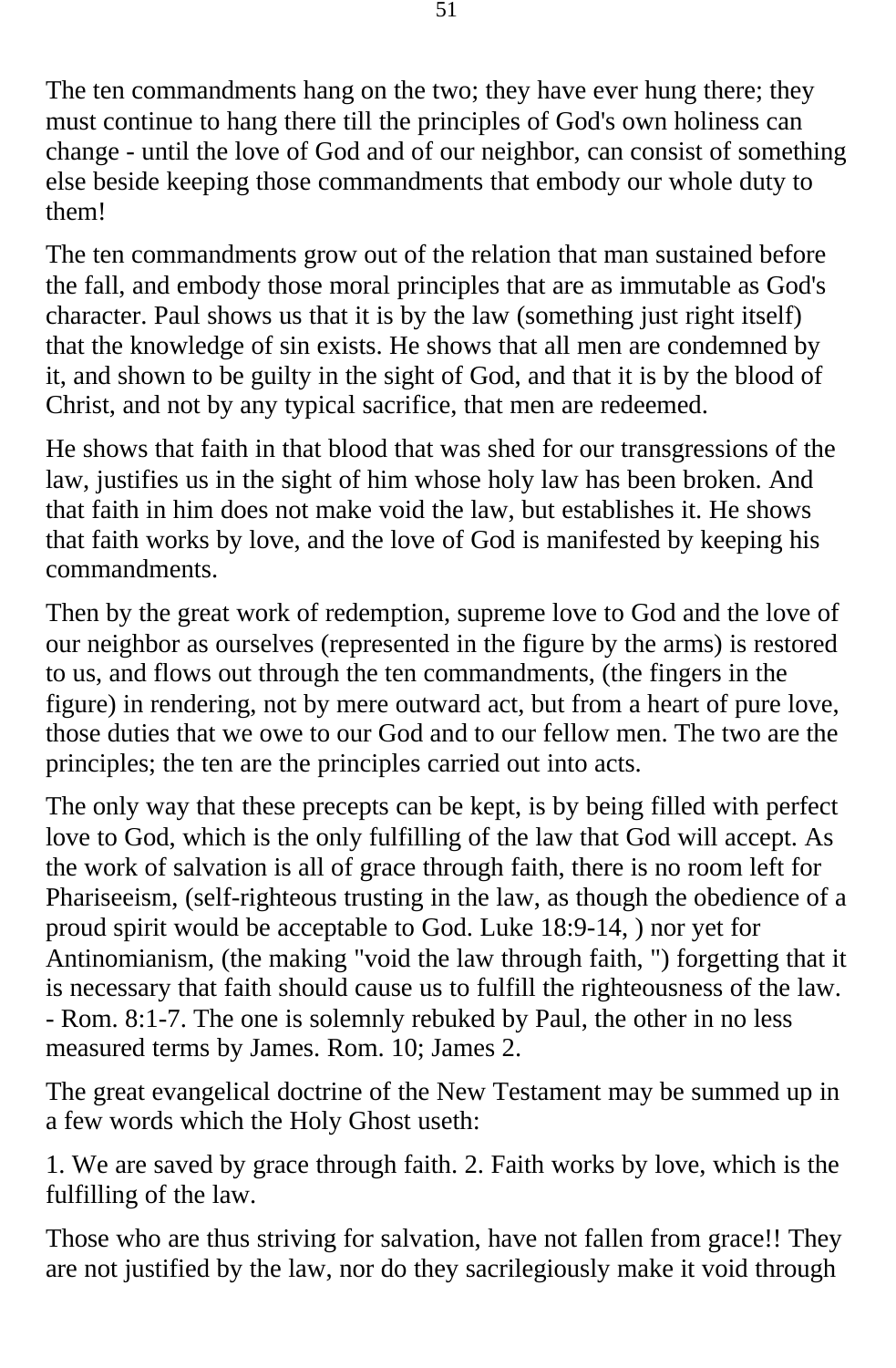The ten commandments hang on the two; they have ever hung there; they must continue to hang there till the principles of God's own holiness can change - until the love of God and of our neighbor, can consist of something else beside keeping those commandments that embody our whole duty to them!

The ten commandments grow out of the relation that man sustained before the fall, and embody those moral principles that are as immutable as God's character. Paul shows us that it is by the law (something just right itself) that the knowledge of sin exists. He shows that all men are condemned by it, and shown to be guilty in the sight of God, and that it is by the blood of Christ, and not by any typical sacrifice, that men are redeemed.

He shows that faith in that blood that was shed for our transgressions of the law, justifies us in the sight of him whose holy law has been broken. And that faith in him does not make void the law, but establishes it. He shows that faith works by love, and the love of God is manifested by keeping his commandments.

Then by the great work of redemption, supreme love to God and the love of our neighbor as ourselves (represented in the figure by the arms) is restored to us, and flows out through the ten commandments, (the fingers in the figure) in rendering, not by mere outward act, but from a heart of pure love, those duties that we owe to our God and to our fellow men. The two are the principles; the ten are the principles carried out into acts.

The only way that these precepts can be kept, is by being filled with perfect love to God, which is the only fulfilling of the law that God will accept. As the work of salvation is all of grace through faith, there is no room left for Phariseeism, (self-righteous trusting in the law, as though the obedience of a proud spirit would be acceptable to God. Luke 18:9-14, ) nor yet for Antinomianism, (the making "void the law through faith, ") forgetting that it is necessary that faith should cause us to fulfill the righteousness of the law. - Rom. 8:1-7. The one is solemnly rebuked by Paul, the other in no less measured terms by James. Rom. 10; James 2.

The great evangelical doctrine of the New Testament may be summed up in a few words which the Holy Ghost useth:

1. We are saved by grace through faith. 2. Faith works by love, which is the fulfilling of the law.

Those who are thus striving for salvation, have not fallen from grace!! They are not justified by the law, nor do they sacrilegiously make it void through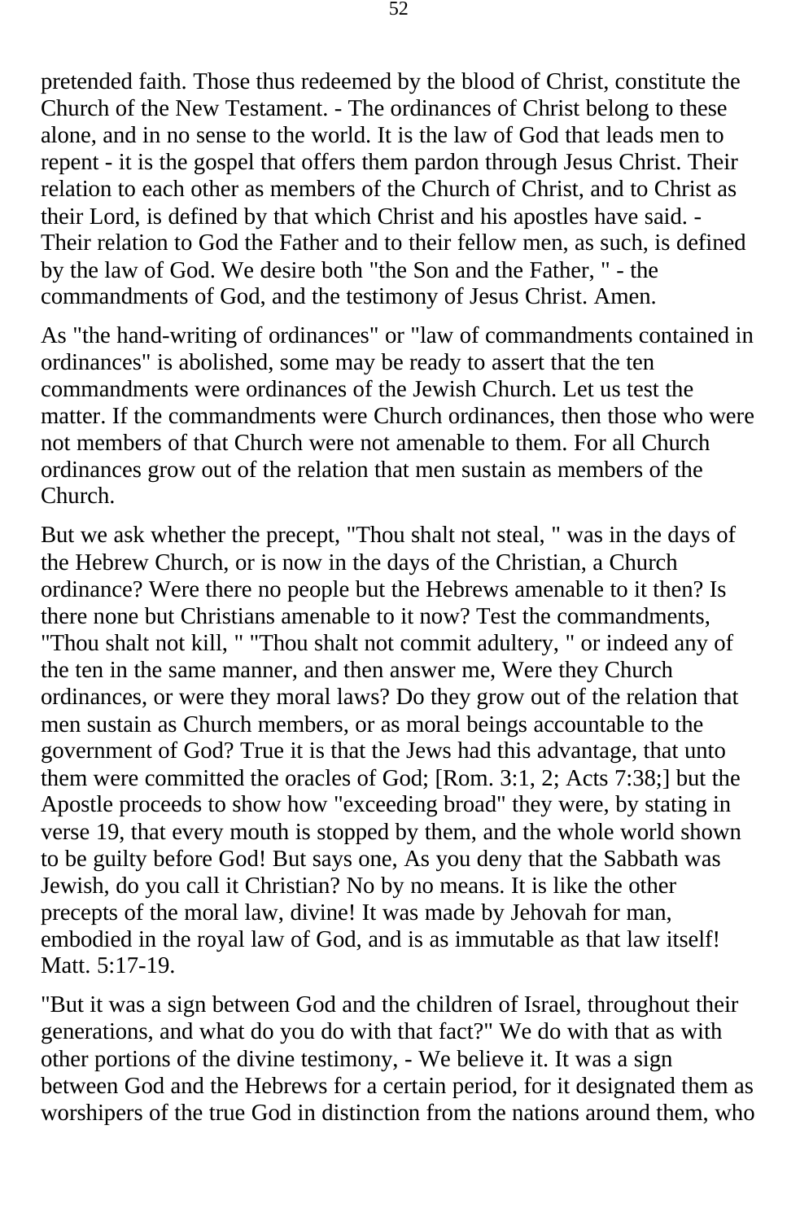pretended faith. Those thus redeemed by the blood of Christ, constitute the Church of the New Testament. - The ordinances of Christ belong to these alone, and in no sense to the world. It is the law of God that leads men to repent - it is the gospel that offers them pardon through Jesus Christ. Their relation to each other as members of the Church of Christ, and to Christ as their Lord, is defined by that which Christ and his apostles have said. - Their relation to God the Father and to their fellow men, as such, is defined by the law of God. We desire both "the Son and the Father, " - the commandments of God, and the testimony of Jesus Christ. Amen.

As "the hand-writing of ordinances" or "law of commandments contained in ordinances" is abolished, some may be ready to assert that the ten commandments were ordinances of the Jewish Church. Let us test the matter. If the commandments were Church ordinances, then those who were not members of that Church were not amenable to them. For all Church ordinances grow out of the relation that men sustain as members of the Church.

But we ask whether the precept, "Thou shalt not steal, " was in the days of the Hebrew Church, or is now in the days of the Christian, a Church ordinance? Were there no people but the Hebrews amenable to it then? Is there none but Christians amenable to it now? Test the commandments, "Thou shalt not kill, " "Thou shalt not commit adultery, " or indeed any of the ten in the same manner, and then answer me, Were they Church ordinances, or were they moral laws? Do they grow out of the relation that men sustain as Church members, or as moral beings accountable to the government of God? True it is that the Jews had this advantage, that unto them were committed the oracles of God; [Rom. 3:1, 2; Acts 7:38;] but the Apostle proceeds to show how "exceeding broad" they were, by stating in verse 19, that every mouth is stopped by them, and the whole world shown to be guilty before God! But says one, As you deny that the Sabbath was Jewish, do you call it Christian? No by no means. It is like the other precepts of the moral law, divine! It was made by Jehovah for man, embodied in the royal law of God, and is as immutable as that law itself! Matt. 5:17-19.

"But it was a sign between God and the children of Israel, throughout their generations, and what do you do with that fact?" We do with that as with other portions of the divine testimony, - We believe it. It was a sign between God and the Hebrews for a certain period, for it designated them as worshipers of the true God in distinction from the nations around them, who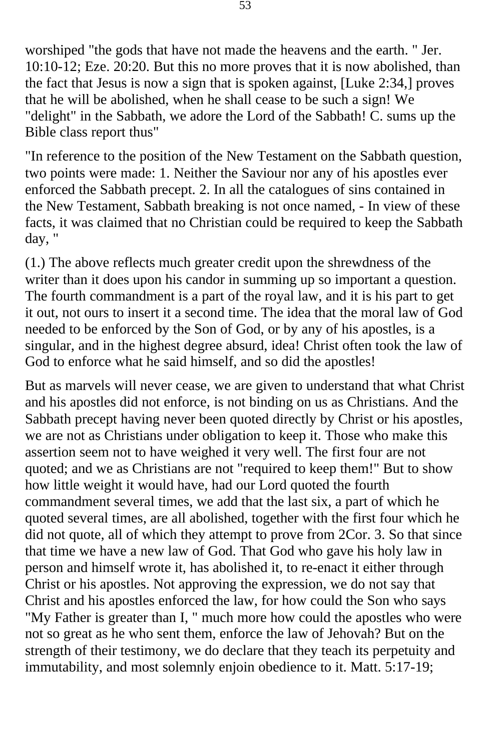worshiped "the gods that have not made the heavens and the earth. " Jer. 10:10-12; Eze. 20:20. But this no more proves that it is now abolished, than the fact that Jesus is now a sign that is spoken against, [Luke 2:34,] proves that he will be abolished, when he shall cease to be such a sign! We "delight" in the Sabbath, we adore the Lord of the Sabbath! C. sums up the Bible class report thus"

"In reference to the position of the New Testament on the Sabbath question, two points were made: 1. Neither the Saviour nor any of his apostles ever enforced the Sabbath precept. 2. In all the catalogues of sins contained in the New Testament, Sabbath breaking is not once named, - In view of these facts, it was claimed that no Christian could be required to keep the Sabbath day, "

(1.) The above reflects much greater credit upon the shrewdness of the writer than it does upon his candor in summing up so important a question. The fourth commandment is a part of the royal law, and it is his part to get it out, not ours to insert it a second time. The idea that the moral law of God needed to be enforced by the Son of God, or by any of his apostles, is a singular, and in the highest degree absurd, idea! Christ often took the law of God to enforce what he said himself, and so did the apostles!

But as marvels will never cease, we are given to understand that what Christ and his apostles did not enforce, is not binding on us as Christians. And the Sabbath precept having never been quoted directly by Christ or his apostles, we are not as Christians under obligation to keep it. Those who make this assertion seem not to have weighed it very well. The first four are not quoted; and we as Christians are not "required to keep them!" But to show how little weight it would have, had our Lord quoted the fourth commandment several times, we add that the last six, a part of which he quoted several times, are all abolished, together with the first four which he did not quote, all of which they attempt to prove from 2Cor. 3. So that since that time we have a new law of God. That God who gave his holy law in person and himself wrote it, has abolished it, to re-enact it either through Christ or his apostles. Not approving the expression, we do not say that Christ and his apostles enforced the law, for how could the Son who says "My Father is greater than I, " much more how could the apostles who were not so great as he who sent them, enforce the law of Jehovah? But on the strength of their testimony, we do declare that they teach its perpetuity and immutability, and most solemnly enjoin obedience to it. Matt. 5:17-19;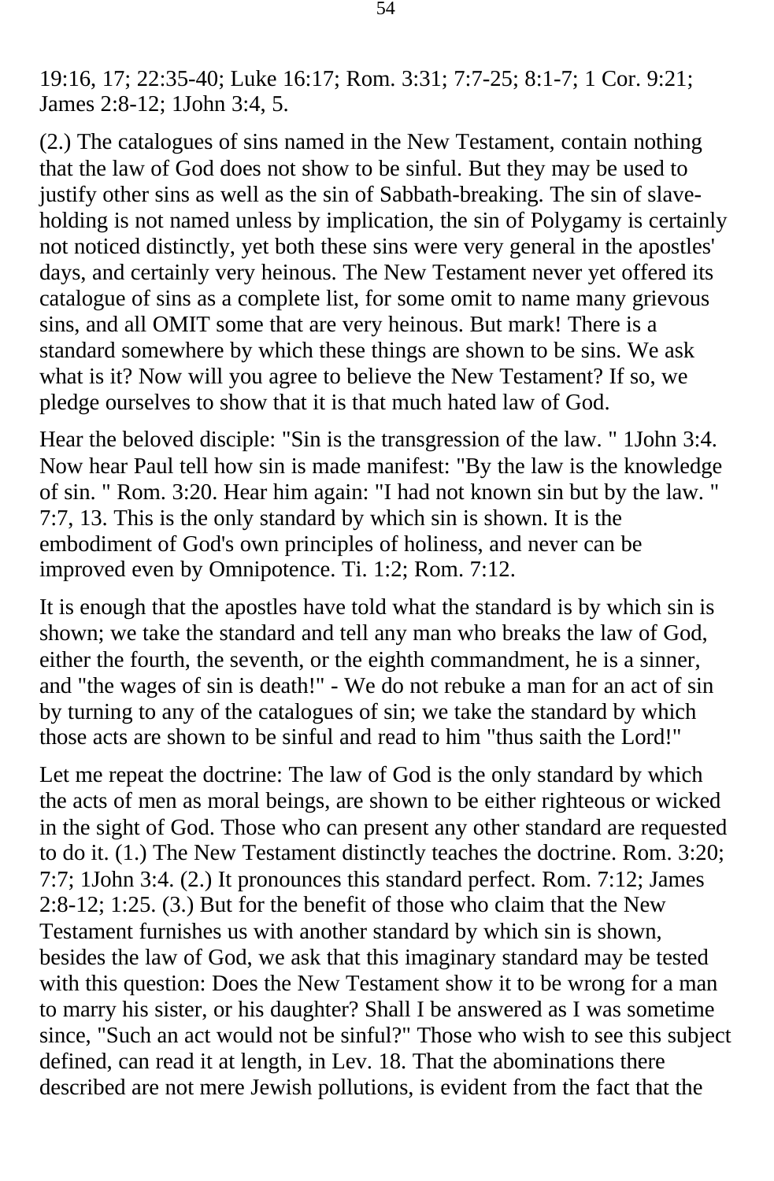19:16, 17; 22:35-40; Luke 16:17; Rom. 3:31; 7:7-25; 8:1-7; 1 Cor. 9:21; James 2:8-12; 1John 3:4, 5.

(2.) The catalogues of sins named in the New Testament, contain nothing that the law of God does not show to be sinful. But they may be used to justify other sins as well as the sin of Sabbath-breaking. The sin of slave-holding is not named unless by implication, the sin of Polygamy is certainly not noticed distinctly, yet both these sins were very general in the apostles' days, and certainly very heinous. The New Testament never yet offered its catalogue of sins as a complete list, for some omit to name many grievous sins, and all OMIT some that are very heinous. But mark! There is a standard somewhere by which these things are shown to be sins. We ask what is it? Now will you agree to believe the New Testament? If so, we pledge ourselves to show that it is that much hated law of God.

Hear the beloved disciple: "Sin is the transgression of the law. " 1John 3:4. Now hear Paul tell how sin is made manifest: "By the law is the knowledge of sin. " Rom. 3:20. Hear him again: "I had not known sin but by the law. " 7:7, 13. This is the only standard by which sin is shown. It is the embodiment of God's own principles of holiness, and never can be improved even by Omnipotence. Ti. 1:2; Rom. 7:12.

It is enough that the apostles have told what the standard is by which sin is shown; we take the standard and tell any man who breaks the law of God, either the fourth, the seventh, or the eighth commandment, he is a sinner, and "the wages of sin is death!" - We do not rebuke a man for an act of sin by turning to any of the catalogues of sin; we take the standard by which those acts are shown to be sinful and read to him "thus saith the Lord!"

Let me repeat the doctrine: The law of God is the only standard by which the acts of men as moral beings, are shown to be either righteous or wicked in the sight of God. Those who can present any other standard are requested to do it. (1.) The New Testament distinctly teaches the doctrine. Rom. 3:20; 7:7; 1John 3:4. (2.) It pronounces this standard perfect. Rom. 7:12; James 2:8-12; 1:25. (3.) But for the benefit of those who claim that the New Testament furnishes us with another standard by which sin is shown, besides the law of God, we ask that this imaginary standard may be tested with this question: Does the New Testament show it to be wrong for a man to marry his sister, or his daughter? Shall I be answered as I was sometime since, "Such an act would not be sinful?" Those who wish to see this subject defined, can read it at length, in Lev. 18. That the abominations there described are not mere Jewish pollutions, is evident from the fact that the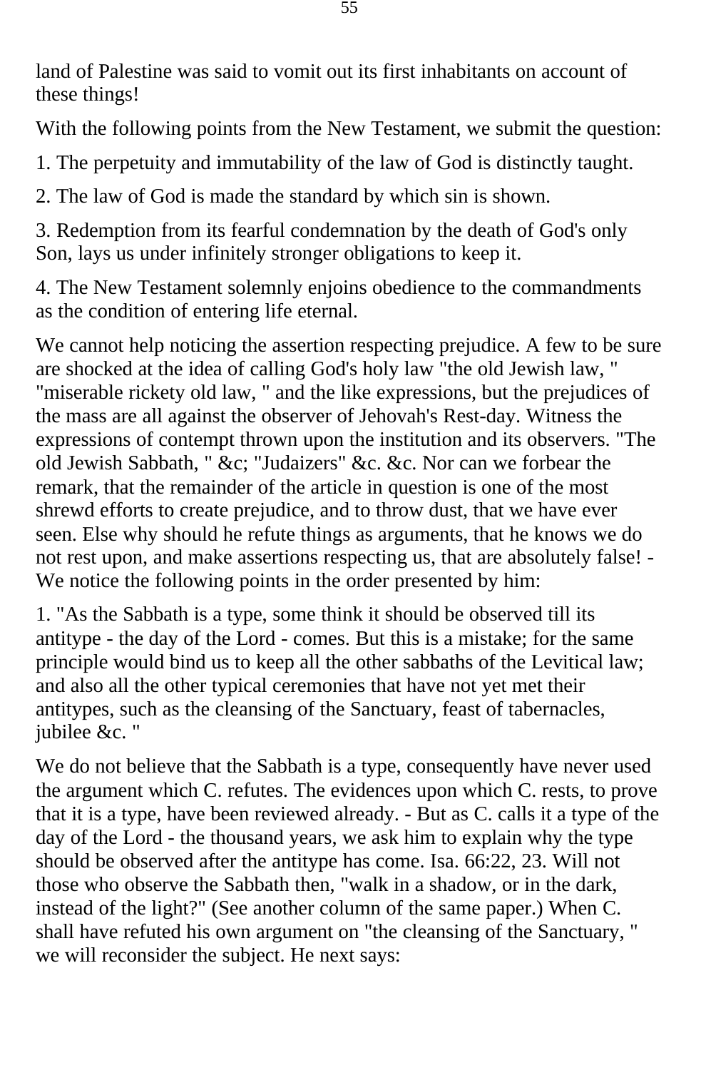land of Palestine was said to vomit out its first inhabitants on account of these things!

With the following points from the New Testament, we submit the question:

1. The perpetuity and immutability of the law of God is distinctly taught.

2. The law of God is made the standard by which sin is shown.

3. Redemption from its fearful condemnation by the death of God's only Son, lays us under infinitely stronger obligations to keep it.

4. The New Testament solemnly enjoins obedience to the commandments as the condition of entering life eternal.

We cannot help noticing the assertion respecting prejudice. A few to be sure are shocked at the idea of calling God's holy law "the old Jewish law, " "miserable rickety old law, " and the like expressions, but the prejudices of the mass are all against the observer of Jehovah's Rest-day. Witness the expressions of contempt thrown upon the institution and its observers. "The old Jewish Sabbath, " &c; "Judaizers" &c. &c. Nor can we forbear the remark, that the remainder of the article in question is one of the most shrewd efforts to create prejudice, and to throw dust, that we have ever seen. Else why should he refute things as arguments, that he knows we do not rest upon, and make assertions respecting us, that are absolutely false! - We notice the following points in the order presented by him:

1. "As the Sabbath is a type, some think it should be observed till its antitype - the day of the Lord - comes. But this is a mistake; for the same principle would bind us to keep all the other sabbaths of the Levitical law; and also all the other typical ceremonies that have not yet met their antitypes, such as the cleansing of the Sanctuary, feast of tabernacles, jubilee &c. "

We do not believe that the Sabbath is a type, consequently have never used the argument which C. refutes. The evidences upon which C. rests, to prove that it is a type, have been reviewed already. - But as C. calls it a type of the day of the Lord - the thousand years, we ask him to explain why the type should be observed after the antitype has come. Isa. 66:22, 23. Will not those who observe the Sabbath then, "walk in a shadow, or in the dark, instead of the light?" (See another column of the same paper.) When C. shall have refuted his own argument on "the cleansing of the Sanctuary, " we will reconsider the subject. He next says: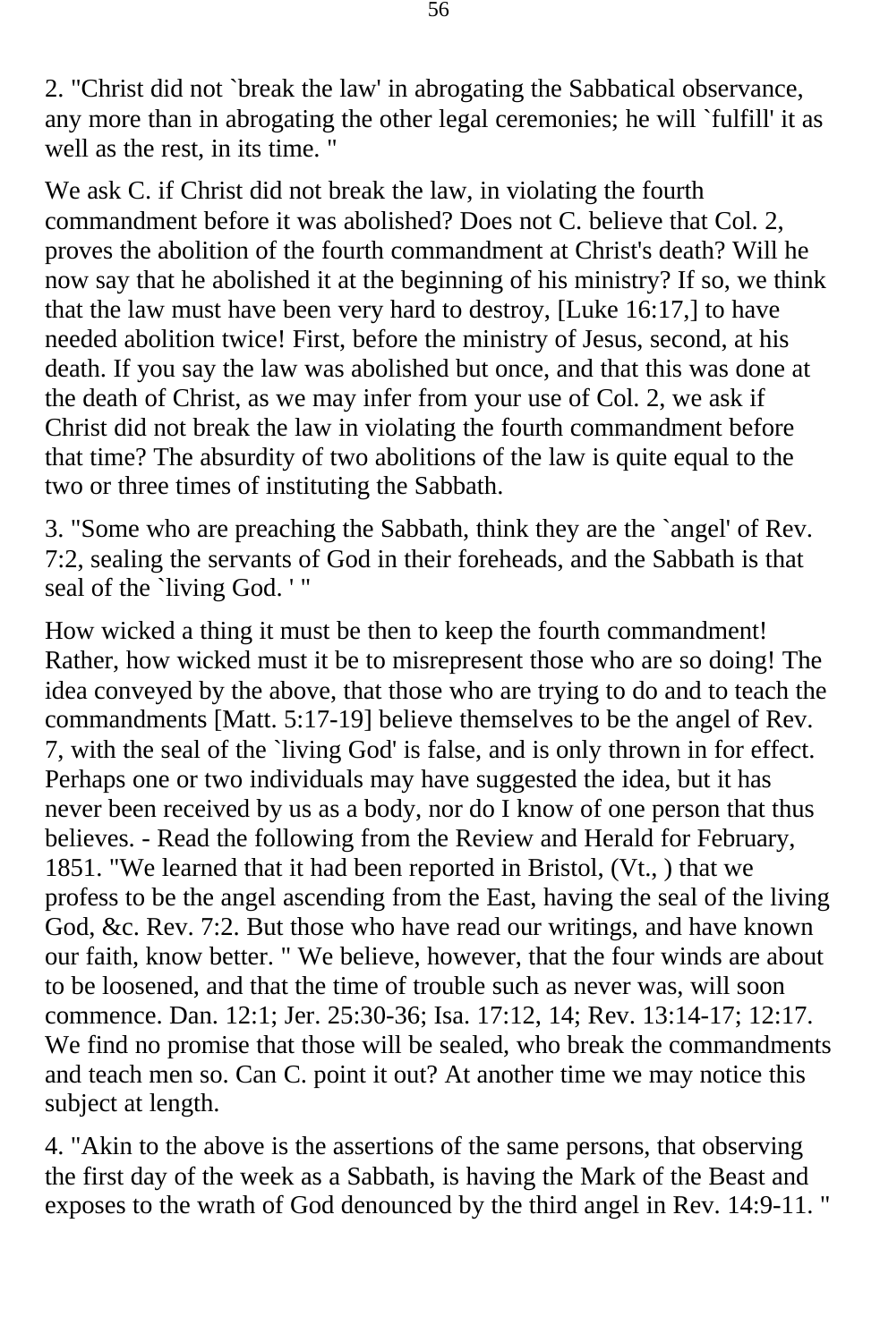2. "Christ did not `break the law' in abrogating the Sabbatical observance, any more than in abrogating the other legal ceremonies; he will `fulfill' it as well as the rest, in its time. "

We ask C. if Christ did not break the law, in violating the fourth commandment before it was abolished? Does not C. believe that Col. 2, proves the abolition of the fourth commandment at Christ's death? Will he now say that he abolished it at the beginning of his ministry? If so, we think that the law must have been very hard to destroy, [Luke 16:17,] to have needed abolition twice! First, before the ministry of Jesus, second, at his death. If you say the law was abolished but once, and that this was done at the death of Christ, as we may infer from your use of Col. 2, we ask if Christ did not break the law in violating the fourth commandment before that time? The absurdity of two abolitions of the law is quite equal to the two or three times of instituting the Sabbath.

3. "Some who are preaching the Sabbath, think they are the `angel' of Rev. 7:2, sealing the servants of God in their foreheads, and the Sabbath is that seal of the `living God. ' "

How wicked a thing it must be then to keep the fourth commandment! Rather, how wicked must it be to misrepresent those who are so doing! The idea conveyed by the above, that those who are trying to do and to teach the commandments [Matt. 5:17-19] believe themselves to be the angel of Rev. 7, with the seal of the `living God' is false, and is only thrown in for effect. Perhaps one or two individuals may have suggested the idea, but it has never been received by us as a body, nor do I know of one person that thus believes. - Read the following from the Review and Herald for February, 1851. "We learned that it had been reported in Bristol, (Vt., ) that we profess to be the angel ascending from the East, having the seal of the living God, &c. Rev. 7:2. But those who have read our writings, and have known our faith, know better. " We believe, however, that the four winds are about to be loosened, and that the time of trouble such as never was, will soon commence. Dan. 12:1; Jer. 25:30-36; Isa. 17:12, 14; Rev. 13:14-17; 12:17. We find no promise that those will be sealed, who break the commandments and teach men so. Can C. point it out? At another time we may notice this subject at length.

4. "Akin to the above is the assertions of the same persons, that observing the first day of the week as a Sabbath, is having the Mark of the Beast and exposes to the wrath of God denounced by the third angel in Rev. 14:9-11. "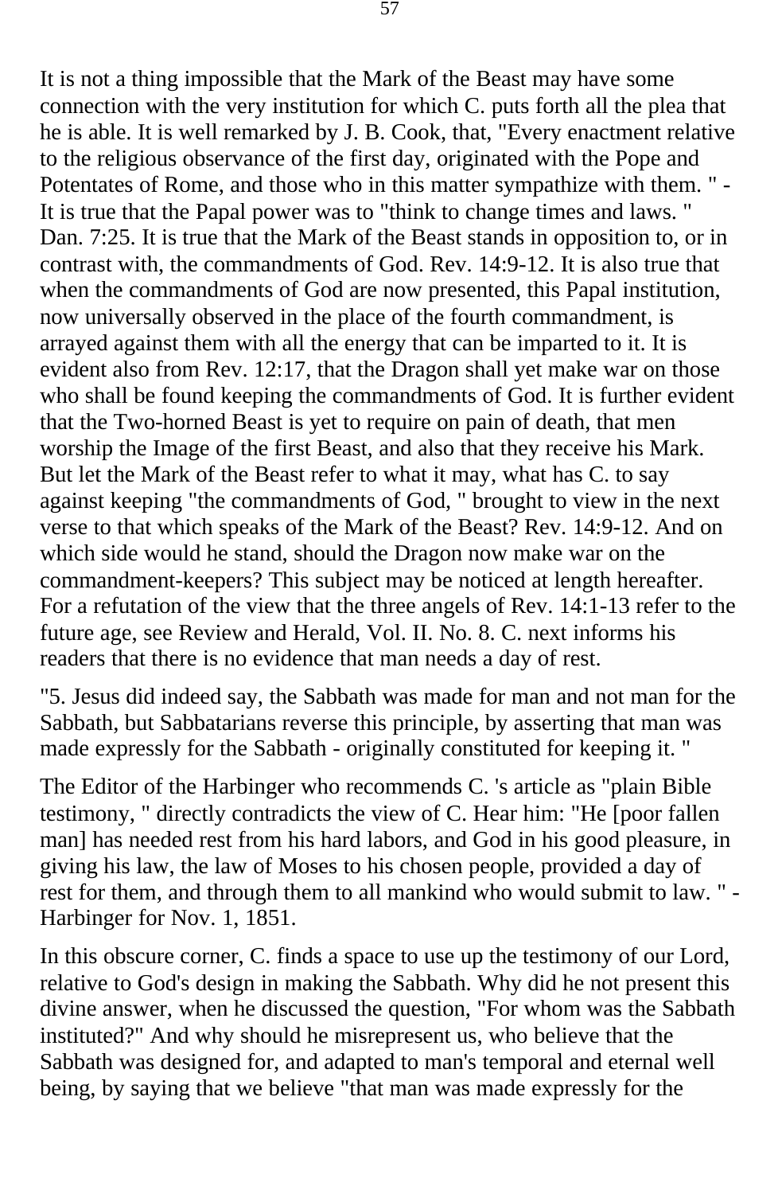It is not a thing impossible that the Mark of the Beast may have some connection with the very institution for which C. puts forth all the plea that he is able. It is well remarked by J. B. Cook, that, "Every enactment relative to the religious observance of the first day, originated with the Pope and Potentates of Rome, and those who in this matter sympathize with them. " - It is true that the Papal power was to "think to change times and laws. " Dan. 7:25. It is true that the Mark of the Beast stands in opposition to, or in contrast with, the commandments of God. Rev. 14:9-12. It is also true that when the commandments of God are now presented, this Papal institution, now universally observed in the place of the fourth commandment, is arrayed against them with all the energy that can be imparted to it. It is evident also from Rev. 12:17, that the Dragon shall yet make war on those who shall be found keeping the commandments of God. It is further evident that the Two-horned Beast is yet to require on pain of death, that men worship the Image of the first Beast, and also that they receive his Mark. But let the Mark of the Beast refer to what it may, what has C. to say against keeping "the commandments of God, " brought to view in the next verse to that which speaks of the Mark of the Beast? Rev. 14:9-12. And on which side would he stand, should the Dragon now make war on the commandment-keepers? This subject may be noticed at length hereafter. For a refutation of the view that the three angels of Rev. 14:1-13 refer to the future age, see Review and Herald, Vol. II. No. 8. C. next informs his readers that there is no evidence that man needs a day of rest.

"5. Jesus did indeed say, the Sabbath was made for man and not man for the Sabbath, but Sabbatarians reverse this principle, by asserting that man was made expressly for the Sabbath - originally constituted for keeping it. "

The Editor of the Harbinger who recommends C. 's article as "plain Bible testimony, " directly contradicts the view of C. Hear him: "He [poor fallen man] has needed rest from his hard labors, and God in his good pleasure, in giving his law, the law of Moses to his chosen people, provided a day of rest for them, and through them to all mankind who would submit to law. " - Harbinger for Nov. 1, 1851.

In this obscure corner, C. finds a space to use up the testimony of our Lord, relative to God's design in making the Sabbath. Why did he not present this divine answer, when he discussed the question, "For whom was the Sabbath instituted?" And why should he misrepresent us, who believe that the Sabbath was designed for, and adapted to man's temporal and eternal well being, by saying that we believe "that man was made expressly for the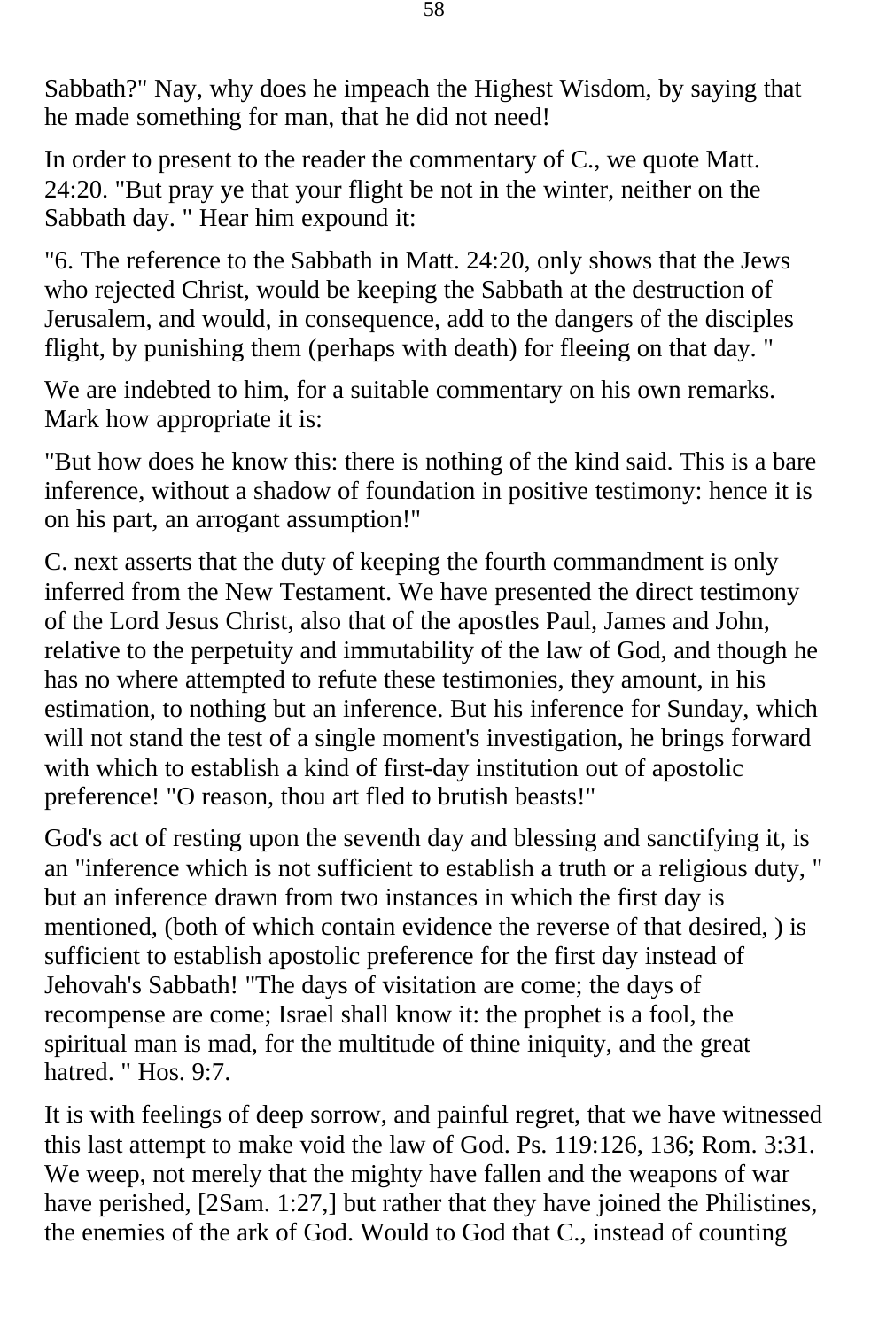Sabbath?" Nay, why does he impeach the Highest Wisdom, by saying that he made something for man, that he did not need!

In order to present to the reader the commentary of C., we quote Matt. 24:20. "But pray ye that your flight be not in the winter, neither on the Sabbath day. " Hear him expound it:

"6. The reference to the Sabbath in Matt. 24:20, only shows that the Jews who rejected Christ, would be keeping the Sabbath at the destruction of Jerusalem, and would, in consequence, add to the dangers of the disciples flight, by punishing them (perhaps with death) for fleeing on that day. "

We are indebted to him, for a suitable commentary on his own remarks. Mark how appropriate it is:

"But how does he know this: there is nothing of the kind said. This is a bare inference, without a shadow of foundation in positive testimony: hence it is on his part, an arrogant assumption!"

C. next asserts that the duty of keeping the fourth commandment is only inferred from the New Testament. We have presented the direct testimony of the Lord Jesus Christ, also that of the apostles Paul, James and John, relative to the perpetuity and immutability of the law of God, and though he has no where attempted to refute these testimonies, they amount, in his estimation, to nothing but an inference. But his inference for Sunday, which will not stand the test of a single moment's investigation, he brings forward with which to establish a kind of first-day institution out of apostolic preference! "O reason, thou art fled to brutish beasts!"

God's act of resting upon the seventh day and blessing and sanctifying it, is an "inference which is not sufficient to establish a truth or a religious duty, " but an inference drawn from two instances in which the first day is mentioned, (both of which contain evidence the reverse of that desired, ) is sufficient to establish apostolic preference for the first day instead of Jehovah's Sabbath! "The days of visitation are come; the days of recompense are come; Israel shall know it: the prophet is a fool, the spiritual man is mad, for the multitude of thine iniquity, and the great hatred. " Hos. 9:7.

It is with feelings of deep sorrow, and painful regret, that we have witnessed this last attempt to make void the law of God. Ps. 119:126, 136; Rom. 3:31. We weep, not merely that the mighty have fallen and the weapons of war have perished, [2Sam. 1:27,] but rather that they have joined the Philistines, the enemies of the ark of God. Would to God that C., instead of counting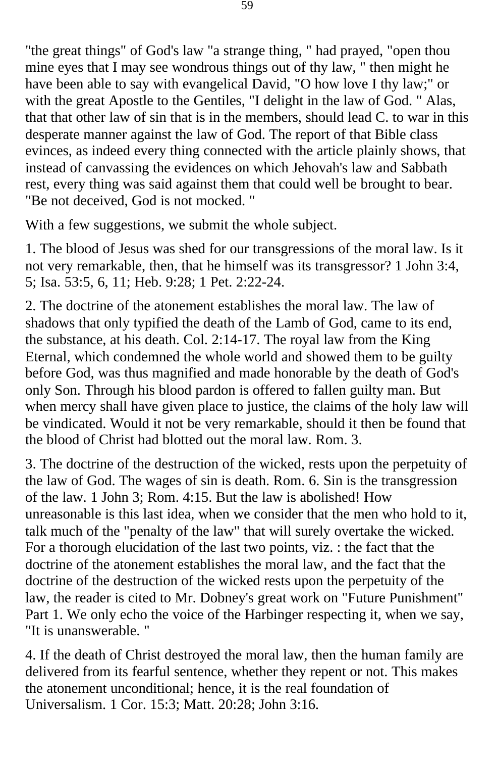"the great things" of God's law "a strange thing, " had prayed, "open thou mine eyes that I may see wondrous things out of thy law, " then might he have been able to say with evangelical David, "O how love I thy law;" or with the great Apostle to the Gentiles, "I delight in the law of God. " Alas, that that other law of sin that is in the members, should lead C. to war in this desperate manner against the law of God. The report of that Bible class evinces, as indeed every thing connected with the article plainly shows, that instead of canvassing the evidences on which Jehovah's law and Sabbath rest, every thing was said against them that could well be brought to bear. "Be not deceived, God is not mocked. "

With a few suggestions, we submit the whole subject.

1. The blood of Jesus was shed for our transgressions of the moral law. Is it not very remarkable, then, that he himself was its transgressor? 1 John 3:4, 5; Isa. 53:5, 6, 11; Heb. 9:28; 1 Pet. 2:22-24.

2. The doctrine of the atonement establishes the moral law. The law of shadows that only typified the death of the Lamb of God, came to its end, the substance, at his death. Col. 2:14-17. The royal law from the King Eternal, which condemned the whole world and showed them to be guilty before God, was thus magnified and made honorable by the death of God's only Son. Through his blood pardon is offered to fallen guilty man. But when mercy shall have given place to justice, the claims of the holy law will be vindicated. Would it not be very remarkable, should it then be found that the blood of Christ had blotted out the moral law. Rom. 3.

3. The doctrine of the destruction of the wicked, rests upon the perpetuity of the law of God. The wages of sin is death. Rom. 6. Sin is the transgression of the law. 1 John 3; Rom. 4:15. But the law is abolished! How unreasonable is this last idea, when we consider that the men who hold to it, talk much of the "penalty of the law" that will surely overtake the wicked. For a thorough elucidation of the last two points, viz. : the fact that the doctrine of the atonement establishes the moral law, and the fact that the doctrine of the destruction of the wicked rests upon the perpetuity of the law, the reader is cited to Mr. Dobney's great work on "Future Punishment" Part 1. We only echo the voice of the Harbinger respecting it, when we say, "It is unanswerable. "

4. If the death of Christ destroyed the moral law, then the human family are delivered from its fearful sentence, whether they repent or not. This makes the atonement unconditional; hence, it is the real foundation of Universalism. 1 Cor. 15:3; Matt. 20:28; John 3:16.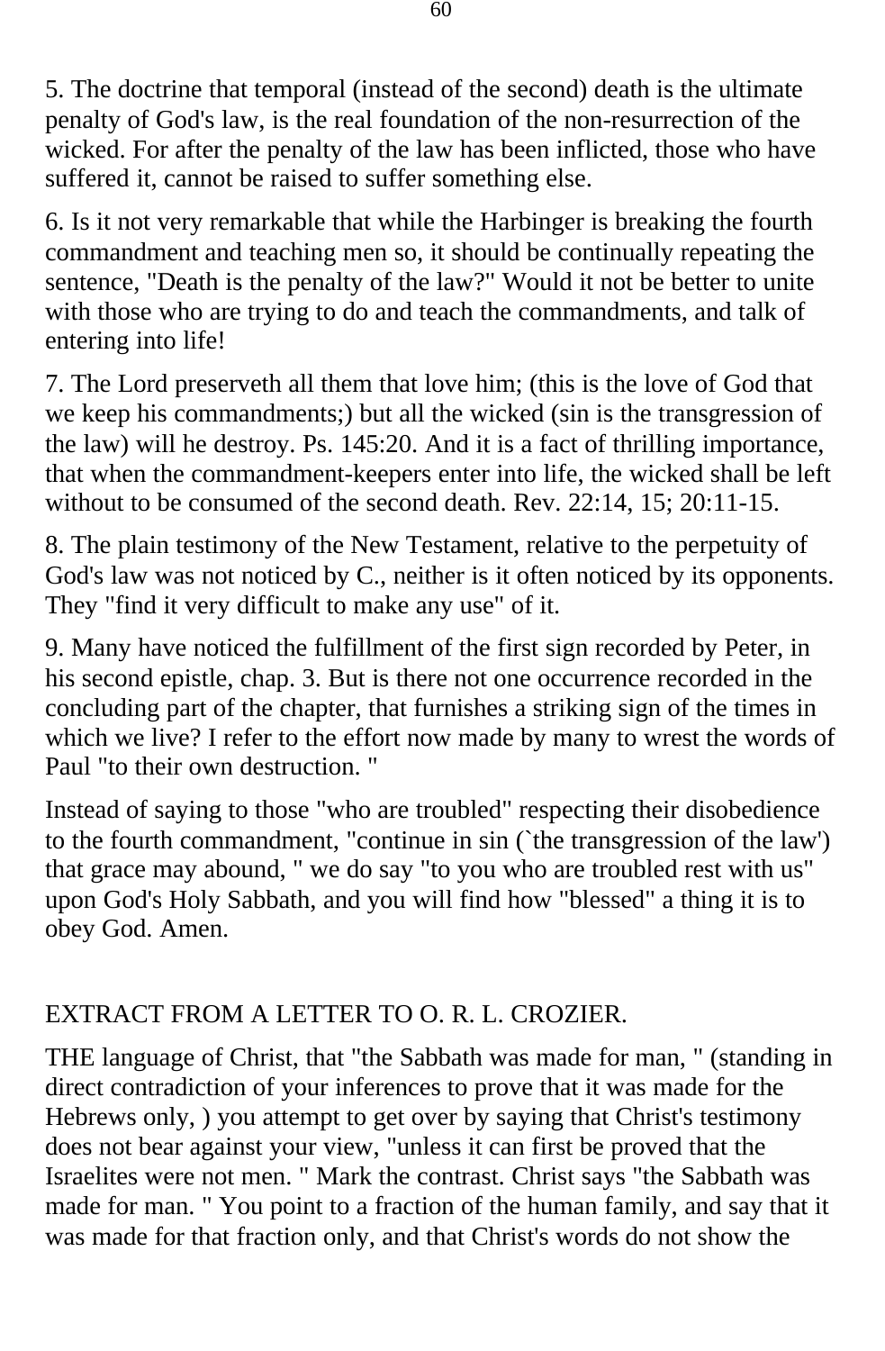5. The doctrine that temporal (instead of the second) death is the ultimate penalty of God's law, is the real foundation of the non-resurrection of the wicked. For after the penalty of the law has been inflicted, those who have suffered it, cannot be raised to suffer something else.

6. Is it not very remarkable that while the Harbinger is breaking the fourth commandment and teaching men so, it should be continually repeating the sentence, "Death is the penalty of the law?" Would it not be better to unite with those who are trying to do and teach the commandments, and talk of entering into life!

7. The Lord preserveth all them that love him; (this is the love of God that we keep his commandments;) but all the wicked (sin is the transgression of the law) will he destroy. Ps. 145:20. And it is a fact of thrilling importance, that when the commandment-keepers enter into life, the wicked shall be left without to be consumed of the second death. Rev. 22:14, 15; 20:11-15.

8. The plain testimony of the New Testament, relative to the perpetuity of God's law was not noticed by C., neither is it often noticed by its opponents. They "find it very difficult to make any use" of it.

9. Many have noticed the fulfillment of the first sign recorded by Peter, in his second epistle, chap. 3. But is there not one occurrence recorded in the concluding part of the chapter, that furnishes a striking sign of the times in which we live? I refer to the effort now made by many to wrest the words of Paul "to their own destruction. "

Instead of saying to those "who are troubled" respecting their disobedience to the fourth commandment, "continue in sin (`the transgression of the law') that grace may abound, " we do say "to you who are troubled rest with us" upon God's Holy Sabbath, and you will find how "blessed" a thing it is to obey God. Amen.

## EXTRACT FROM A LETTER TO O. R. L. CROZIER.

THE language of Christ, that "the Sabbath was made for man, " (standing in direct contradiction of your inferences to prove that it was made for the Hebrews only, ) you attempt to get over by saying that Christ's testimony does not bear against your view, "unless it can first be proved that the Israelites were not men. " Mark the contrast. Christ says "the Sabbath was made for man. " You point to a fraction of the human family, and say that it was made for that fraction only, and that Christ's words do not show the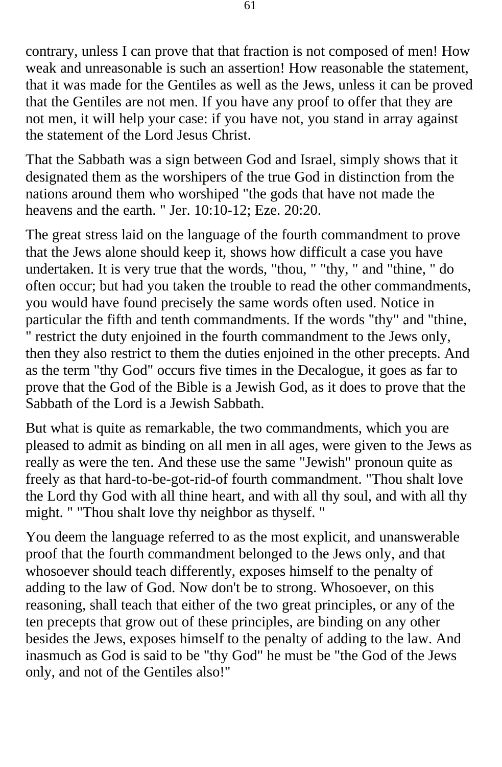contrary, unless I can prove that that fraction is not composed of men! How weak and unreasonable is such an assertion! How reasonable the statement, that it was made for the Gentiles as well as the Jews, unless it can be proved that the Gentiles are not men. If you have any proof to offer that they are not men, it will help your case: if you have not, you stand in array against the statement of the Lord Jesus Christ.

That the Sabbath was a sign between God and Israel, simply shows that it designated them as the worshipers of the true God in distinction from the nations around them who worshiped "the gods that have not made the heavens and the earth. " Jer. 10:10-12; Eze. 20:20.

The great stress laid on the language of the fourth commandment to prove that the Jews alone should keep it, shows how difficult a case you have undertaken. It is very true that the words, "thou, " "thy, " and "thine, " do often occur; but had you taken the trouble to read the other commandments, you would have found precisely the same words often used. Notice in particular the fifth and tenth commandments. If the words "thy" and "thine, " restrict the duty enjoined in the fourth commandment to the Jews only, then they also restrict to them the duties enjoined in the other precepts. And as the term "thy God" occurs five times in the Decalogue, it goes as far to prove that the God of the Bible is a Jewish God, as it does to prove that the Sabbath of the Lord is a Jewish Sabbath.

But what is quite as remarkable, the two commandments, which you are pleased to admit as binding on all men in all ages, were given to the Jews as really as were the ten. And these use the same "Jewish" pronoun quite as freely as that hard-to-be-got-rid-of fourth commandment. "Thou shalt love the Lord thy God with all thine heart, and with all thy soul, and with all thy might. " "Thou shalt love thy neighbor as thyself. "

You deem the language referred to as the most explicit, and unanswerable proof that the fourth commandment belonged to the Jews only, and that whosoever should teach differently, exposes himself to the penalty of adding to the law of God. Now don't be to strong. Whosoever, on this reasoning, shall teach that either of the two great principles, or any of the ten precepts that grow out of these principles, are binding on any other besides the Jews, exposes himself to the penalty of adding to the law. And inasmuch as God is said to be "thy God" he must be "the God of the Jews only, and not of the Gentiles also!"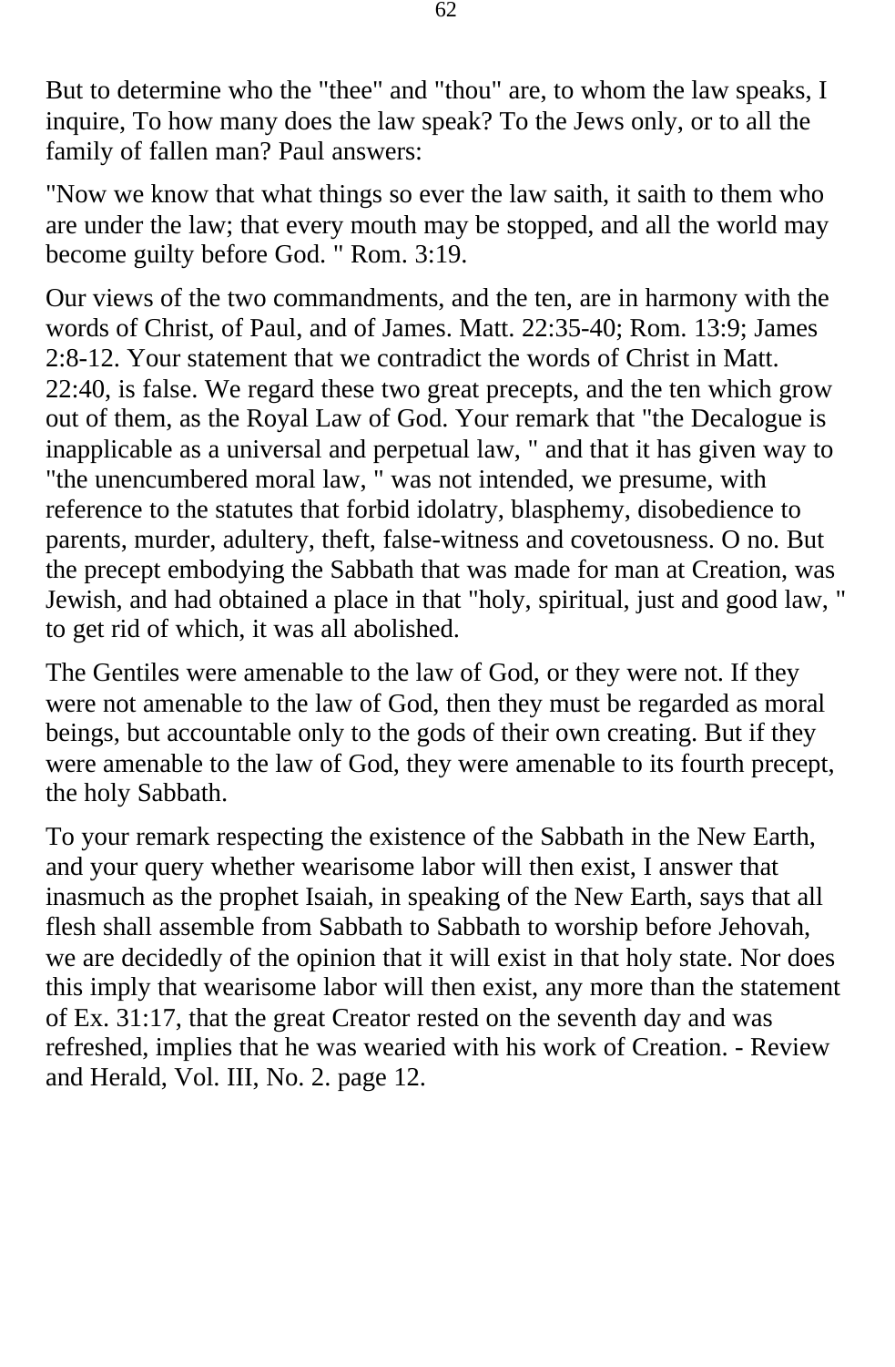But to determine who the "thee" and "thou" are, to whom the law speaks, I inquire, To how many does the law speak? To the Jews only, or to all the family of fallen man? Paul answers:

"Now we know that what things so ever the law saith, it saith to them who are under the law; that every mouth may be stopped, and all the world may become guilty before God. " Rom. 3:19.

Our views of the two commandments, and the ten, are in harmony with the words of Christ, of Paul, and of James. Matt. 22:35-40; Rom. 13:9; James 2:8-12. Your statement that we contradict the words of Christ in Matt. 22:40, is false. We regard these two great precepts, and the ten which grow out of them, as the Royal Law of God. Your remark that "the Decalogue is inapplicable as a universal and perpetual law, " and that it has given way to "the unencumbered moral law, " was not intended, we presume, with reference to the statutes that forbid idolatry, blasphemy, disobedience to parents, murder, adultery, theft, false-witness and covetousness. O no. But the precept embodying the Sabbath that was made for man at Creation, was Jewish, and had obtained a place in that "holy, spiritual, just and good law, " to get rid of which, it was all abolished.

The Gentiles were amenable to the law of God, or they were not. If they were not amenable to the law of God, then they must be regarded as moral beings, but accountable only to the gods of their own creating. But if they were amenable to the law of God, they were amenable to its fourth precept, the holy Sabbath.

To your remark respecting the existence of the Sabbath in the New Earth, and your query whether wearisome labor will then exist, I answer that inasmuch as the prophet Isaiah, in speaking of the New Earth, says that all flesh shall assemble from Sabbath to Sabbath to worship before Jehovah, we are decidedly of the opinion that it will exist in that holy state. Nor does this imply that wearisome labor will then exist, any more than the statement of Ex. 31:17, that the great Creator rested on the seventh day and was refreshed, implies that he was wearied with his work of Creation. - Review and Herald, Vol. III, No. 2. page 12.